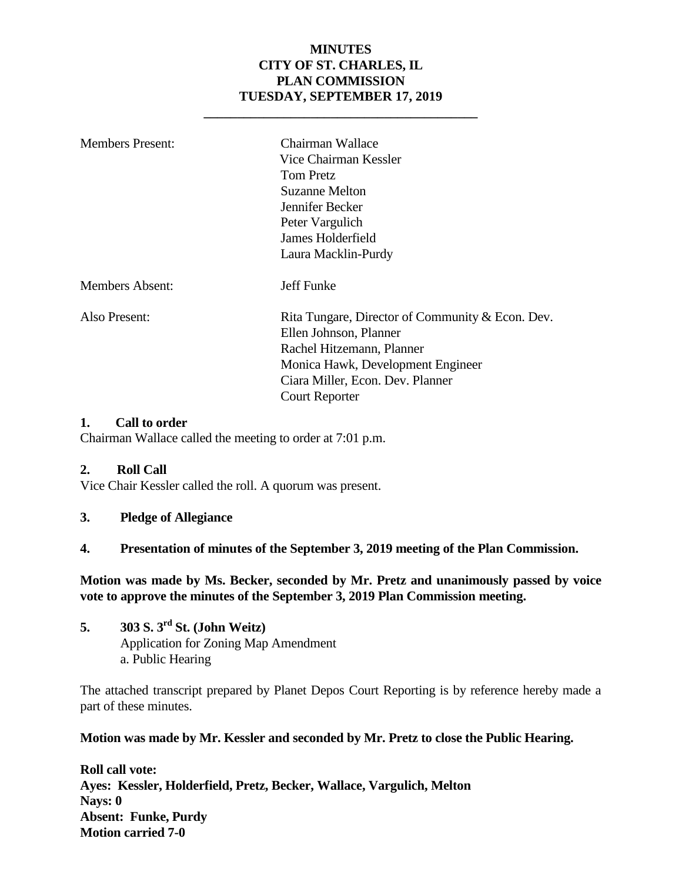# MINUTES
# CITY OF ST. CHARLES, IL
# PLAN COMMISSION
# TUESDAY, SEPTEMBER 17, 2019

---

| | |
|---|---|
| Members Present: | Chairman Wallace<br>Vice Chairman Kessler<br>Tom Pretz<br>Suzanne Melton<br>Jennifer Becker<br>Peter Vargulich<br>James Holderfield<br>Laura Macklin-Purdy |
| Members Absent: | Jeff Funke |
| Also Present: | Rita Tungare, Director of Community & Econ. Dev.<br>Ellen Johnson, Planner<br>Rachel Hitzemann, Planner<br>Monica Hawk, Development Engineer<br>Ciara Miller, Econ. Dev. Planner<br>Court Reporter |

### 1. Call to order

Chairman Wallace called the meeting to order at 7:01 p.m.

### 2. Roll Call

Vice Chair Kessler called the roll. A quorum was present.

### 3. Pledge of Allegiance

### 4. Presentation of minutes of the September 3, 2019 meeting of the Plan Commission.

**Motion was made by Ms. Becker, seconded by Mr. Pretz and unanimously passed by voice vote to approve the minutes of the September 3, 2019 Plan Commission meeting.**

### 5. 303 S. 3rd St. (John Weitz)

Application for Zoning Map Amendment
a. Public Hearing

The attached transcript prepared by Planet Depos Court Reporting is by reference hereby made a part of these minutes.

**Motion was made by Mr. Kessler and seconded by Mr. Pretz to close the Public Hearing.**

**Roll call vote:**
**Ayes: Kessler, Holderfield, Pretz, Becker, Wallace, Vargulich, Melton**
**Nays: 0**
**Absent: Funke, Purdy**
**Motion carried 7-0**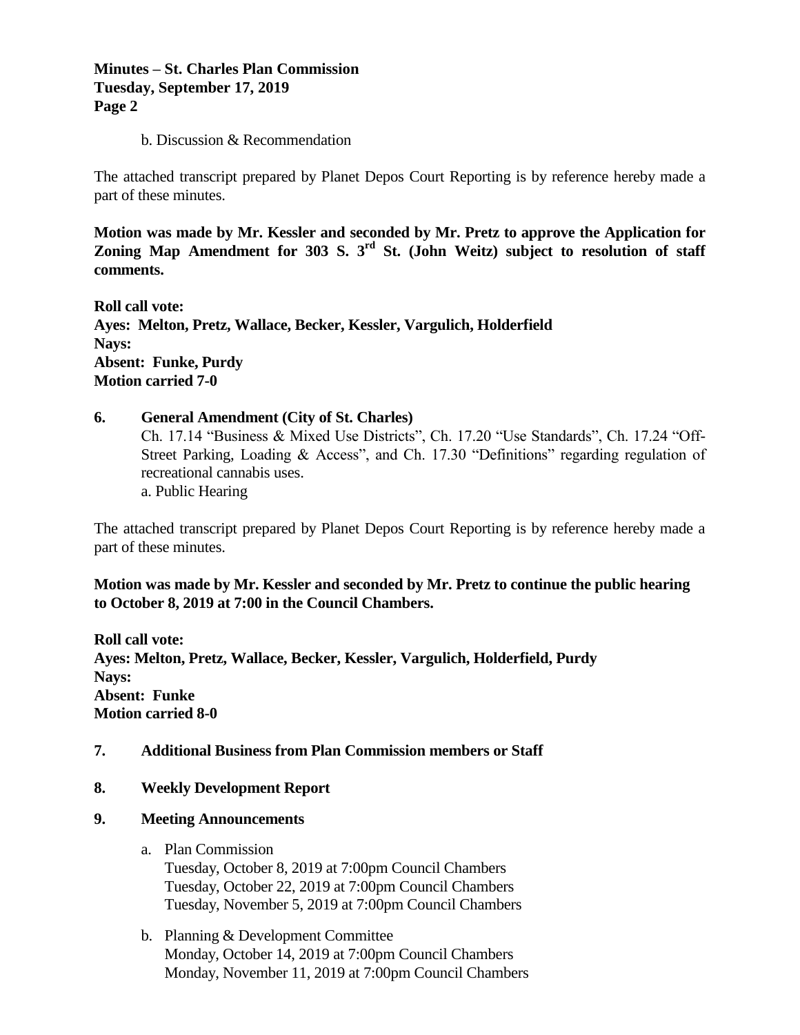b. Discussion & Recommendation

The attached transcript prepared by Planet Depos Court Reporting is by reference hereby made a part of these minutes.

**Motion was made by Mr. Kessler and seconded by Mr. Pretz to approve the Application for Zoning Map Amendment for 303 S. 3rd St. (John Weitz) subject to resolution of staff comments.**

**Roll call vote:**
**Ayes: Melton, Pretz, Wallace, Becker, Kessler, Vargulich, Holderfield**
**Nays:**
**Absent: Funke, Purdy**
**Motion carried 7-0**

**6. General Amendment (City of St. Charles)**

Ch. 17.14 "Business & Mixed Use Districts", Ch. 17.20 "Use Standards", Ch. 17.24 "Off-Street Parking, Loading & Access", and Ch. 17.30 "Definitions" regarding regulation of recreational cannabis uses.

a. Public Hearing

The attached transcript prepared by Planet Depos Court Reporting is by reference hereby made a part of these minutes.

**Motion was made by Mr. Kessler and seconded by Mr. Pretz to continue the public hearing to October 8, 2019 at 7:00 in the Council Chambers.**

**Roll call vote:**
**Ayes: Melton, Pretz, Wallace, Becker, Kessler, Vargulich, Holderfield, Purdy**
**Nays:**
**Absent: Funke**
**Motion carried 8-0**

**7. Additional Business from Plan Commission members or Staff**

**8. Weekly Development Report**

**9. Meeting Announcements**

a. Plan Commission
Tuesday, October 8, 2019 at 7:00pm Council Chambers
Tuesday, October 22, 2019 at 7:00pm Council Chambers
Tuesday, November 5, 2019 at 7:00pm Council Chambers

b. Planning & Development Committee
Monday, October 14, 2019 at 7:00pm Council Chambers
Monday, November 11, 2019 at 7:00pm Council Chambers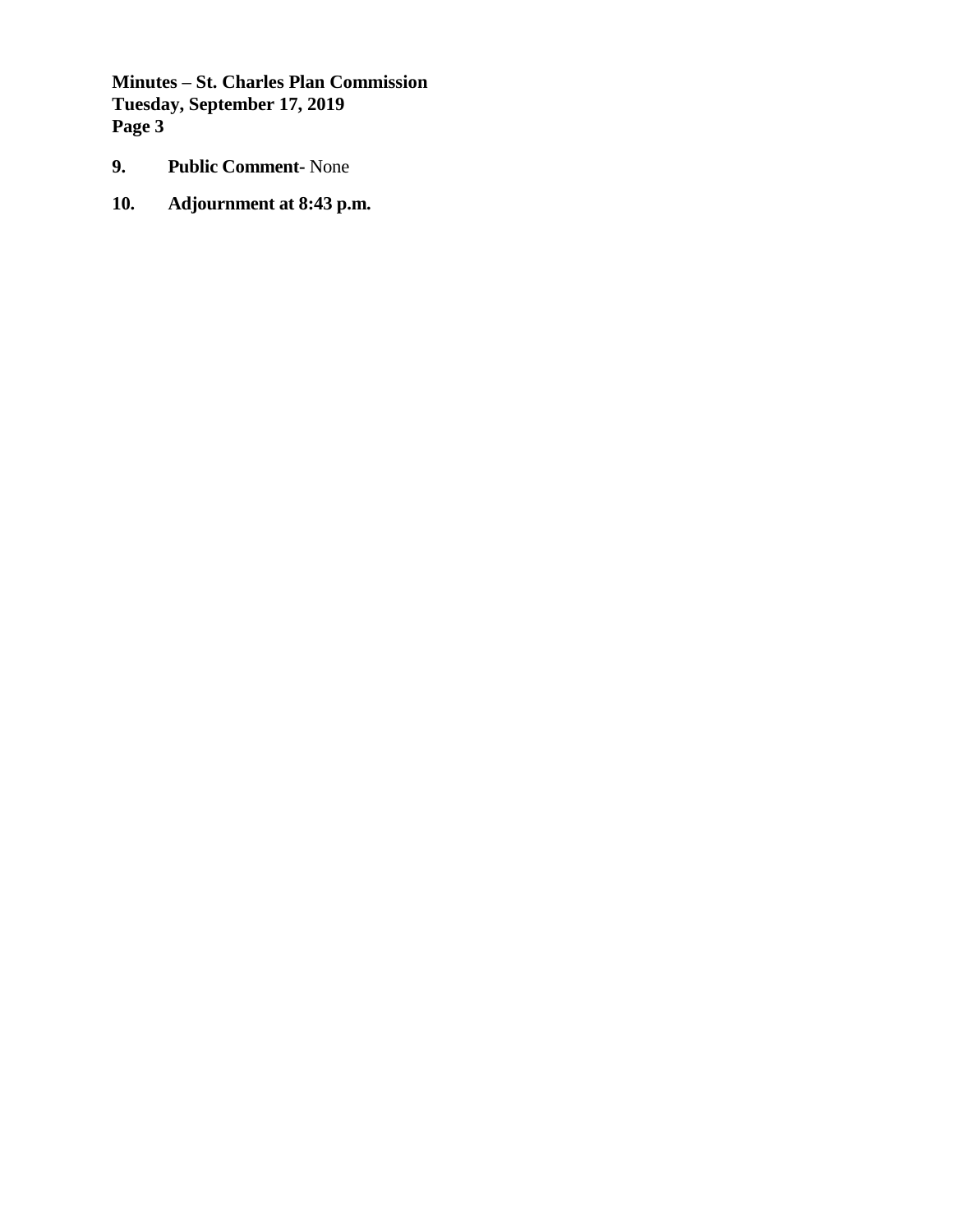**9. Public Comment**- None

**10. Adjournment at 8:43 p.m.**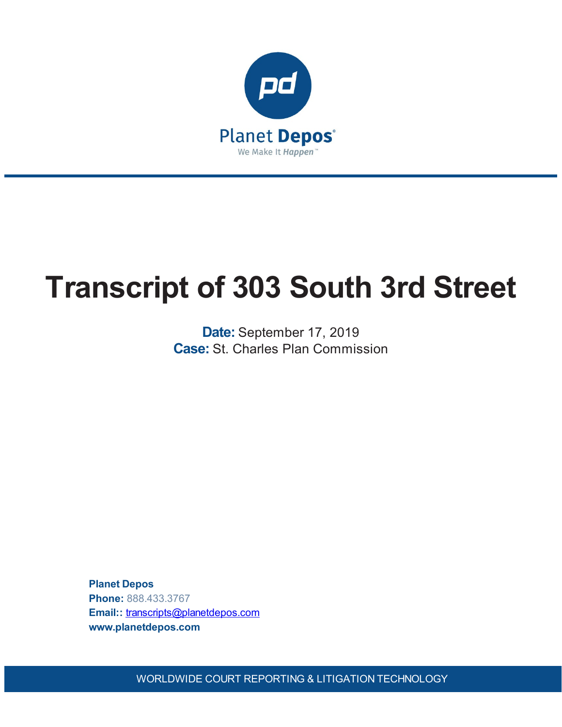Planet Depos

We Make It Happen™

# Transcript of 303 South 3rd Street

**Date:** September 17, 2019

**Case:** St. Charles Plan Commission

**Planet Depos**

**Phone:** 888.433.3767

**Email::** transcripts@planetdepos.com

**www.planetdepos.com**

WORLDWIDE COURT REPORTING & LITIGATION TECHNOLOGY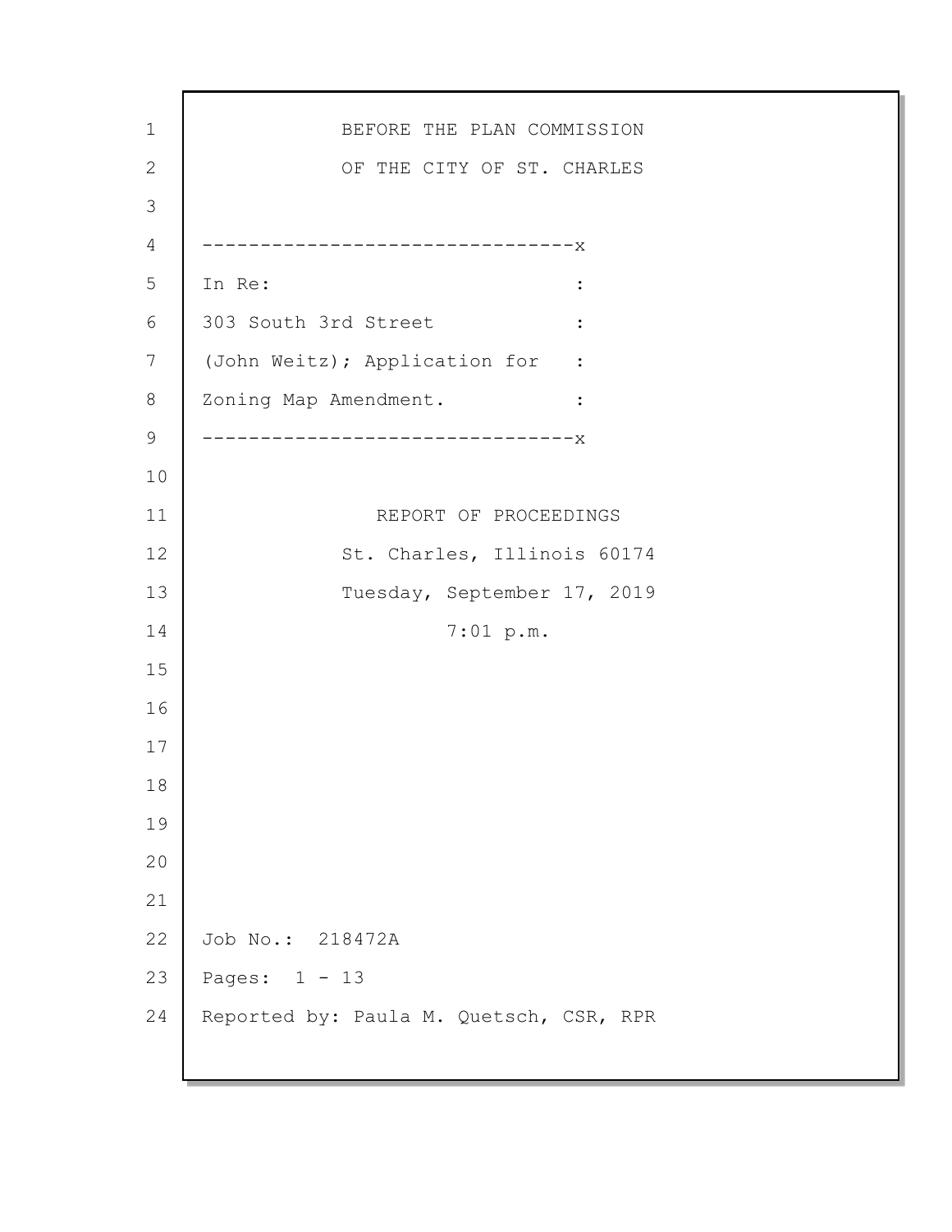BEFORE THE PLAN COMMISSION

OF THE CITY OF ST. CHARLES

---

In Re:

303 South 3rd Street

(John Weitz); Application for

Zoning Map Amendment.

---

REPORT OF PROCEEDINGS

St. Charles, Illinois 60174

Tuesday, September 17, 2019

7:01 p.m.

Job No.: 218472A

Pages: 1 - 13

Reported by: Paula M. Quetsch, CSR, RPR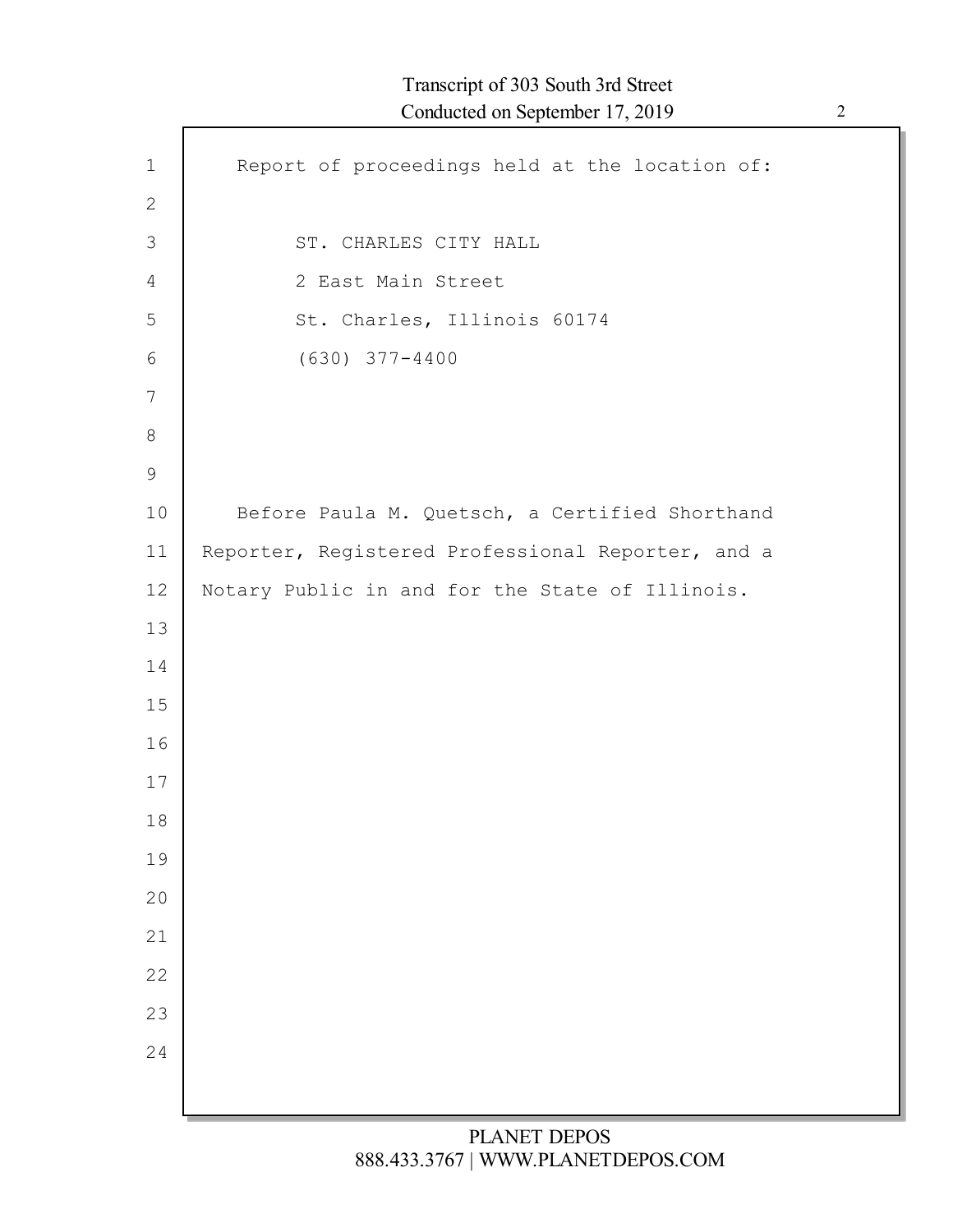Report of proceedings held at the location of:

ST. CHARLES CITY HALL

2 East Main Street

St. Charles, Illinois 60174

(630) 377-4400

Before Paula M. Quetsch, a Certified Shorthand Reporter, Registered Professional Reporter, and a Notary Public in and for the State of Illinois.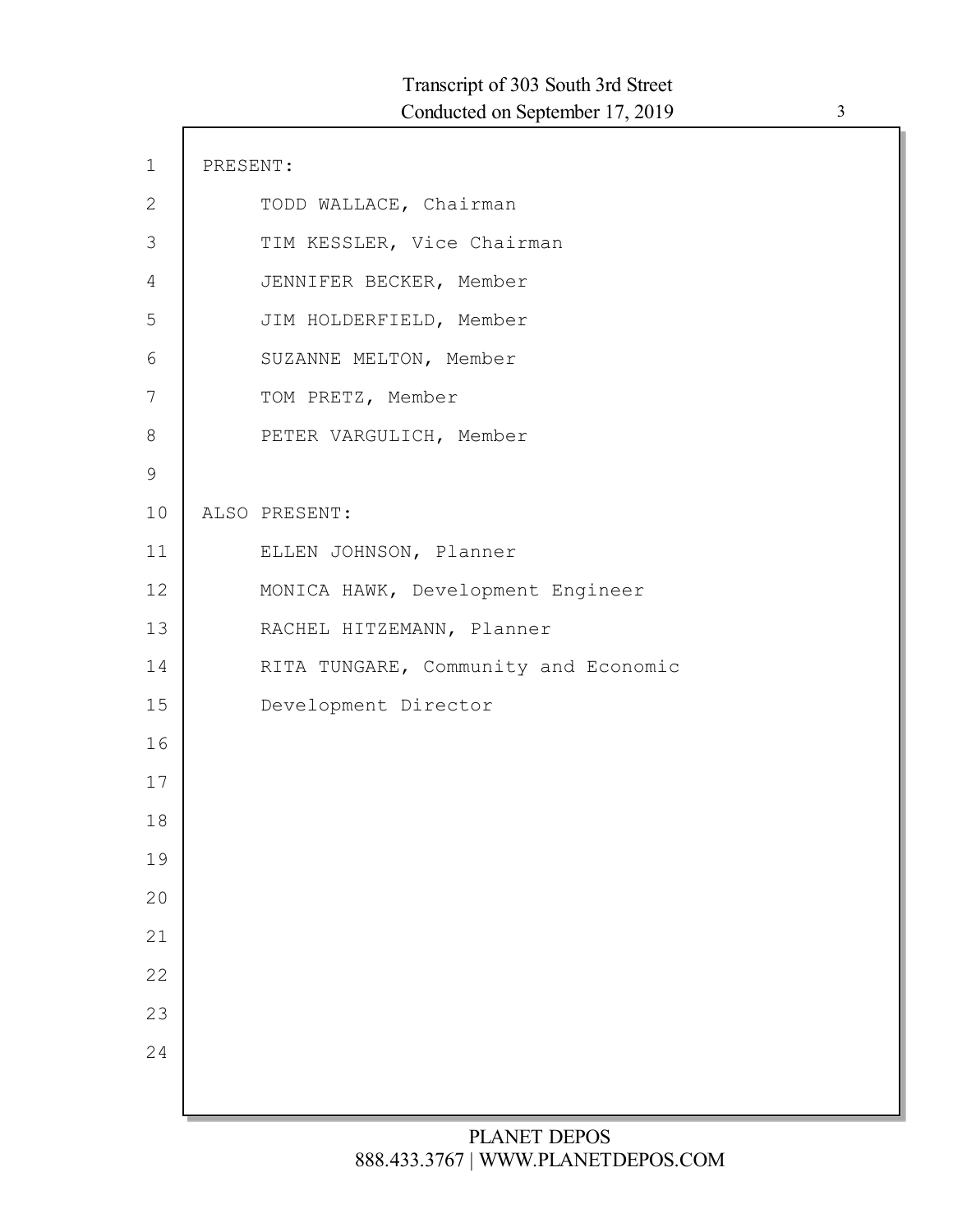PRESENT:

TODD WALLACE, Chairman

TIM KESSLER, Vice Chairman

JENNIFER BECKER, Member

JIM HOLDERFIELD, Member

SUZANNE MELTON, Member

TOM PRETZ, Member

PETER VARGULICH, Member

ALSO PRESENT:

ELLEN JOHNSON, Planner

MONICA HAWK, Development Engineer

RACHEL HITZEMANN, Planner

RITA TUNGARE, Community and Economic Development Director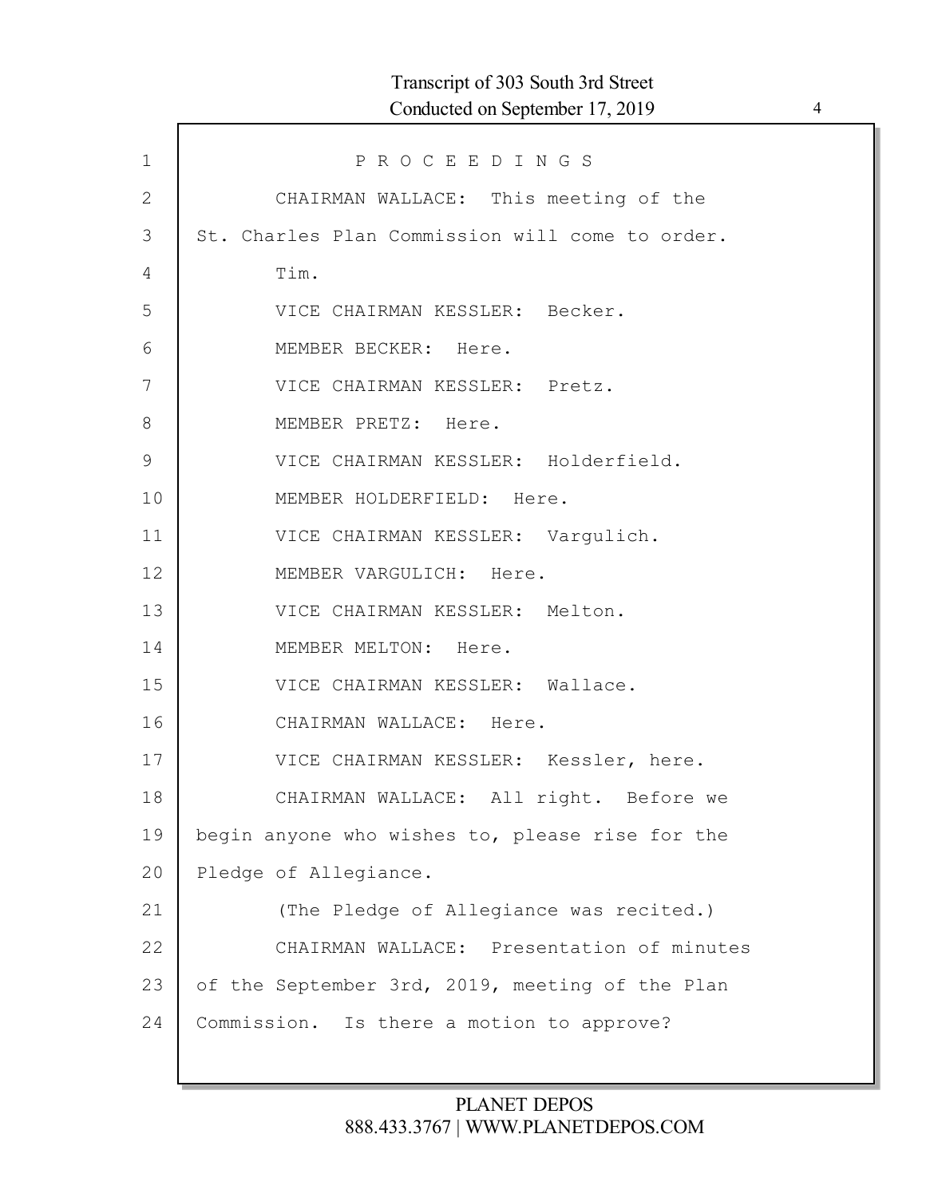P R O C E E D I N G S

CHAIRMAN WALLACE: This meeting of the St. Charles Plan Commission will come to order.

Tim.

VICE CHAIRMAN KESSLER: Becker.

MEMBER BECKER: Here.

VICE CHAIRMAN KESSLER: Pretz.

MEMBER PRETZ: Here.

VICE CHAIRMAN KESSLER: Holderfield.

MEMBER HOLDERFIELD: Here.

VICE CHAIRMAN KESSLER: Vargulich.

MEMBER VARGULICH: Here.

VICE CHAIRMAN KESSLER: Melton.

MEMBER MELTON: Here.

VICE CHAIRMAN KESSLER: Wallace.

CHAIRMAN WALLACE: Here.

VICE CHAIRMAN KESSLER: Kessler, here.

CHAIRMAN WALLACE: All right. Before we begin anyone who wishes to, please rise for the Pledge of Allegiance.

(The Pledge of Allegiance was recited.)

CHAIRMAN WALLACE: Presentation of minutes of the September 3rd, 2019, meeting of the Plan Commission. Is there a motion to approve?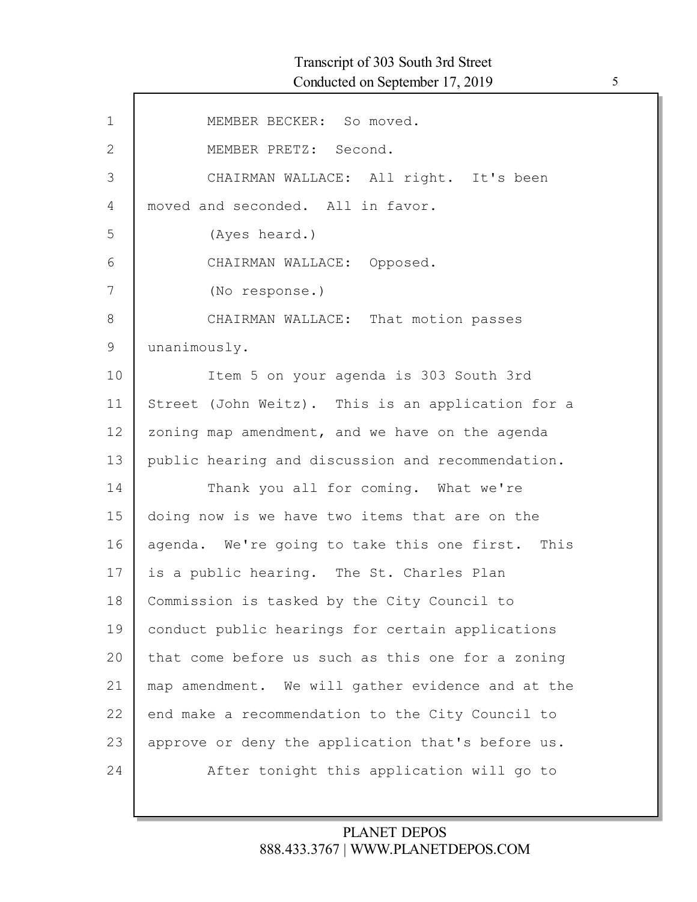MEMBER BECKER: So moved.

MEMBER PRETZ: Second.

CHAIRMAN WALLACE: All right. It's been moved and seconded. All in favor.

(Ayes heard.)

CHAIRMAN WALLACE: Opposed.

(No response.)

CHAIRMAN WALLACE: That motion passes unanimously.

Item 5 on your agenda is 303 South 3rd Street (John Weitz). This is an application for a zoning map amendment, and we have on the agenda public hearing and discussion and recommendation.

Thank you all for coming. What we're doing now is we have two items that are on the agenda. We're going to take this one first. This is a public hearing. The St. Charles Plan Commission is tasked by the City Council to conduct public hearings for certain applications that come before us such as this one for a zoning map amendment. We will gather evidence and at the end make a recommendation to the City Council to approve or deny the application that's before us.

After tonight this application will go to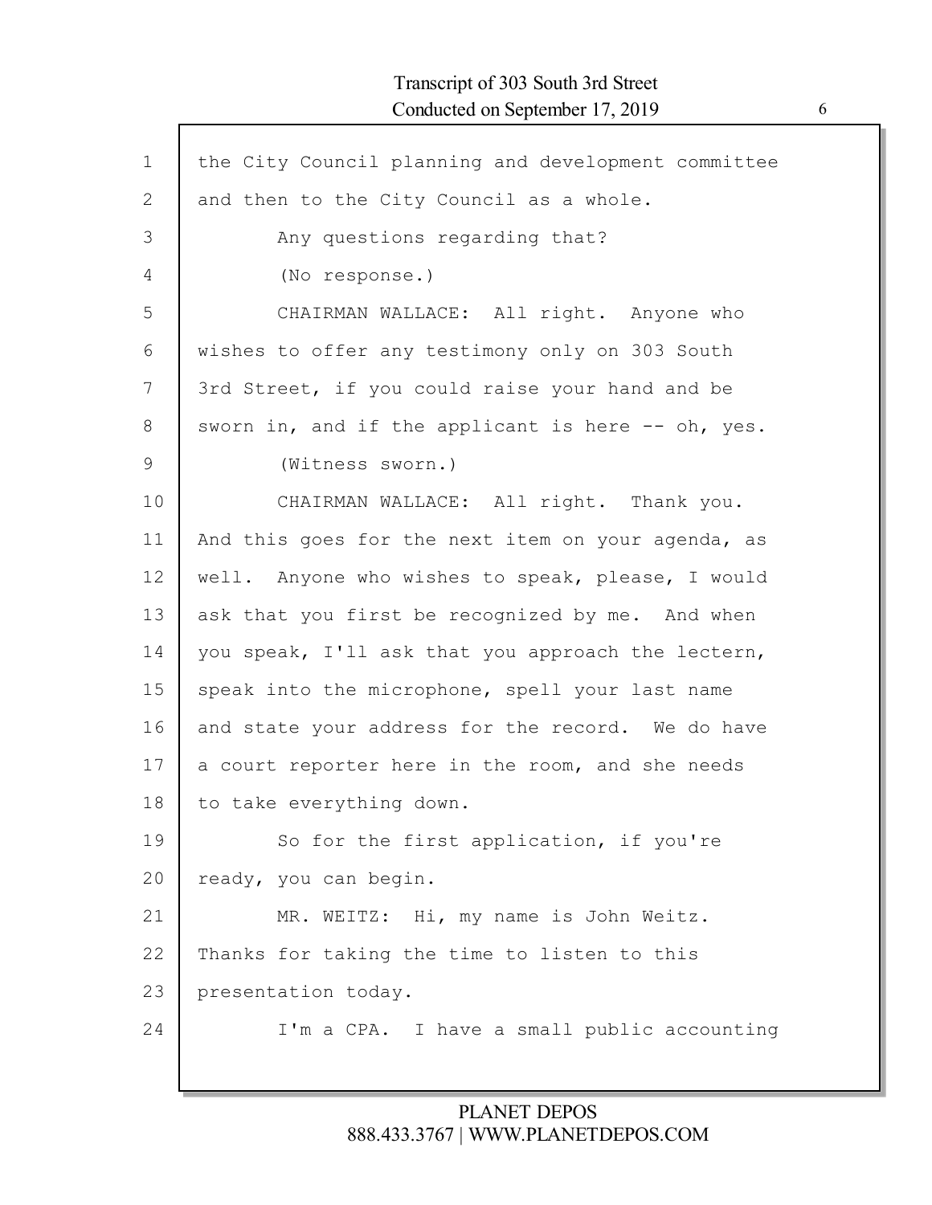the City Council planning and development committee and then to the City Council as a whole.

Any questions regarding that?

(No response.)

CHAIRMAN WALLACE: All right. Anyone who wishes to offer any testimony only on 303 South 3rd Street, if you could raise your hand and be sworn in, and if the applicant is here -- oh, yes.

(Witness sworn.)

CHAIRMAN WALLACE: All right. Thank you. And this goes for the next item on your agenda, as well. Anyone who wishes to speak, please, I would ask that you first be recognized by me. And when you speak, I'll ask that you approach the lectern, speak into the microphone, spell your last name and state your address for the record. We do have a court reporter here in the room, and she needs to take everything down.

So for the first application, if you're ready, you can begin.

MR. WEITZ: Hi, my name is John Weitz. Thanks for taking the time to listen to this presentation today.

I'm a CPA. I have a small public accounting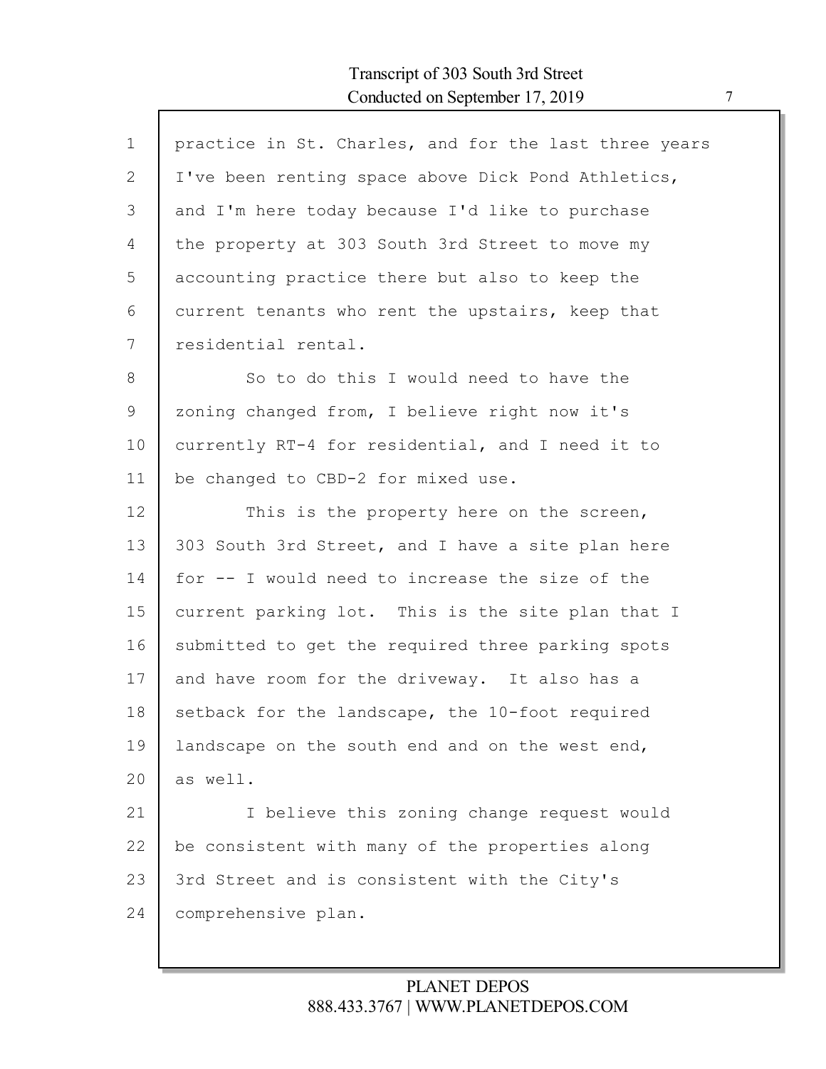practice in St. Charles, and for the last three years I've been renting space above Dick Pond Athletics, and I'm here today because I'd like to purchase the property at 303 South 3rd Street to move my accounting practice there but also to keep the current tenants who rent the upstairs, keep that residential rental.

So to do this I would need to have the zoning changed from, I believe right now it's currently RT-4 for residential, and I need it to be changed to CBD-2 for mixed use.

This is the property here on the screen, 303 South 3rd Street, and I have a site plan here for -- I would need to increase the size of the current parking lot. This is the site plan that I submitted to get the required three parking spots and have room for the driveway. It also has a setback for the landscape, the 10-foot required landscape on the south end and on the west end, as well.

I believe this zoning change request would be consistent with many of the properties along 3rd Street and is consistent with the City's comprehensive plan.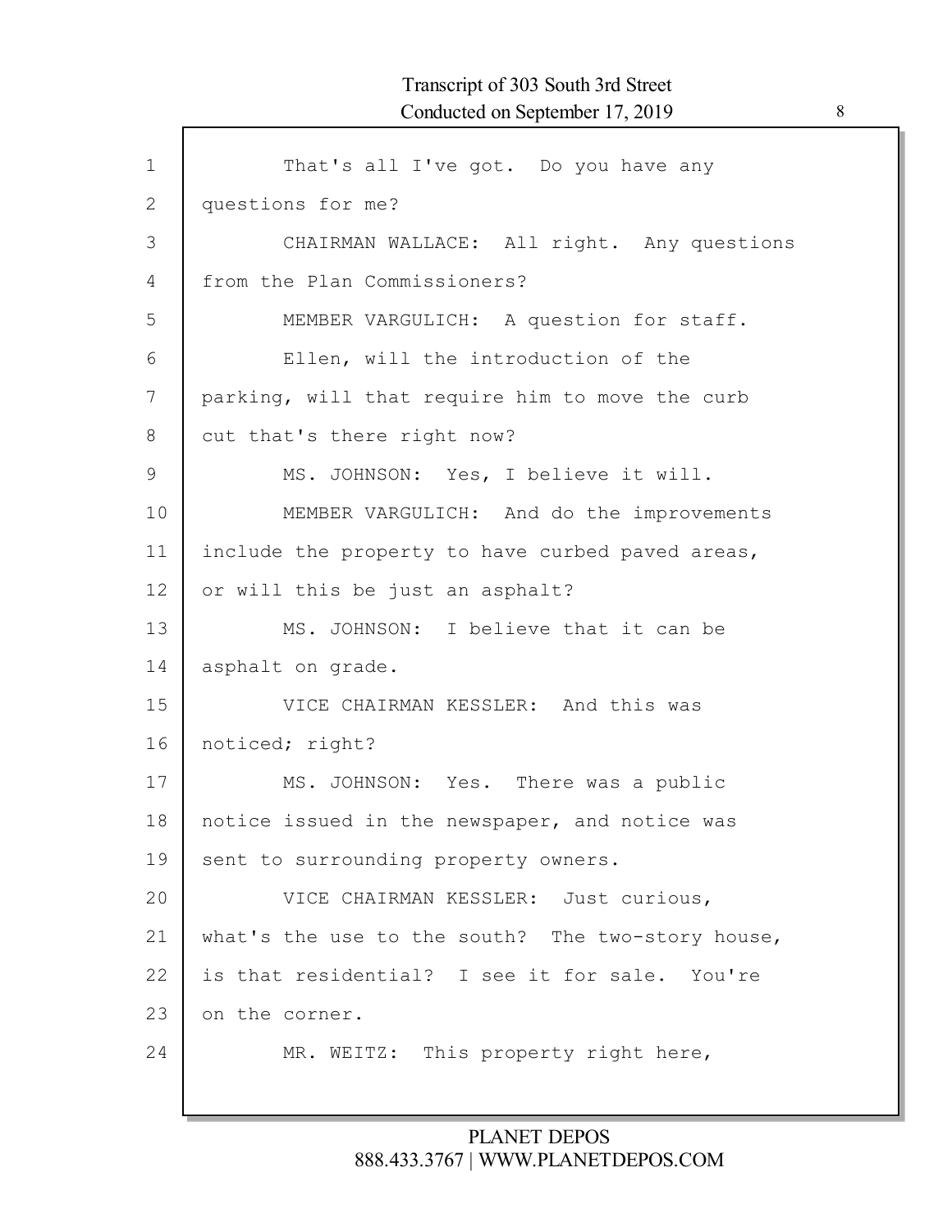That's all I've got. Do you have any questions for me?

CHAIRMAN WALLACE: All right. Any questions from the Plan Commissioners?

MEMBER VARGULICH: A question for staff.

Ellen, will the introduction of the parking, will that require him to move the curb cut that's there right now?

MS. JOHNSON: Yes, I believe it will.

MEMBER VARGULICH: And do the improvements include the property to have curbed paved areas, or will this be just an asphalt?

MS. JOHNSON: I believe that it can be asphalt on grade.

VICE CHAIRMAN KESSLER: And this was noticed; right?

MS. JOHNSON: Yes. There was a public notice issued in the newspaper, and notice was sent to surrounding property owners.

VICE CHAIRMAN KESSLER: Just curious, what's the use to the south? The two-story house, is that residential? I see it for sale. You're on the corner.

MR. WEITZ: This property right here,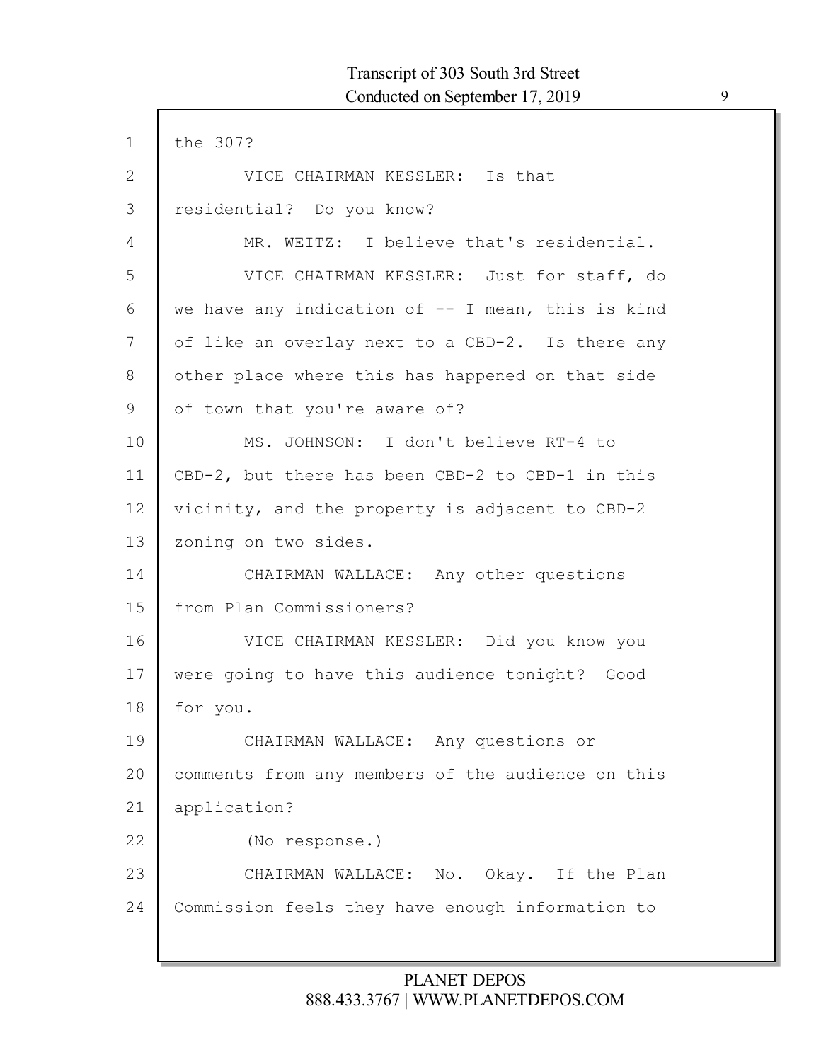the 307?

VICE CHAIRMAN KESSLER: Is that residential? Do you know?

MR. WEITZ: I believe that's residential.

VICE CHAIRMAN KESSLER: Just for staff, do we have any indication of -- I mean, this is kind of like an overlay next to a CBD-2. Is there any other place where this has happened on that side of town that you're aware of?

MS. JOHNSON: I don't believe RT-4 to CBD-2, but there has been CBD-2 to CBD-1 in this vicinity, and the property is adjacent to CBD-2 zoning on two sides.

CHAIRMAN WALLACE: Any other questions from Plan Commissioners?

VICE CHAIRMAN KESSLER: Did you know you were going to have this audience tonight? Good for you.

CHAIRMAN WALLACE: Any questions or comments from any members of the audience on this application?

(No response.)

CHAIRMAN WALLACE: No. Okay. If the Plan Commission feels they have enough information to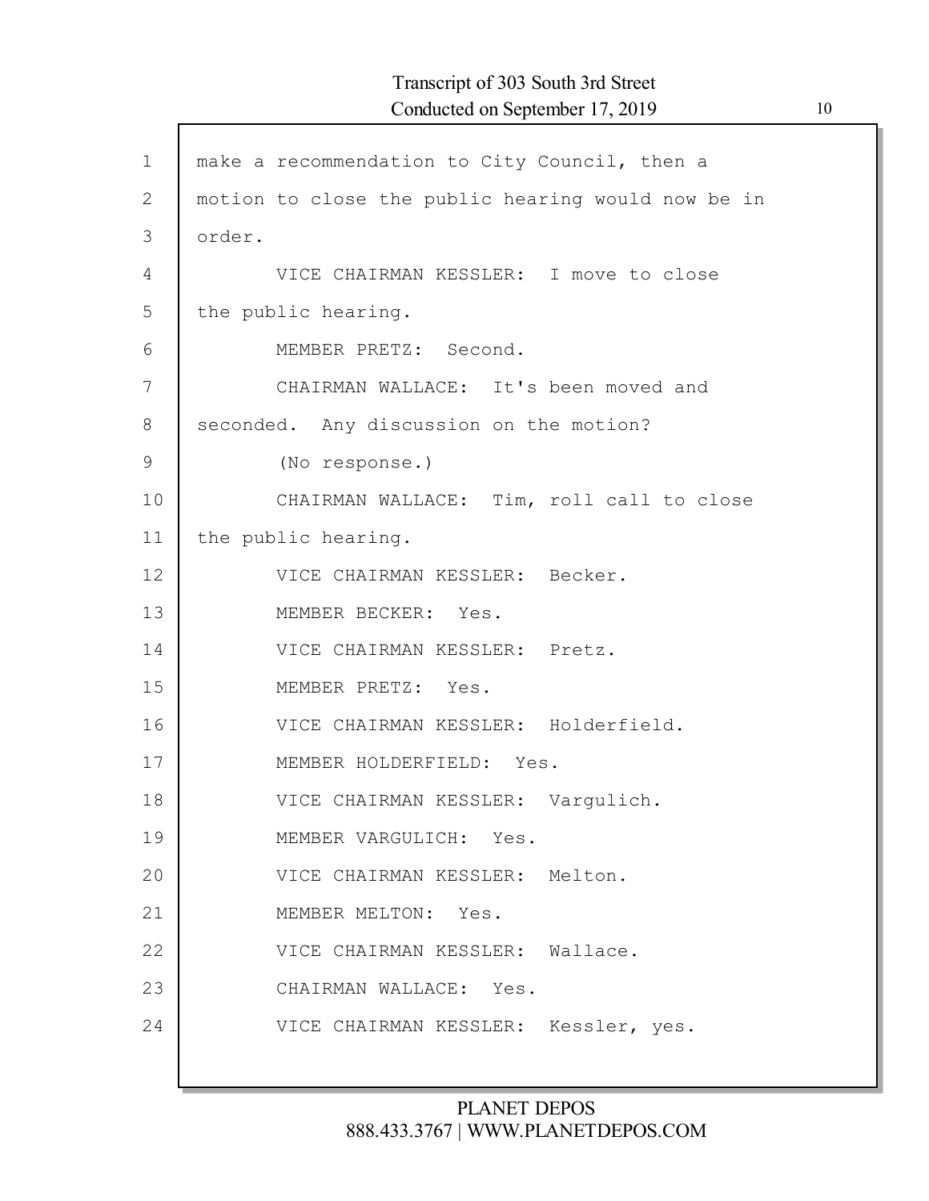make a recommendation to City Council, then a motion to close the public hearing would now be in order.

VICE CHAIRMAN KESSLER: I move to close the public hearing.

MEMBER PRETZ: Second.

CHAIRMAN WALLACE: It's been moved and seconded. Any discussion on the motion?

(No response.)

CHAIRMAN WALLACE: Tim, roll call to close the public hearing.

VICE CHAIRMAN KESSLER: Becker.

MEMBER BECKER: Yes.

VICE CHAIRMAN KESSLER: Pretz.

MEMBER PRETZ: Yes.

VICE CHAIRMAN KESSLER: Holderfield.

MEMBER HOLDERFIELD: Yes.

VICE CHAIRMAN KESSLER: Vargulich.

MEMBER VARGULICH: Yes.

VICE CHAIRMAN KESSLER: Melton.

MEMBER MELTON: Yes.

VICE CHAIRMAN KESSLER: Wallace.

CHAIRMAN WALLACE: Yes.

VICE CHAIRMAN KESSLER: Kessler, yes.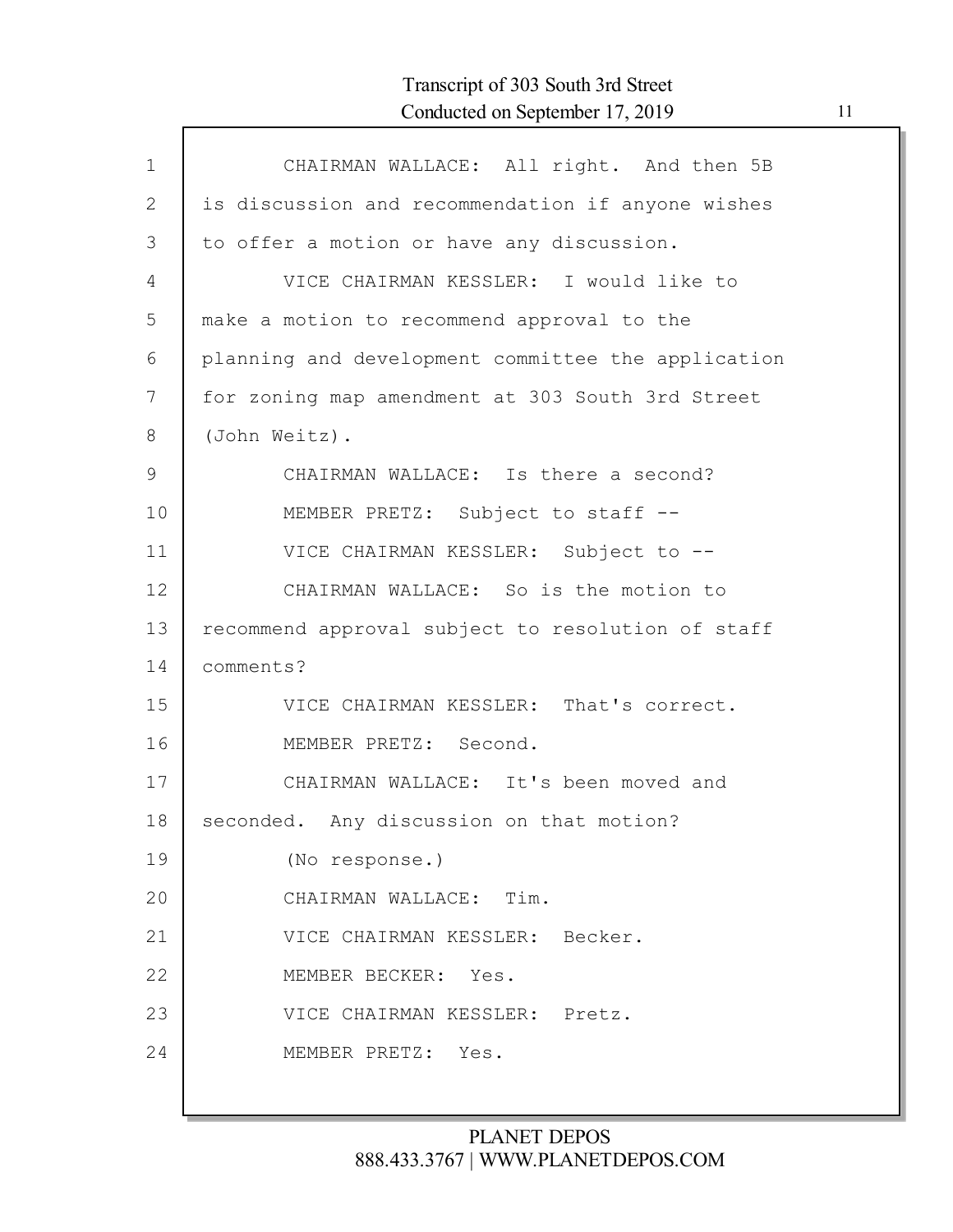CHAIRMAN WALLACE: All right. And then 5B is discussion and recommendation if anyone wishes to offer a motion or have any discussion.

VICE CHAIRMAN KESSLER: I would like to make a motion to recommend approval to the planning and development committee the application for zoning map amendment at 303 South 3rd Street (John Weitz).

CHAIRMAN WALLACE: Is there a second?

MEMBER PRETZ: Subject to staff --

VICE CHAIRMAN KESSLER: Subject to --

CHAIRMAN WALLACE: So is the motion to recommend approval subject to resolution of staff comments?

VICE CHAIRMAN KESSLER: That's correct.

MEMBER PRETZ: Second.

CHAIRMAN WALLACE: It's been moved and seconded. Any discussion on that motion?

(No response.)

CHAIRMAN WALLACE: Tim.

VICE CHAIRMAN KESSLER: Becker.

MEMBER BECKER: Yes.

VICE CHAIRMAN KESSLER: Pretz.

MEMBER PRETZ: Yes.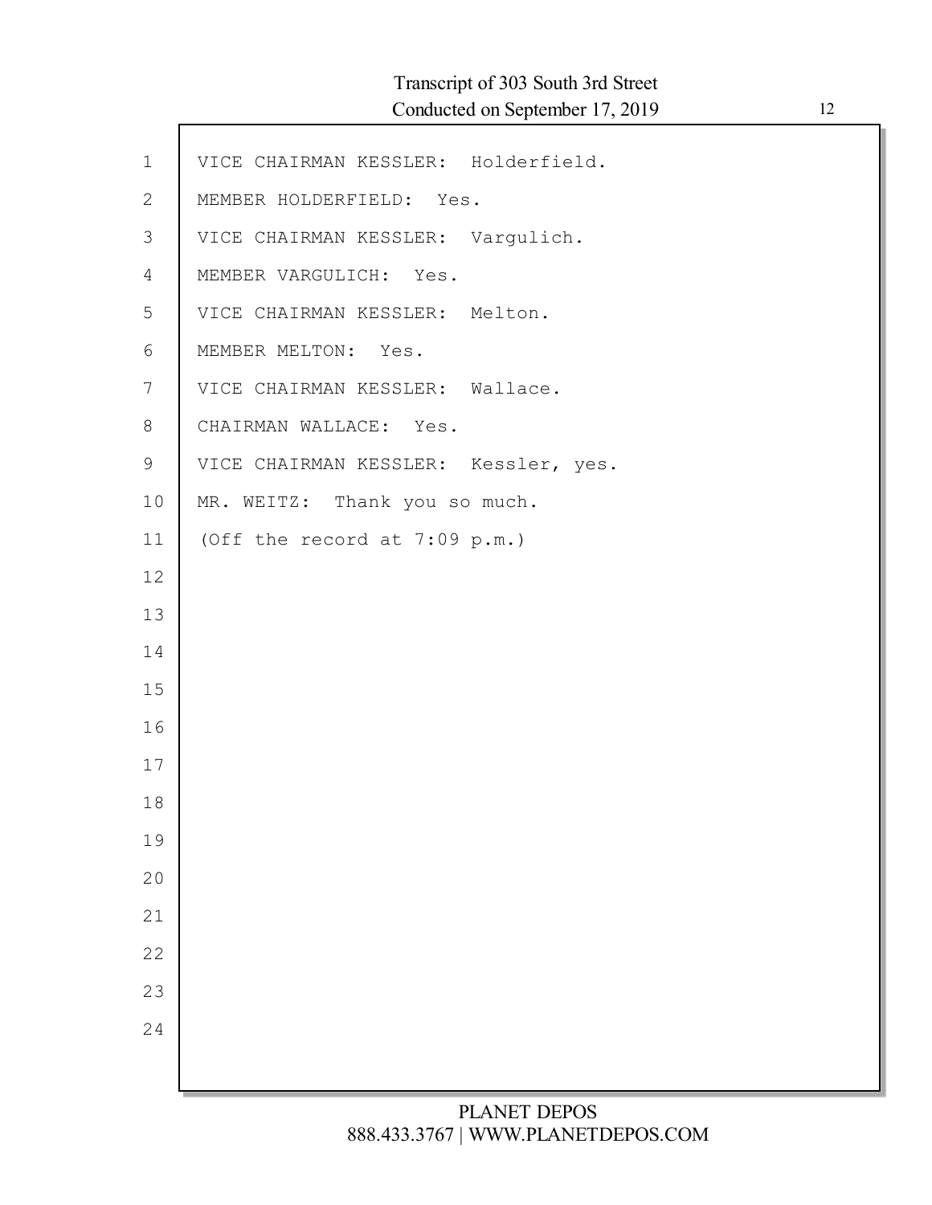VICE CHAIRMAN KESSLER: Holderfield.

MEMBER HOLDERFIELD: Yes.

VICE CHAIRMAN KESSLER: Vargulich.

MEMBER VARGULICH: Yes.

VICE CHAIRMAN KESSLER: Melton.

MEMBER MELTON: Yes.

VICE CHAIRMAN KESSLER: Wallace.

CHAIRMAN WALLACE: Yes.

VICE CHAIRMAN KESSLER: Kessler, yes.

MR. WEITZ: Thank you so much.

(Off the record at 7:09 p.m.)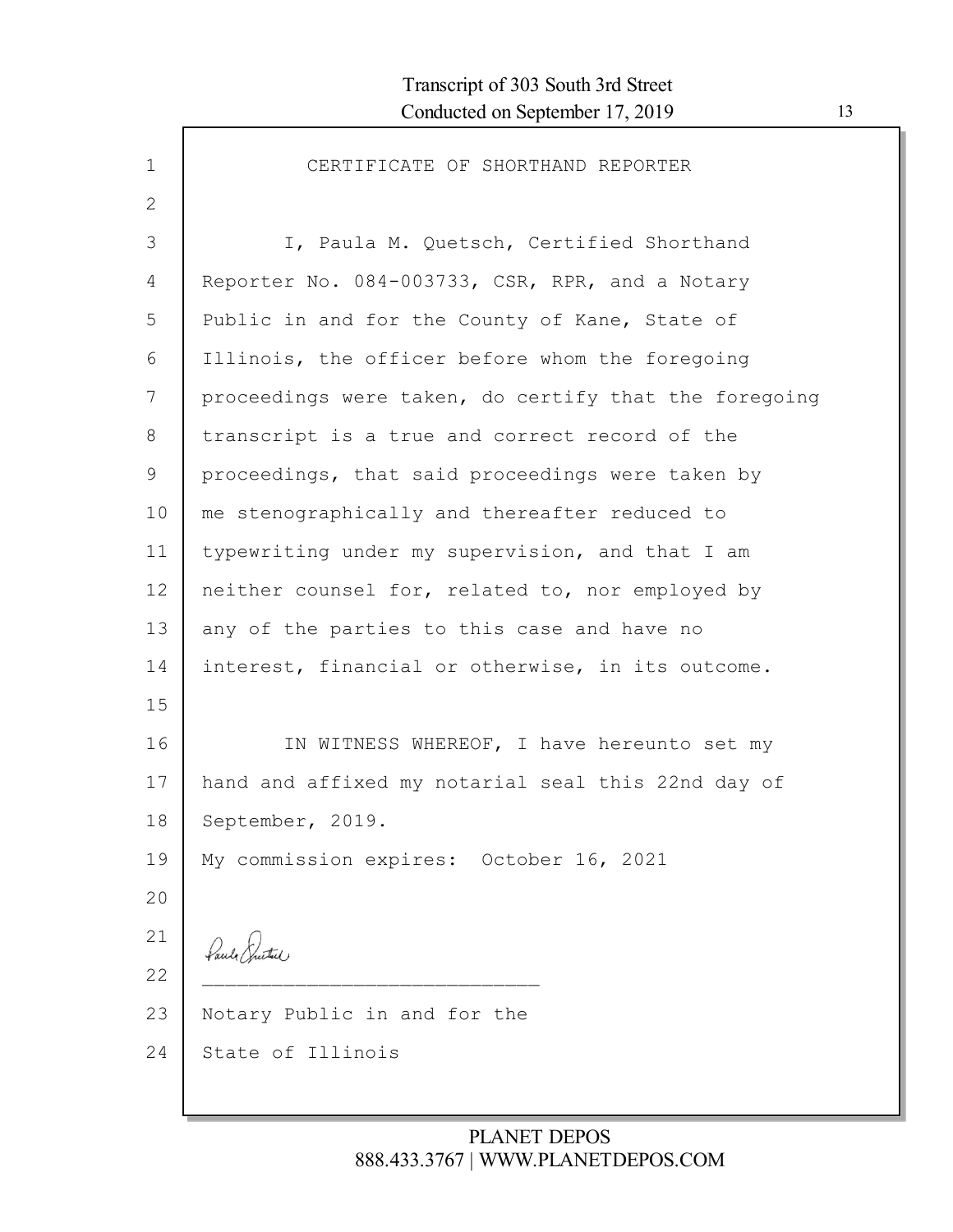# CERTIFICATE OF SHORTHAND REPORTER

I, Paula M. Quetsch, Certified Shorthand Reporter No. 084-003733, CSR, RPR, and a Notary Public in and for the County of Kane, State of Illinois, the officer before whom the foregoing proceedings were taken, do certify that the foregoing transcript is a true and correct record of the proceedings, that said proceedings were taken by me stenographically and thereafter reduced to typewriting under my supervision, and that I am neither counsel for, related to, nor employed by any of the parties to this case and have no interest, financial or otherwise, in its outcome.

IN WITNESS WHEREOF, I have hereunto set my hand and affixed my notarial seal this 22nd day of September, 2019.

My commission expires: October 16, 2021

_____________________________

Notary Public in and for the
State of Illinois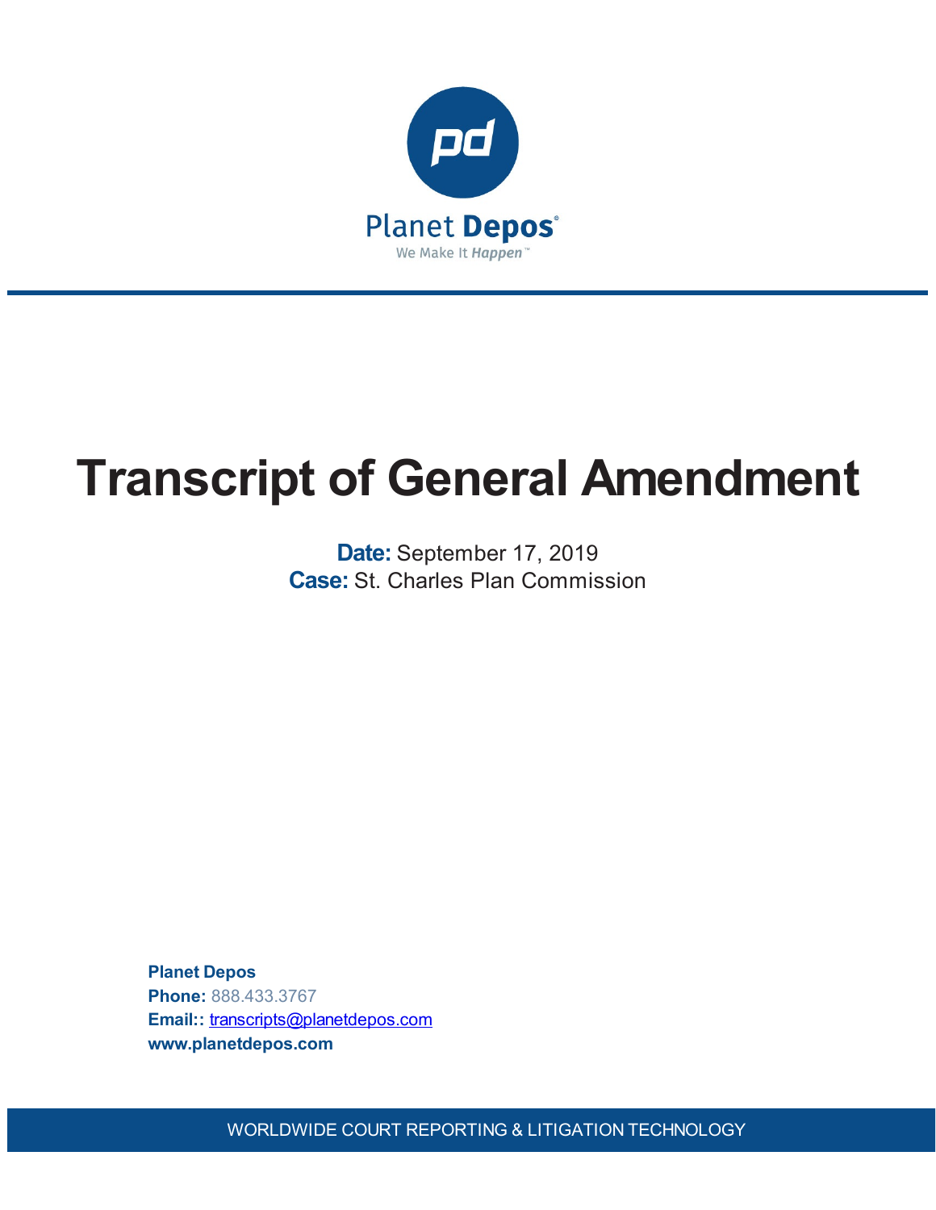Planet Depos

We Make It Happen™

# Transcript of General Amendment

**Date:** September 17, 2019
**Case:** St. Charles Plan Commission

**Planet Depos**
**Phone:** 888.433.3767
**Email::** transcripts@planetdepos.com
**www.planetdepos.com**

WORLDWIDE COURT REPORTING & LITIGATION TECHNOLOGY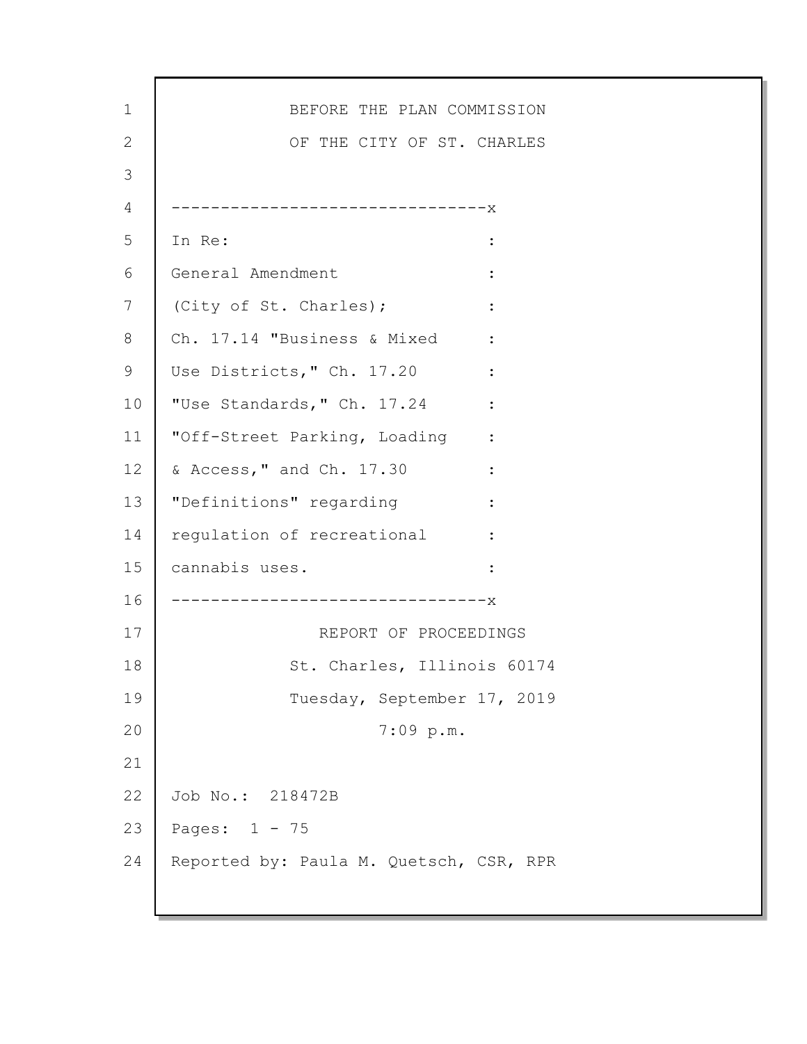BEFORE THE PLAN COMMISSION

OF THE CITY OF ST. CHARLES

---

In Re:

General Amendment

(City of St. Charles);

Ch. 17.14 "Business & Mixed Use Districts," Ch. 17.20 "Use Standards," Ch. 17.24 "Off-Street Parking, Loading & Access," and Ch. 17.30 "Definitions" regarding regulation of recreational cannabis uses.

---

REPORT OF PROCEEDINGS

St. Charles, Illinois 60174

Tuesday, September 17, 2019

7:09 p.m.

Job No.: 218472B

Pages: 1 - 75

Reported by: Paula M. Quetsch, CSR, RPR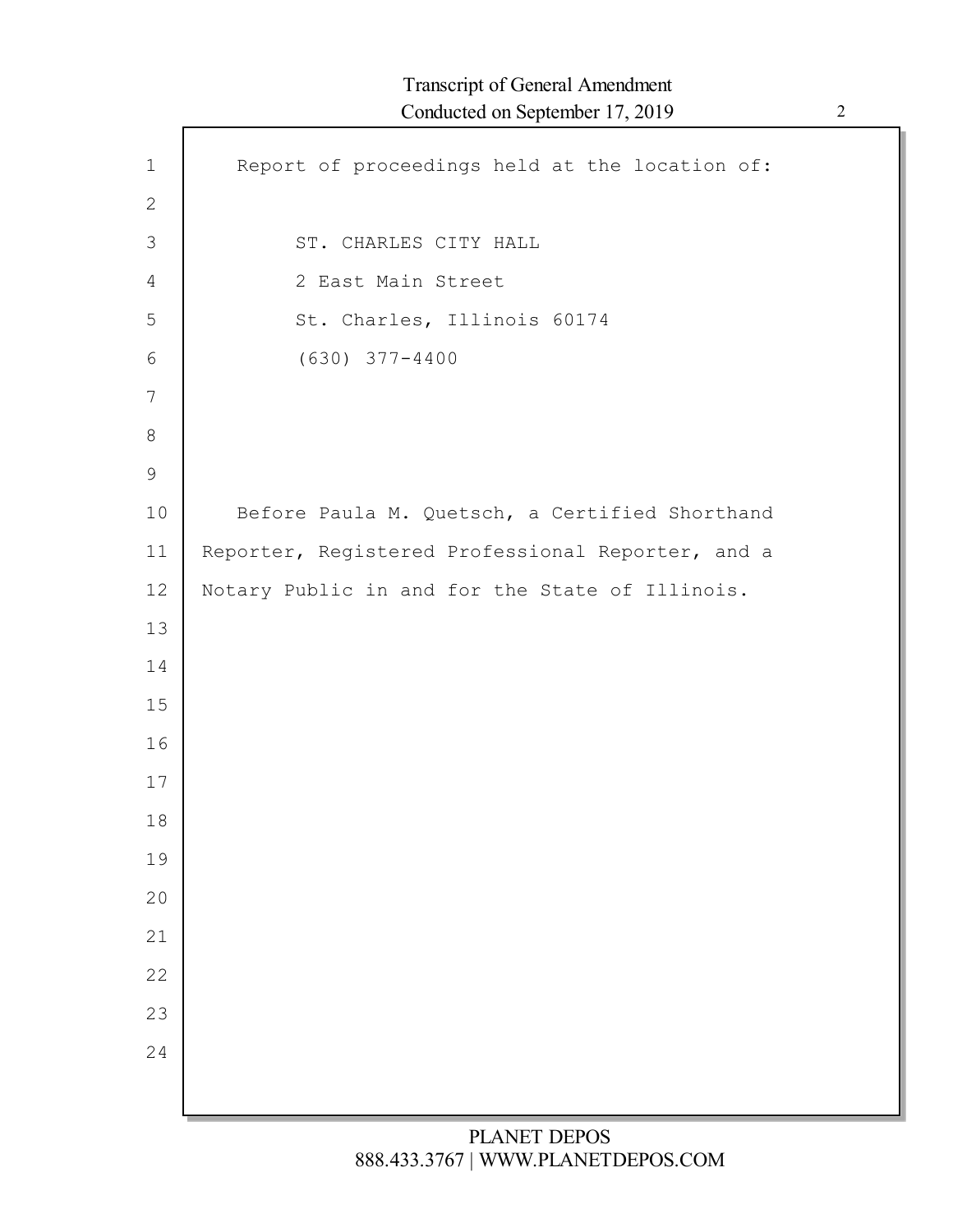Report of proceedings held at the location of:

ST. CHARLES CITY HALL
2 East Main Street
St. Charles, Illinois 60174
(630) 377-4400

Before Paula M. Quetsch, a Certified Shorthand Reporter, Registered Professional Reporter, and a Notary Public in and for the State of Illinois.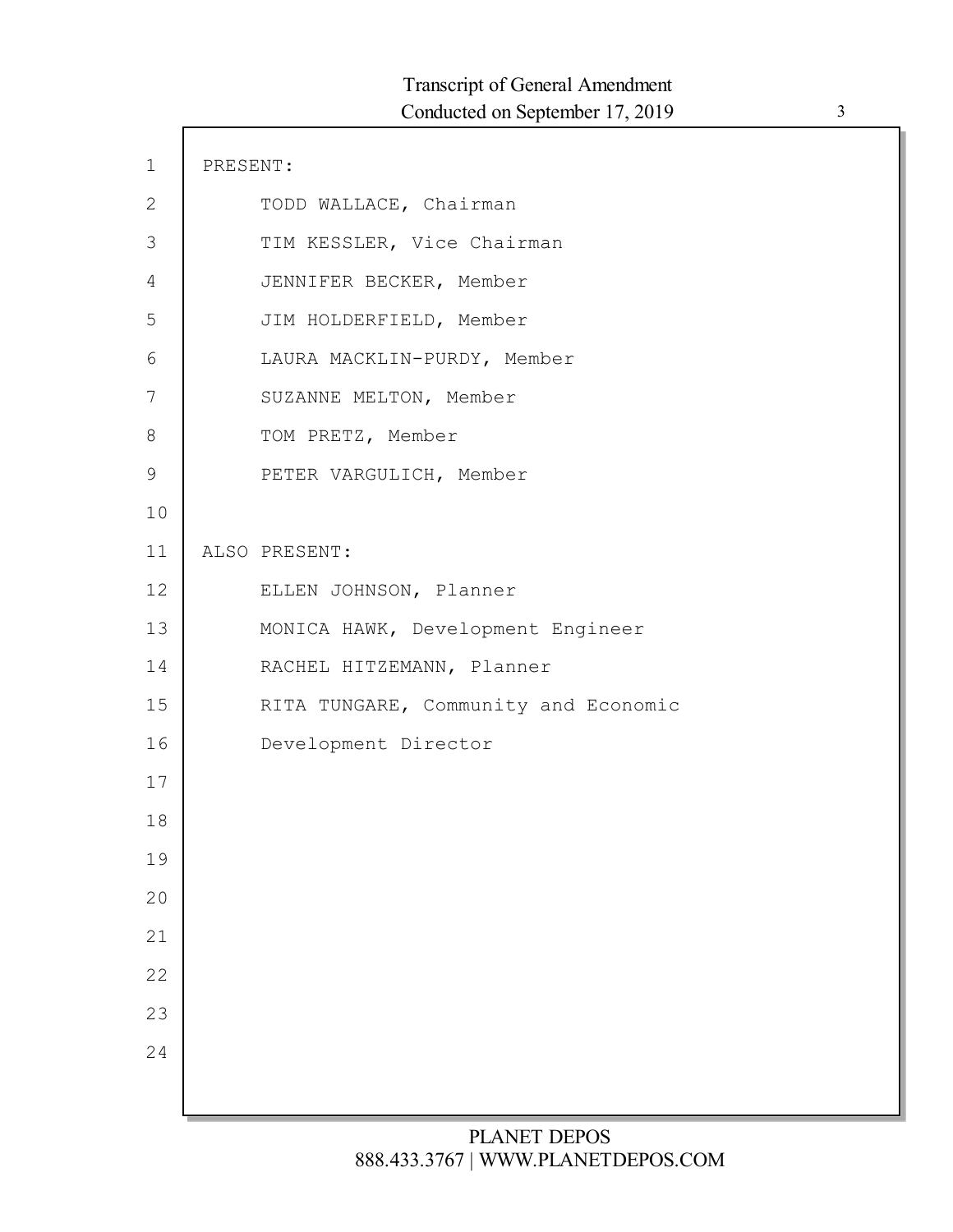PRESENT:

TODD WALLACE, Chairman

TIM KESSLER, Vice Chairman

JENNIFER BECKER, Member

JIM HOLDERFIELD, Member

LAURA MACKLIN-PURDY, Member

SUZANNE MELTON, Member

TOM PRETZ, Member

PETER VARGULICH, Member

ALSO PRESENT:

ELLEN JOHNSON, Planner

MONICA HAWK, Development Engineer

RACHEL HITZEMANN, Planner

RITA TUNGARE, Community and Economic Development Director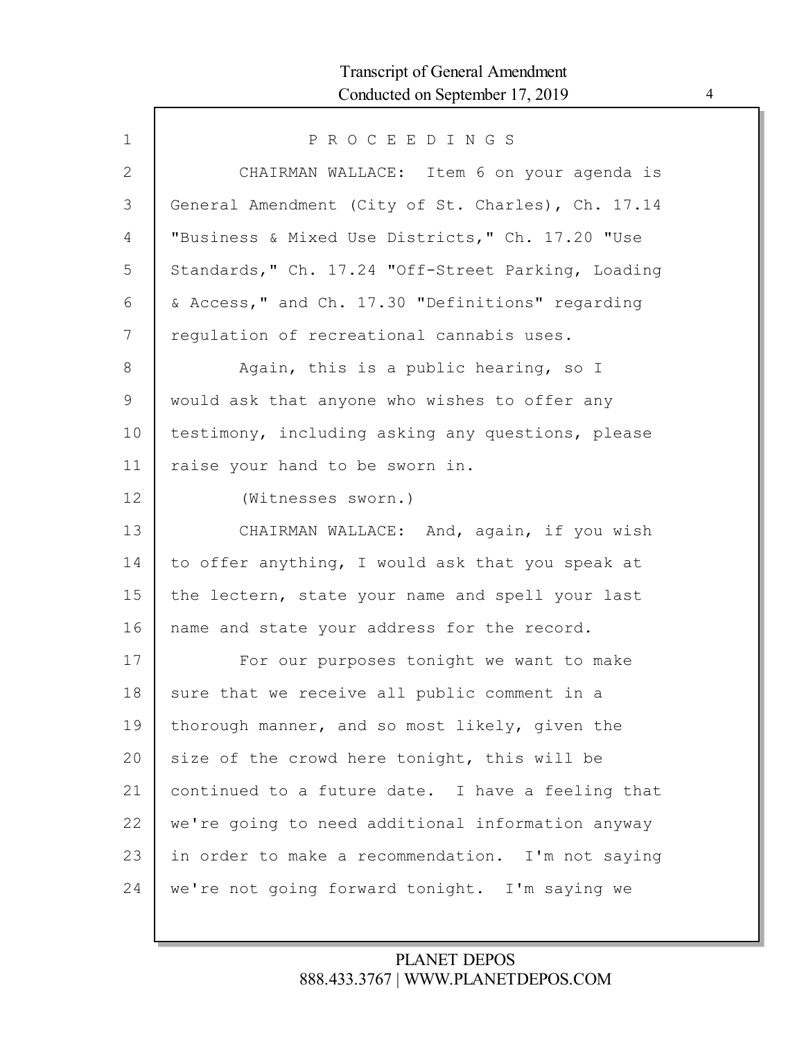P R O C E E D I N G S

CHAIRMAN WALLACE: Item 6 on your agenda is General Amendment (City of St. Charles), Ch. 17.14 "Business & Mixed Use Districts," Ch. 17.20 "Use Standards," Ch. 17.24 "Off-Street Parking, Loading & Access," and Ch. 17.30 "Definitions" regarding regulation of recreational cannabis uses.

Again, this is a public hearing, so I would ask that anyone who wishes to offer any testimony, including asking any questions, please raise your hand to be sworn in.

(Witnesses sworn.)

CHAIRMAN WALLACE: And, again, if you wish to offer anything, I would ask that you speak at the lectern, state your name and spell your last name and state your address for the record.

For our purposes tonight we want to make sure that we receive all public comment in a thorough manner, and so most likely, given the size of the crowd here tonight, this will be continued to a future date. I have a feeling that we're going to need additional information anyway in order to make a recommendation. I'm not saying we're not going forward tonight. I'm saying we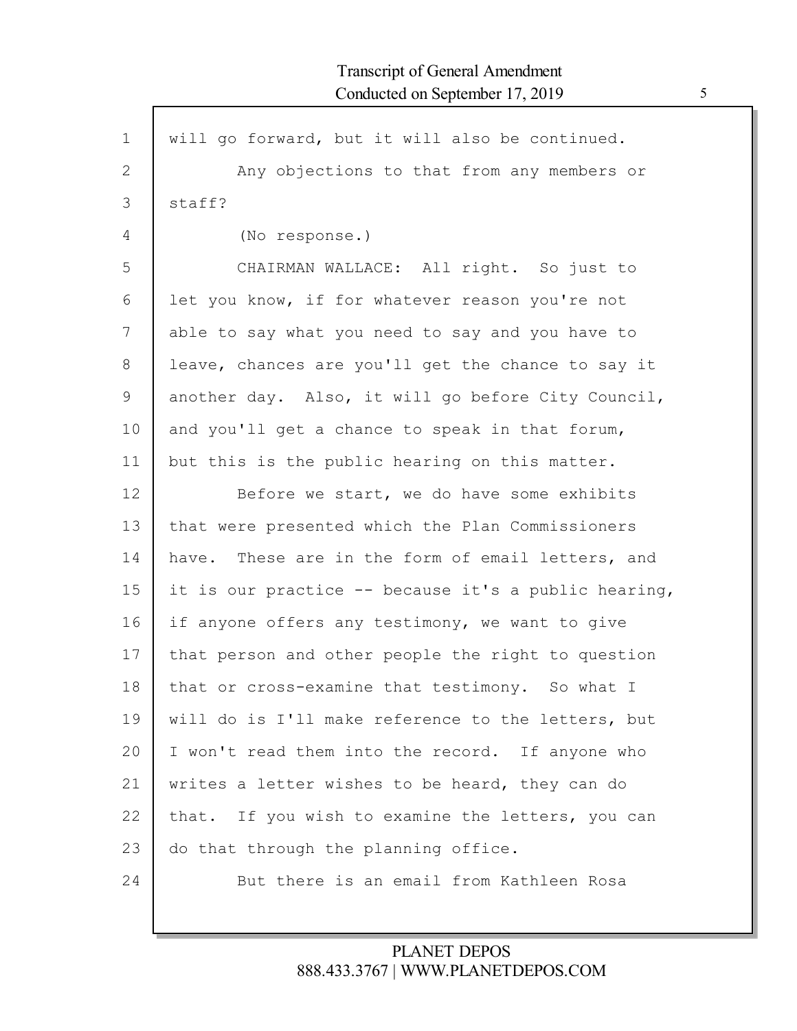will go forward, but it will also be continued.

Any objections to that from any members or staff?

(No response.)

CHAIRMAN WALLACE: All right. So just to let you know, if for whatever reason you're not able to say what you need to say and you have to leave, chances are you'll get the chance to say it another day. Also, it will go before City Council, and you'll get a chance to speak in that forum, but this is the public hearing on this matter.

Before we start, we do have some exhibits that were presented which the Plan Commissioners have. These are in the form of email letters, and it is our practice -- because it's a public hearing, if anyone offers any testimony, we want to give that person and other people the right to question that or cross-examine that testimony. So what I will do is I'll make reference to the letters, but I won't read them into the record. If anyone who writes a letter wishes to be heard, they can do that. If you wish to examine the letters, you can do that through the planning office.

But there is an email from Kathleen Rosa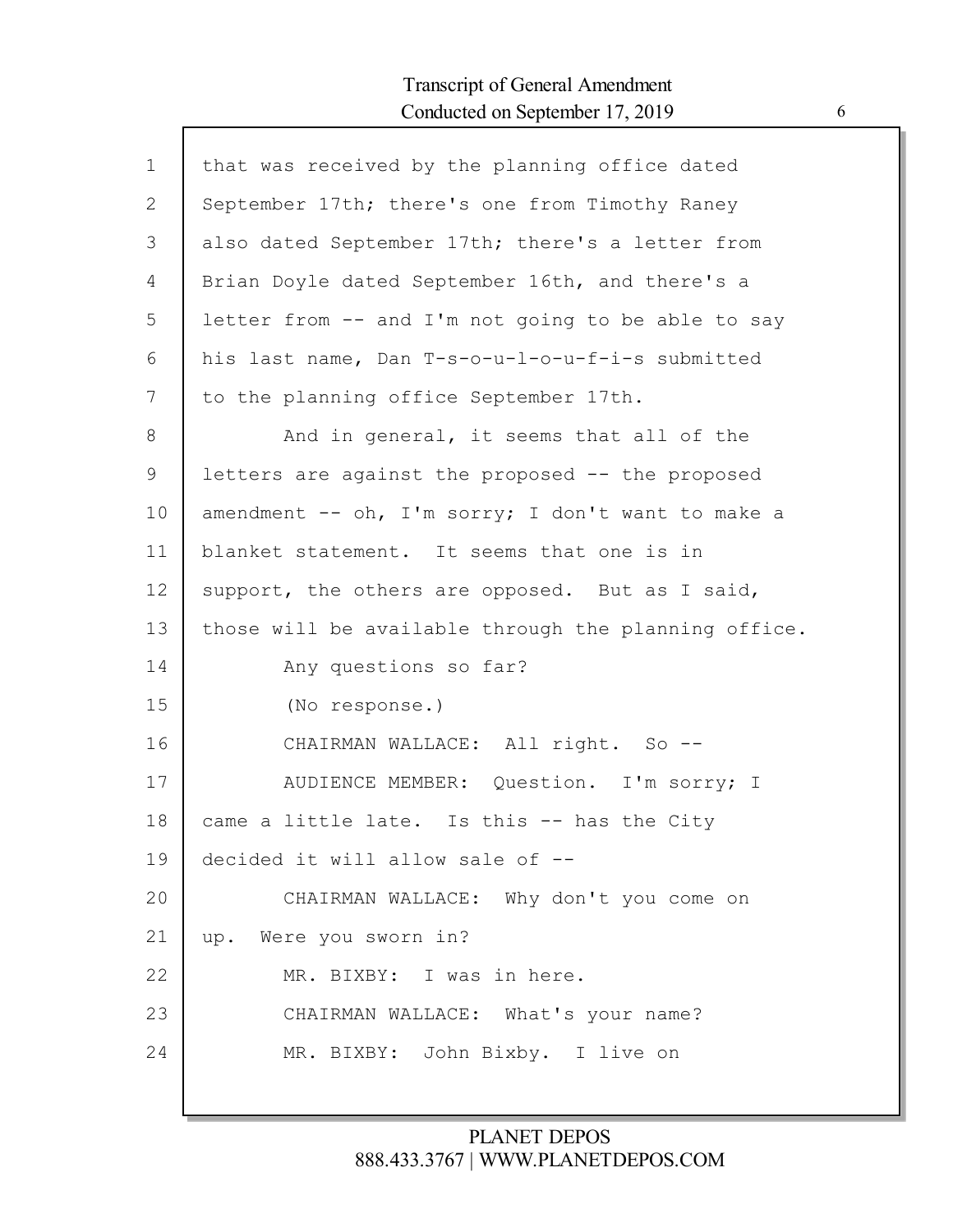that was received by the planning office dated September 17th; there's one from Timothy Raney also dated September 17th; there's a letter from Brian Doyle dated September 16th, and there's a letter from -- and I'm not going to be able to say his last name, Dan T-s-o-u-l-o-u-f-i-s submitted to the planning office September 17th.

And in general, it seems that all of the letters are against the proposed -- the proposed amendment -- oh, I'm sorry; I don't want to make a blanket statement. It seems that one is in support, the others are opposed. But as I said, those will be available through the planning office.

Any questions so far?

(No response.)

CHAIRMAN WALLACE: All right. So --

AUDIENCE MEMBER: Question. I'm sorry; I came a little late. Is this -- has the City decided it will allow sale of --

CHAIRMAN WALLACE: Why don't you come on up. Were you sworn in?

MR. BIXBY: I was in here.

CHAIRMAN WALLACE: What's your name?

MR. BIXBY: John Bixby. I live on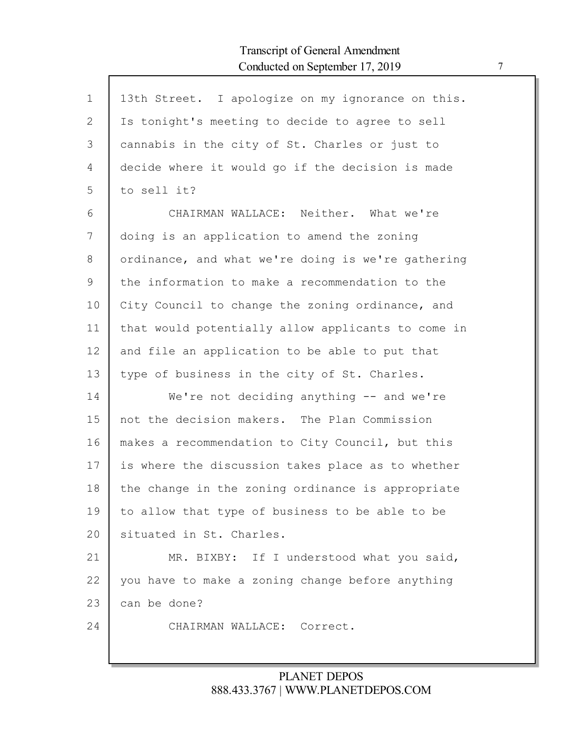13th Street. I apologize on my ignorance on this. Is tonight's meeting to decide to agree to sell cannabis in the city of St. Charles or just to decide where it would go if the decision is made to sell it?

CHAIRMAN WALLACE: Neither. What we're doing is an application to amend the zoning ordinance, and what we're doing is we're gathering the information to make a recommendation to the City Council to change the zoning ordinance, and that would potentially allow applicants to come in and file an application to be able to put that type of business in the city of St. Charles.

We're not deciding anything -- and we're not the decision makers. The Plan Commission makes a recommendation to City Council, but this is where the discussion takes place as to whether the change in the zoning ordinance is appropriate to allow that type of business to be able to be situated in St. Charles.

MR. BIXBY: If I understood what you said, you have to make a zoning change before anything can be done?

CHAIRMAN WALLACE: Correct.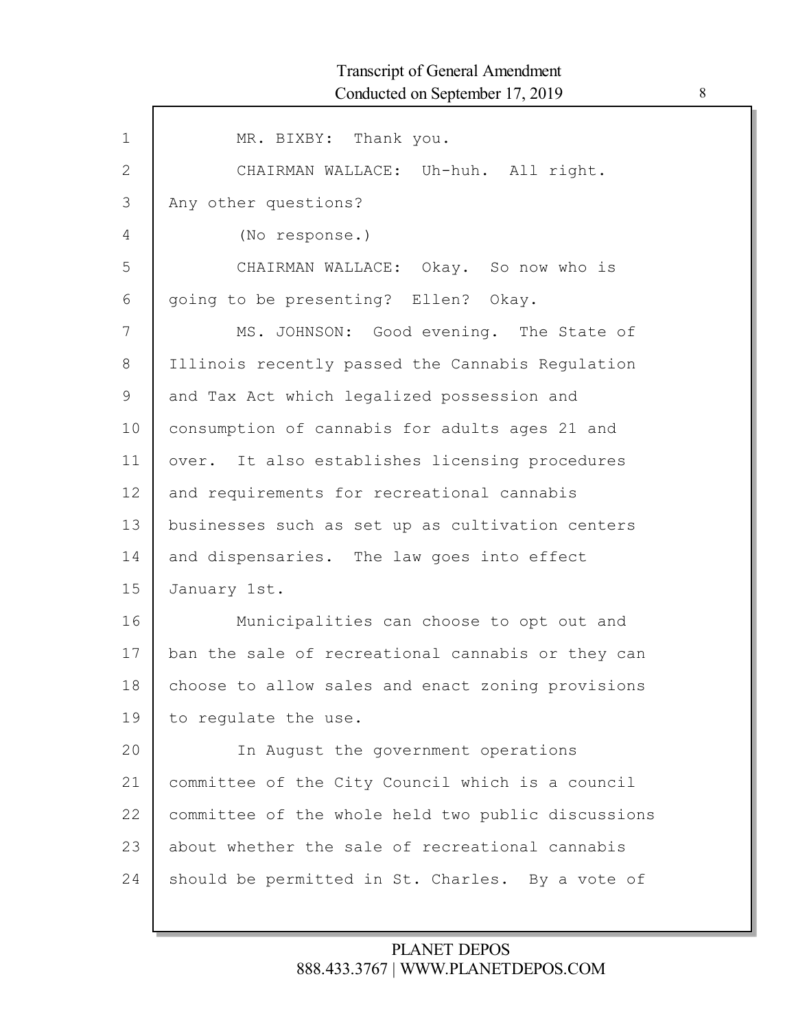MR. BIXBY: Thank you.

CHAIRMAN WALLACE: Uh-huh. All right. Any other questions?

(No response.)

CHAIRMAN WALLACE: Okay. So now who is going to be presenting? Ellen? Okay.

MS. JOHNSON: Good evening. The State of Illinois recently passed the Cannabis Regulation and Tax Act which legalized possession and consumption of cannabis for adults ages 21 and over. It also establishes licensing procedures and requirements for recreational cannabis businesses such as set up as cultivation centers and dispensaries. The law goes into effect January 1st.

Municipalities can choose to opt out and ban the sale of recreational cannabis or they can choose to allow sales and enact zoning provisions to regulate the use.

In August the government operations committee of the City Council which is a council committee of the whole held two public discussions about whether the sale of recreational cannabis should be permitted in St. Charles. By a vote of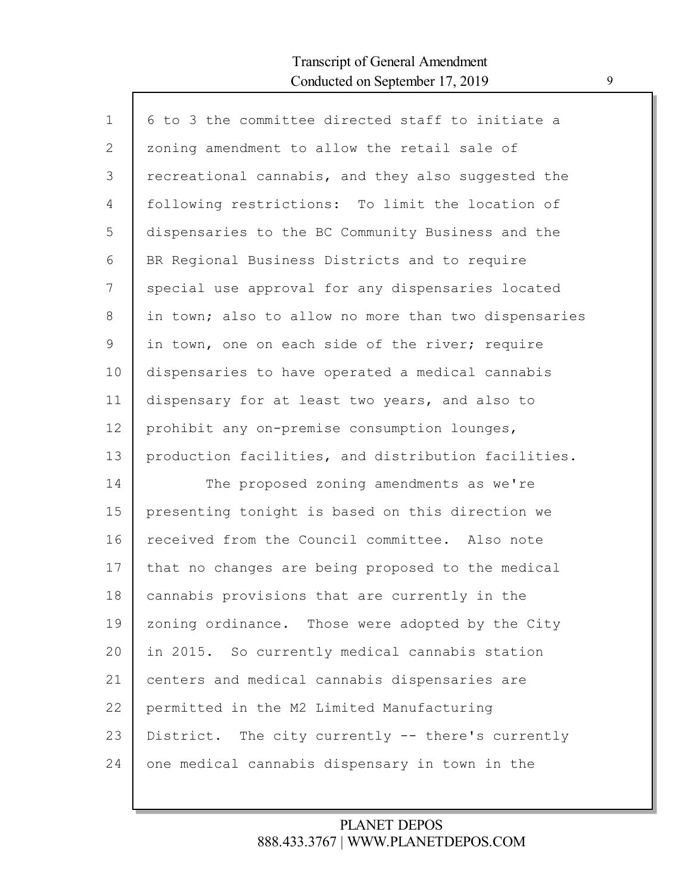6 to 3 the committee directed staff to initiate a zoning amendment to allow the retail sale of recreational cannabis, and they also suggested the following restrictions: To limit the location of dispensaries to the BC Community Business and the BR Regional Business Districts and to require special use approval for any dispensaries located in town; also to allow no more than two dispensaries in town, one on each side of the river; require dispensaries to have operated a medical cannabis dispensary for at least two years, and also to prohibit any on-premise consumption lounges, production facilities, and distribution facilities.

The proposed zoning amendments as we're presenting tonight is based on this direction we received from the Council committee. Also note that no changes are being proposed to the medical cannabis provisions that are currently in the zoning ordinance. Those were adopted by the City in 2015. So currently medical cannabis station centers and medical cannabis dispensaries are permitted in the M2 Limited Manufacturing District. The city currently -- there's currently one medical cannabis dispensary in town in the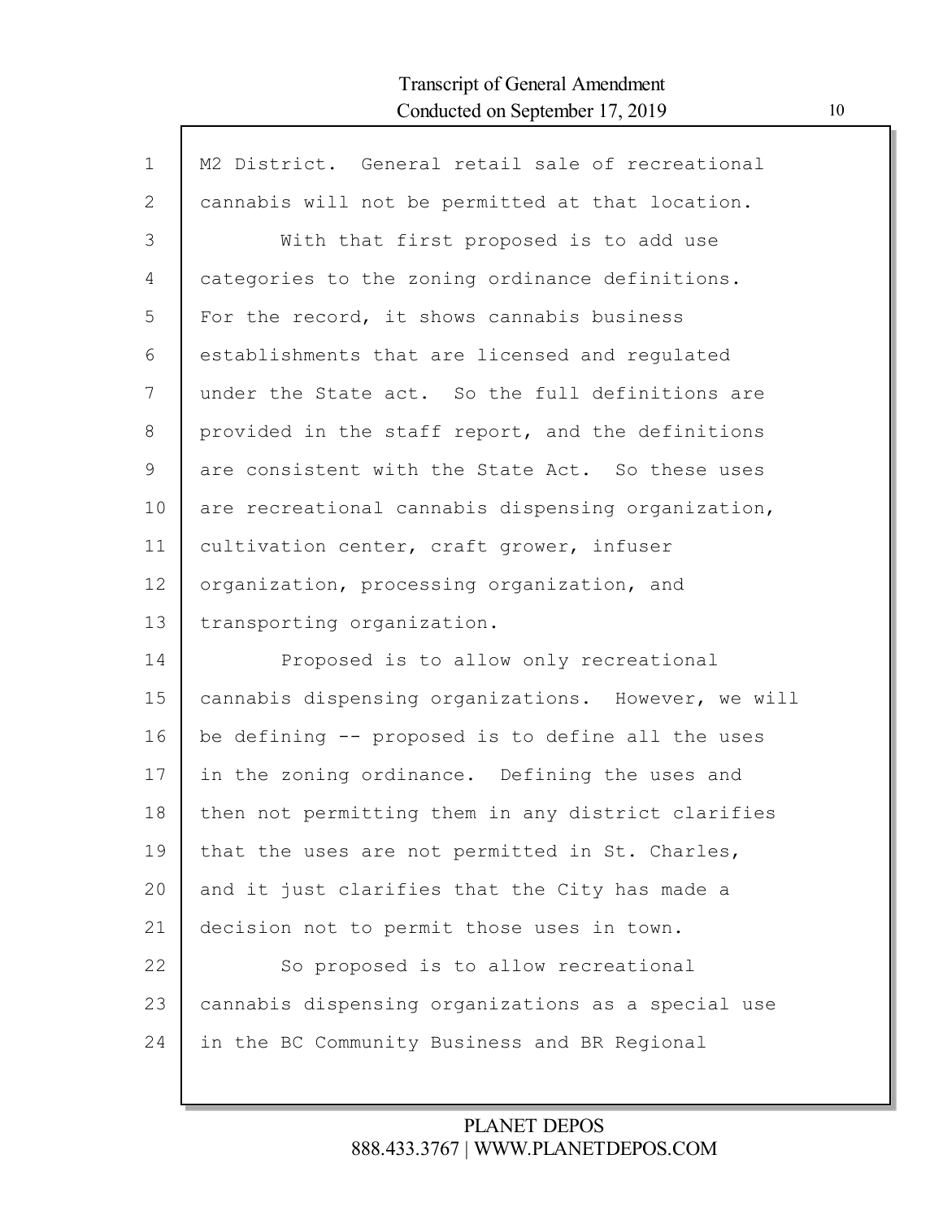M2 District. General retail sale of recreational cannabis will not be permitted at that location.

With that first proposed is to add use categories to the zoning ordinance definitions. For the record, it shows cannabis business establishments that are licensed and regulated under the State act. So the full definitions are provided in the staff report, and the definitions are consistent with the State Act. So these uses are recreational cannabis dispensing organization, cultivation center, craft grower, infuser organization, processing organization, and transporting organization.

Proposed is to allow only recreational cannabis dispensing organizations. However, we will be defining -- proposed is to define all the uses in the zoning ordinance. Defining the uses and then not permitting them in any district clarifies that the uses are not permitted in St. Charles, and it just clarifies that the City has made a decision not to permit those uses in town.

So proposed is to allow recreational cannabis dispensing organizations as a special use in the BC Community Business and BR Regional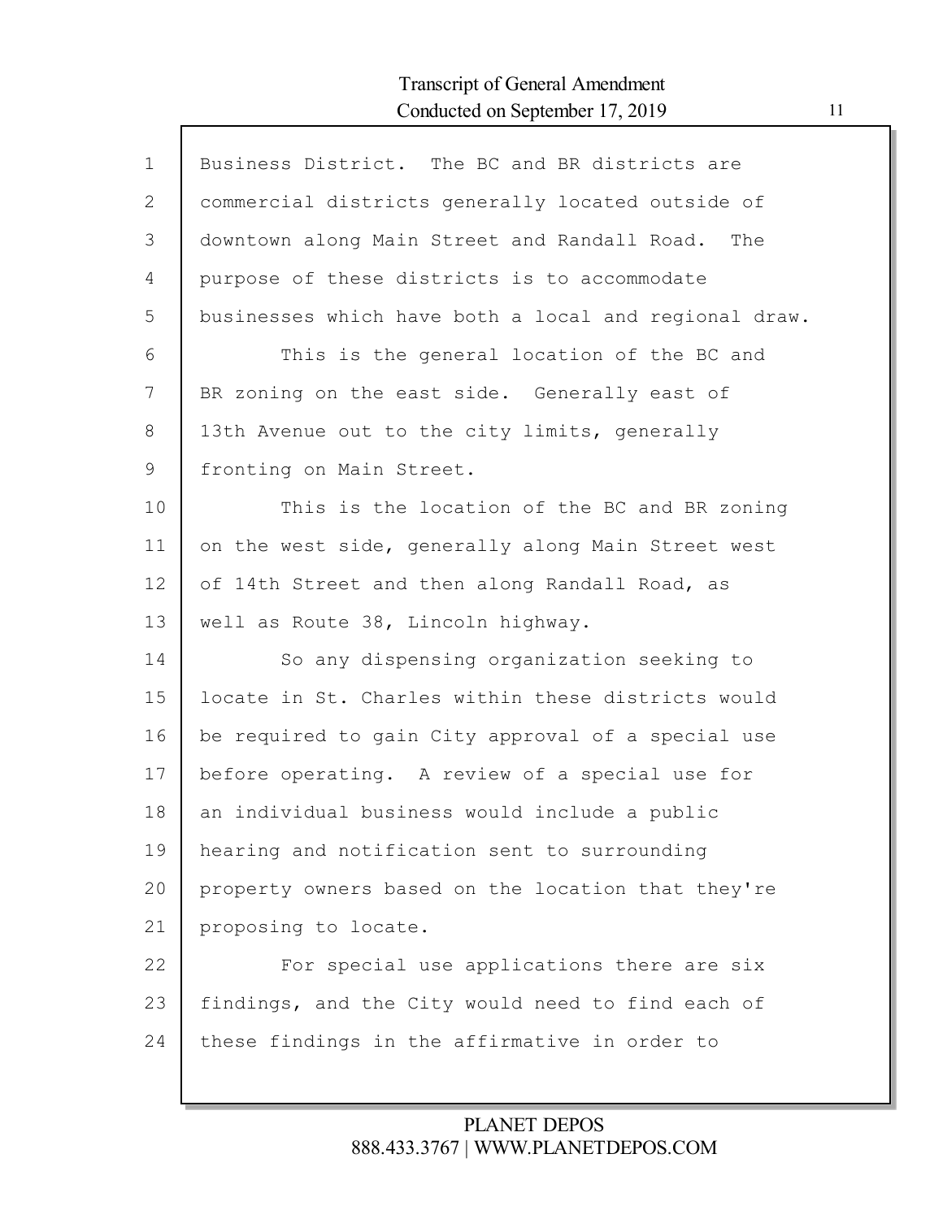Business District. The BC and BR districts are commercial districts generally located outside of downtown along Main Street and Randall Road. The purpose of these districts is to accommodate businesses which have both a local and regional draw.

This is the general location of the BC and BR zoning on the east side. Generally east of 13th Avenue out to the city limits, generally fronting on Main Street.

This is the location of the BC and BR zoning on the west side, generally along Main Street west of 14th Street and then along Randall Road, as well as Route 38, Lincoln highway.

So any dispensing organization seeking to locate in St. Charles within these districts would be required to gain City approval of a special use before operating. A review of a special use for an individual business would include a public hearing and notification sent to surrounding property owners based on the location that they're proposing to locate.

For special use applications there are six findings, and the City would need to find each of these findings in the affirmative in order to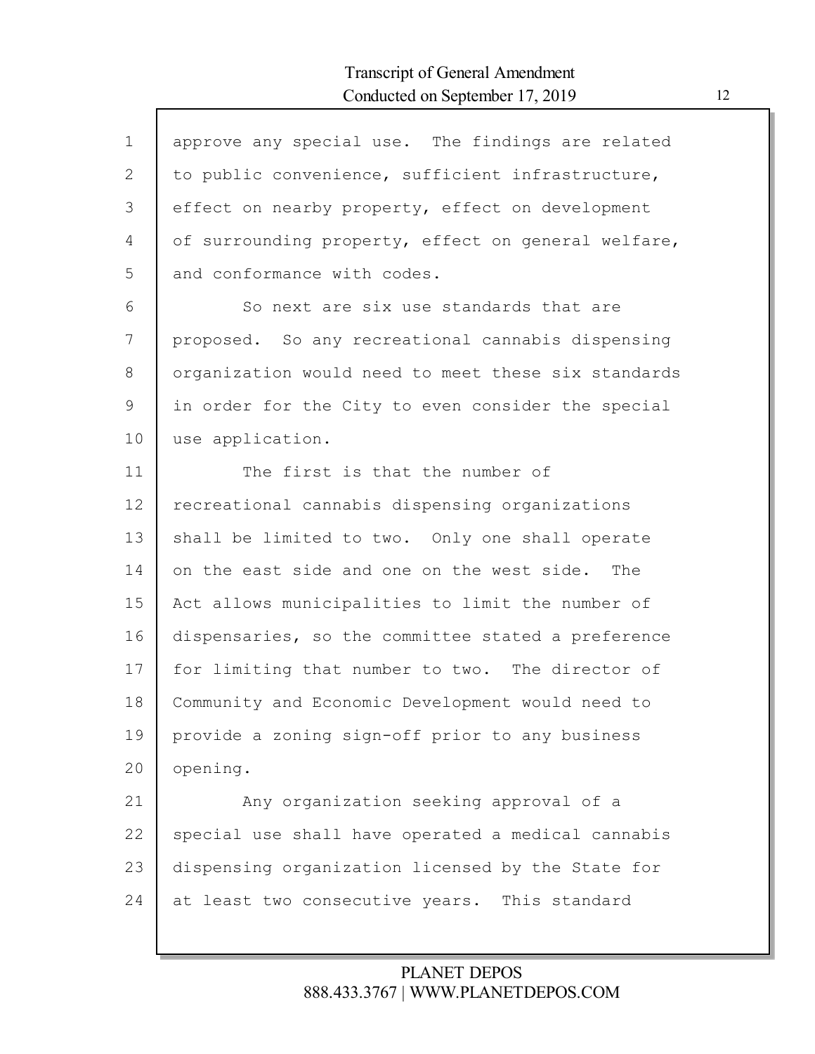approve any special use. The findings are related to public convenience, sufficient infrastructure, effect on nearby property, effect on development of surrounding property, effect on general welfare, and conformance with codes.

So next are six use standards that are proposed. So any recreational cannabis dispensing organization would need to meet these six standards in order for the City to even consider the special use application.

The first is that the number of recreational cannabis dispensing organizations shall be limited to two. Only one shall operate on the east side and one on the west side. The Act allows municipalities to limit the number of dispensaries, so the committee stated a preference for limiting that number to two. The director of Community and Economic Development would need to provide a zoning sign-off prior to any business opening.

Any organization seeking approval of a special use shall have operated a medical cannabis dispensing organization licensed by the State for at least two consecutive years. This standard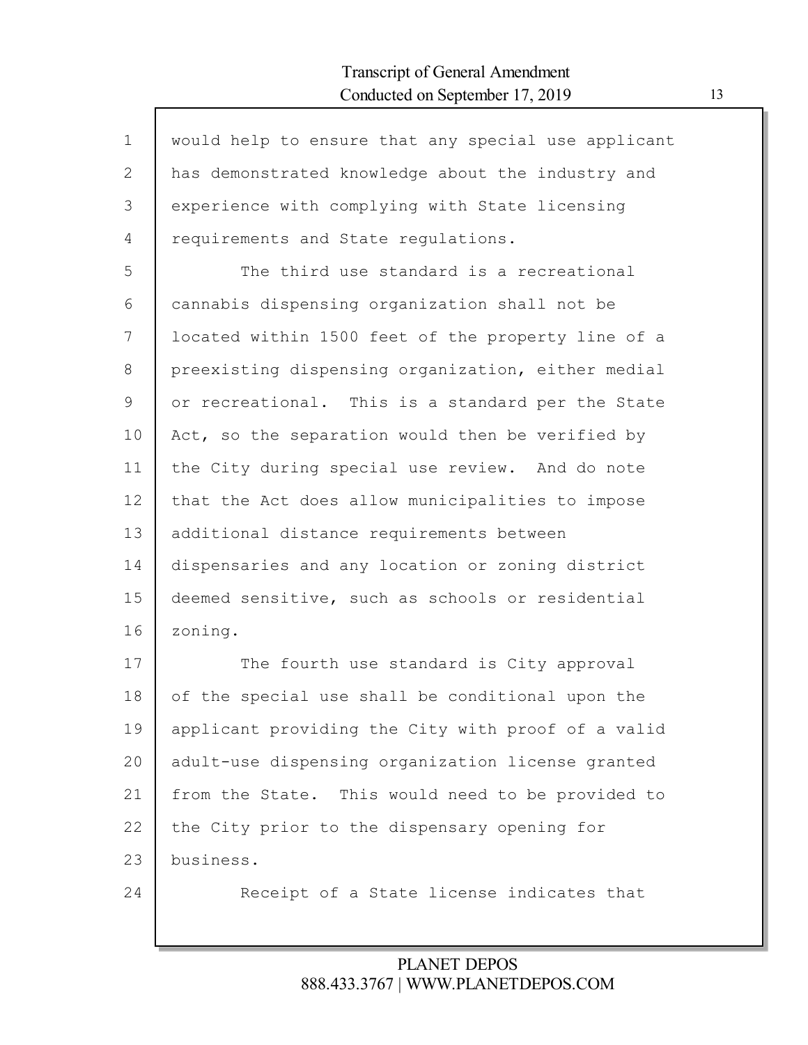would help to ensure that any special use applicant has demonstrated knowledge about the industry and experience with complying with State licensing requirements and State regulations.

The third use standard is a recreational cannabis dispensing organization shall not be located within 1500 feet of the property line of a preexisting dispensing organization, either medial or recreational. This is a standard per the State Act, so the separation would then be verified by the City during special use review. And do note that the Act does allow municipalities to impose additional distance requirements between dispensaries and any location or zoning district deemed sensitive, such as schools or residential zoning.

The fourth use standard is City approval of the special use shall be conditional upon the applicant providing the City with proof of a valid adult-use dispensing organization license granted from the State. This would need to be provided to the City prior to the dispensary opening for business.

Receipt of a State license indicates that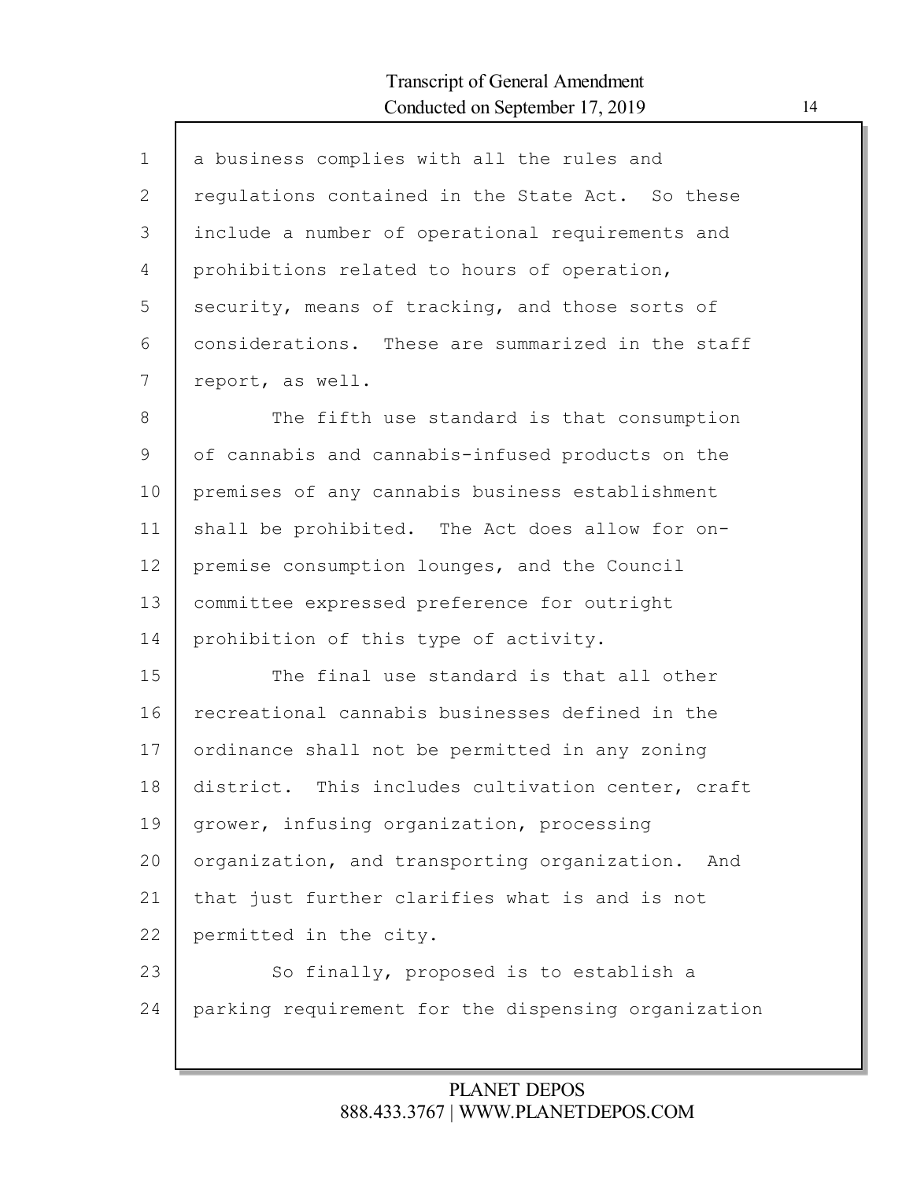a business complies with all the rules and regulations contained in the State Act. So these include a number of operational requirements and prohibitions related to hours of operation, security, means of tracking, and those sorts of considerations. These are summarized in the staff report, as well.

The fifth use standard is that consumption of cannabis and cannabis-infused products on the premises of any cannabis business establishment shall be prohibited. The Act does allow for on-premise consumption lounges, and the Council committee expressed preference for outright prohibition of this type of activity.

The final use standard is that all other recreational cannabis businesses defined in the ordinance shall not be permitted in any zoning district. This includes cultivation center, craft grower, infusing organization, processing organization, and transporting organization. And that just further clarifies what is and is not permitted in the city.

So finally, proposed is to establish a parking requirement for the dispensing organization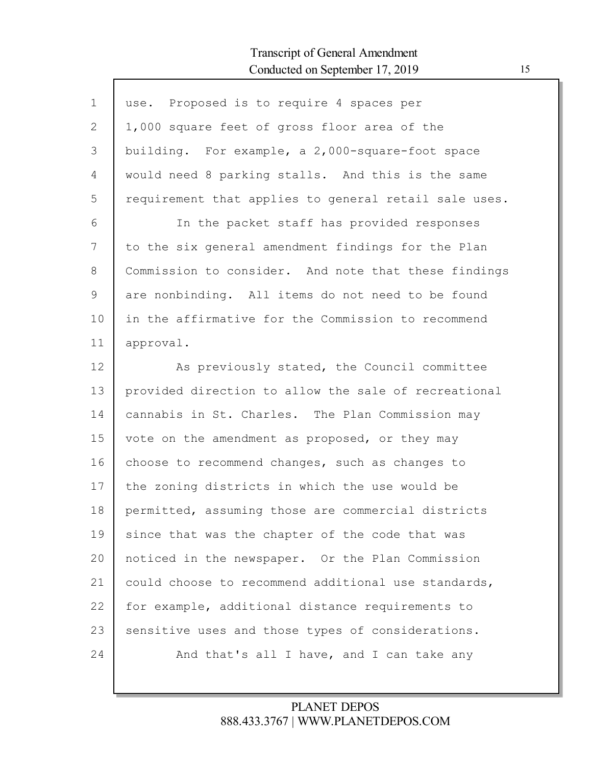use. Proposed is to require 4 spaces per 1,000 square feet of gross floor area of the building. For example, a 2,000-square-foot space would need 8 parking stalls. And this is the same requirement that applies to general retail sale uses.

In the packet staff has provided responses to the six general amendment findings for the Plan Commission to consider. And note that these findings are nonbinding. All items do not need to be found in the affirmative for the Commission to recommend approval.

As previously stated, the Council committee provided direction to allow the sale of recreational cannabis in St. Charles. The Plan Commission may vote on the amendment as proposed, or they may choose to recommend changes, such as changes to the zoning districts in which the use would be permitted, assuming those are commercial districts since that was the chapter of the code that was noticed in the newspaper. Or the Plan Commission could choose to recommend additional use standards, for example, additional distance requirements to sensitive uses and those types of considerations.

And that's all I have, and I can take any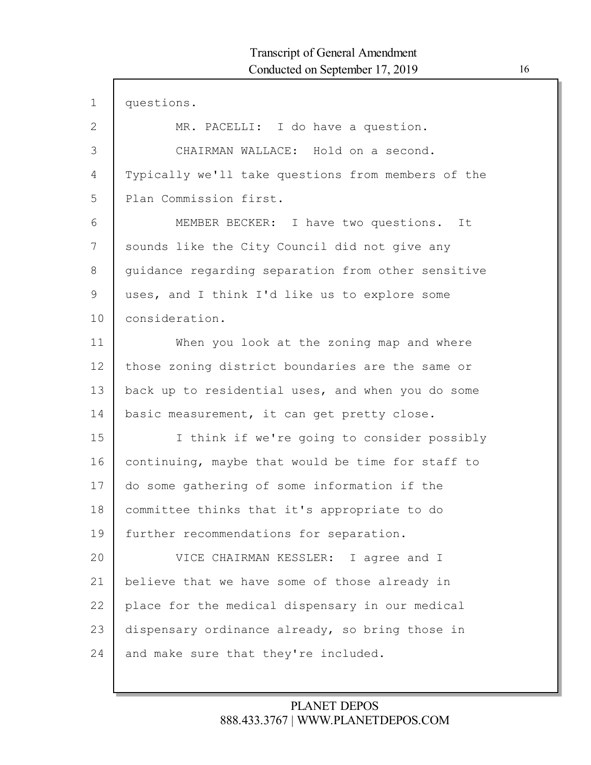questions.

MR. PACELLI: I do have a question.

CHAIRMAN WALLACE: Hold on a second. Typically we'll take questions from members of the Plan Commission first.

MEMBER BECKER: I have two questions. It sounds like the City Council did not give any guidance regarding separation from other sensitive uses, and I think I'd like us to explore some consideration.

When you look at the zoning map and where those zoning district boundaries are the same or back up to residential uses, and when you do some basic measurement, it can get pretty close.

I think if we're going to consider possibly continuing, maybe that would be time for staff to do some gathering of some information if the committee thinks that it's appropriate to do further recommendations for separation.

VICE CHAIRMAN KESSLER: I agree and I believe that we have some of those already in place for the medical dispensary in our medical dispensary ordinance already, so bring those in and make sure that they're included.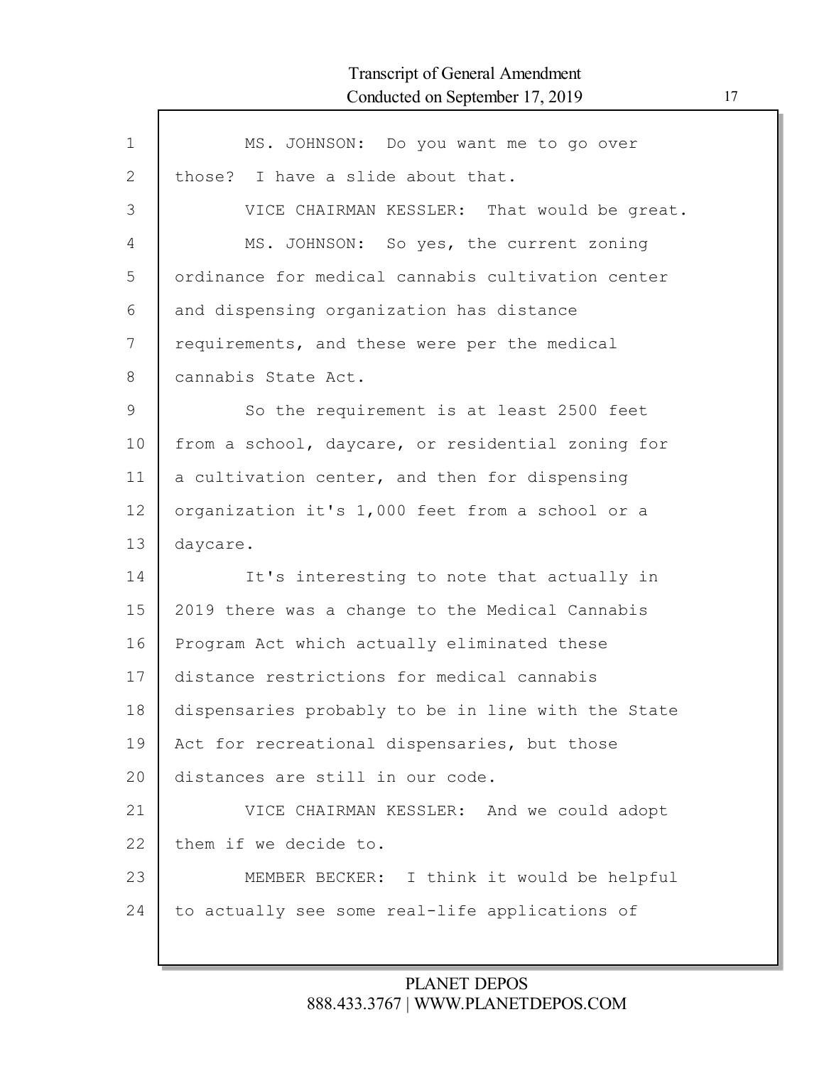MS. JOHNSON: Do you want me to go over those? I have a slide about that.

VICE CHAIRMAN KESSLER: That would be great.

MS. JOHNSON: So yes, the current zoning ordinance for medical cannabis cultivation center and dispensing organization has distance requirements, and these were per the medical cannabis State Act.

So the requirement is at least 2500 feet from a school, daycare, or residential zoning for a cultivation center, and then for dispensing organization it's 1,000 feet from a school or a daycare.

It's interesting to note that actually in 2019 there was a change to the Medical Cannabis Program Act which actually eliminated these distance restrictions for medical cannabis dispensaries probably to be in line with the State Act for recreational dispensaries, but those distances are still in our code.

VICE CHAIRMAN KESSLER: And we could adopt them if we decide to.

MEMBER BECKER: I think it would be helpful to actually see some real-life applications of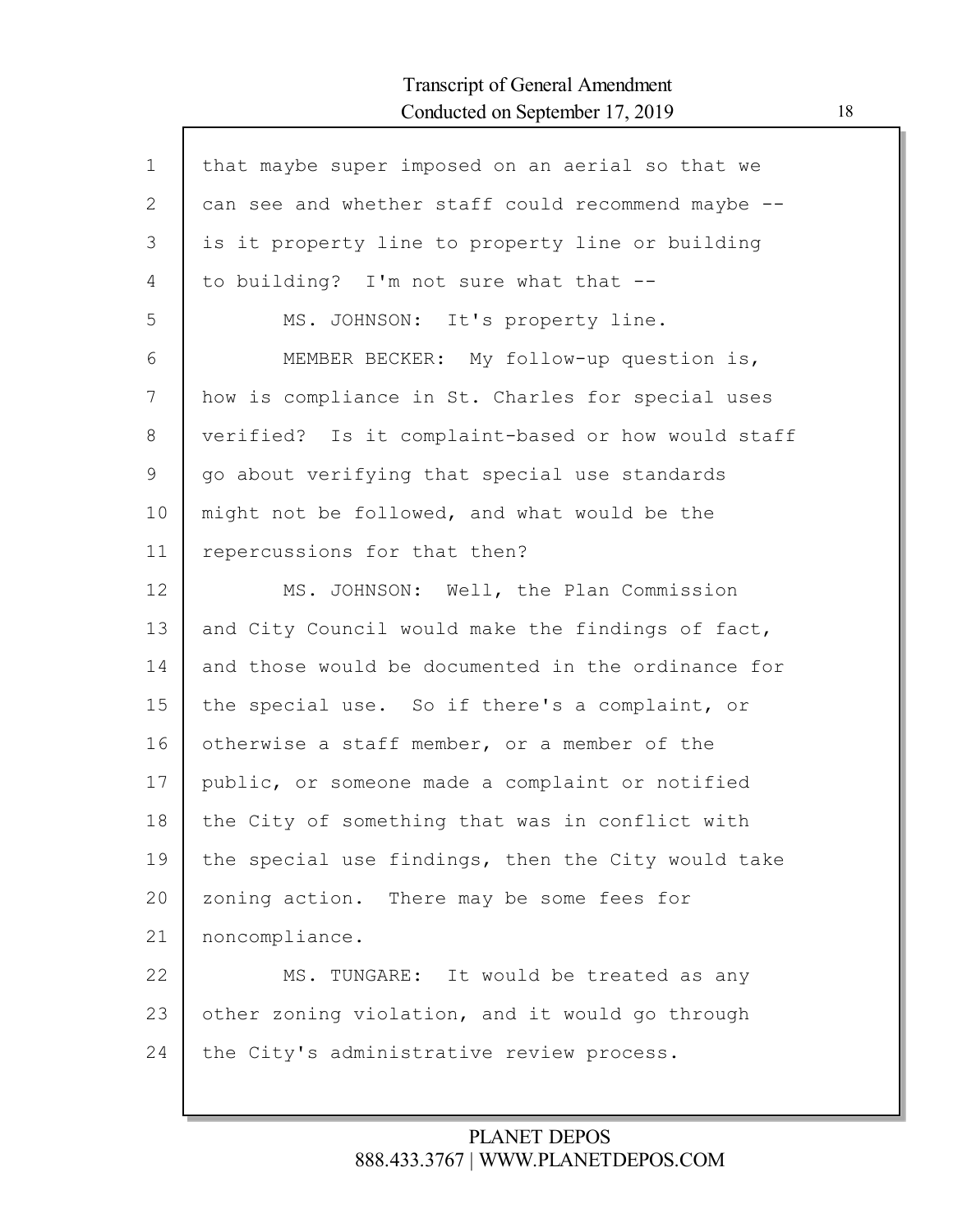that maybe super imposed on an aerial so that we can see and whether staff could recommend maybe -- is it property line to property line or building to building? I'm not sure what that --

MS. JOHNSON: It's property line.

MEMBER BECKER: My follow-up question is, how is compliance in St. Charles for special uses verified? Is it complaint-based or how would staff go about verifying that special use standards might not be followed, and what would be the repercussions for that then?

MS. JOHNSON: Well, the Plan Commission and City Council would make the findings of fact, and those would be documented in the ordinance for the special use. So if there's a complaint, or otherwise a staff member, or a member of the public, or someone made a complaint or notified the City of something that was in conflict with the special use findings, then the City would take zoning action. There may be some fees for noncompliance.

MS. TUNGARE: It would be treated as any other zoning violation, and it would go through the City's administrative review process.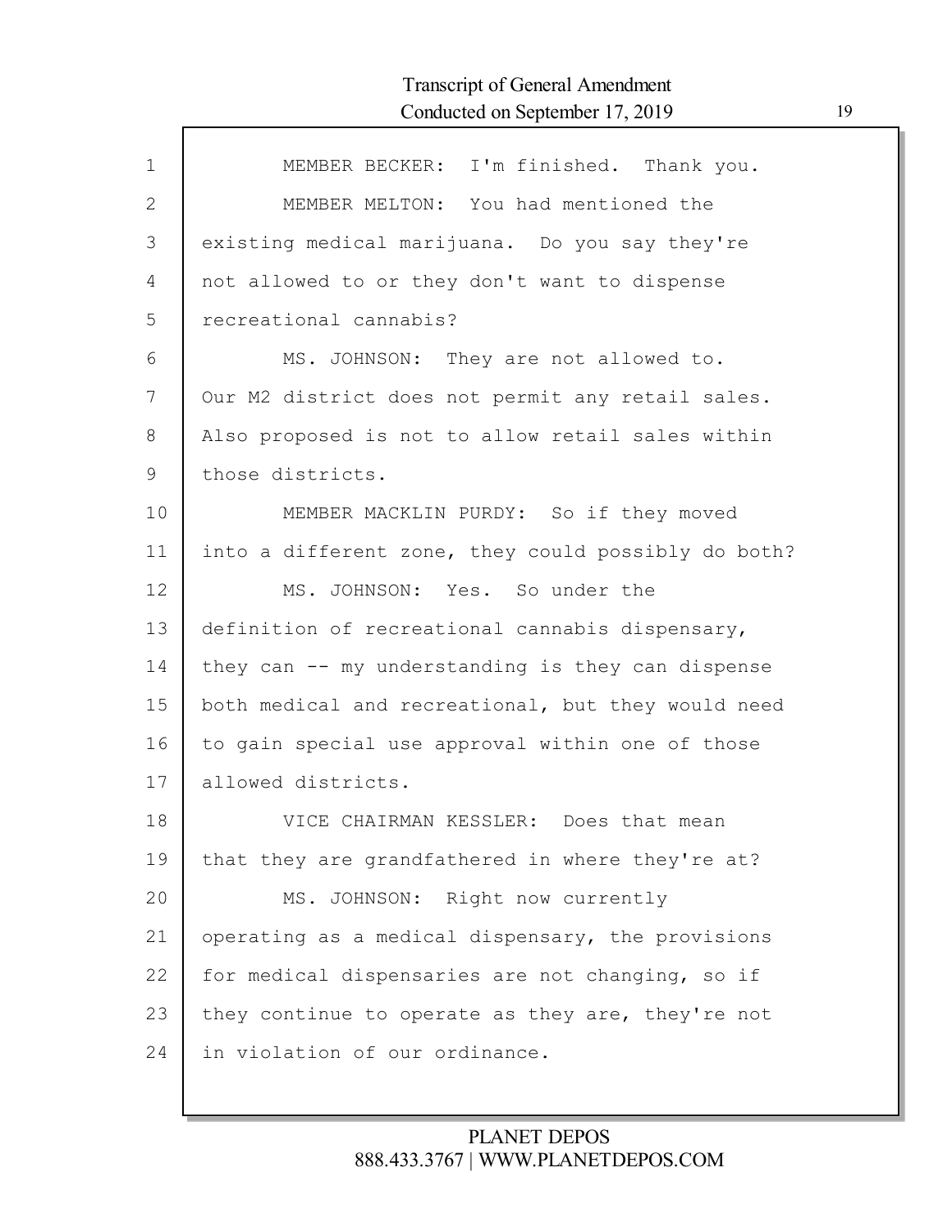MEMBER BECKER: I'm finished. Thank you.

MEMBER MELTON: You had mentioned the existing medical marijuana. Do you say they're not allowed to or they don't want to dispense recreational cannabis?

MS. JOHNSON: They are not allowed to. Our M2 district does not permit any retail sales. Also proposed is not to allow retail sales within those districts.

MEMBER MACKLIN PURDY: So if they moved into a different zone, they could possibly do both?

MS. JOHNSON: Yes. So under the definition of recreational cannabis dispensary, they can -- my understanding is they can dispense both medical and recreational, but they would need to gain special use approval within one of those allowed districts.

VICE CHAIRMAN KESSLER: Does that mean that they are grandfathered in where they're at?

MS. JOHNSON: Right now currently operating as a medical dispensary, the provisions for medical dispensaries are not changing, so if they continue to operate as they are, they're not in violation of our ordinance.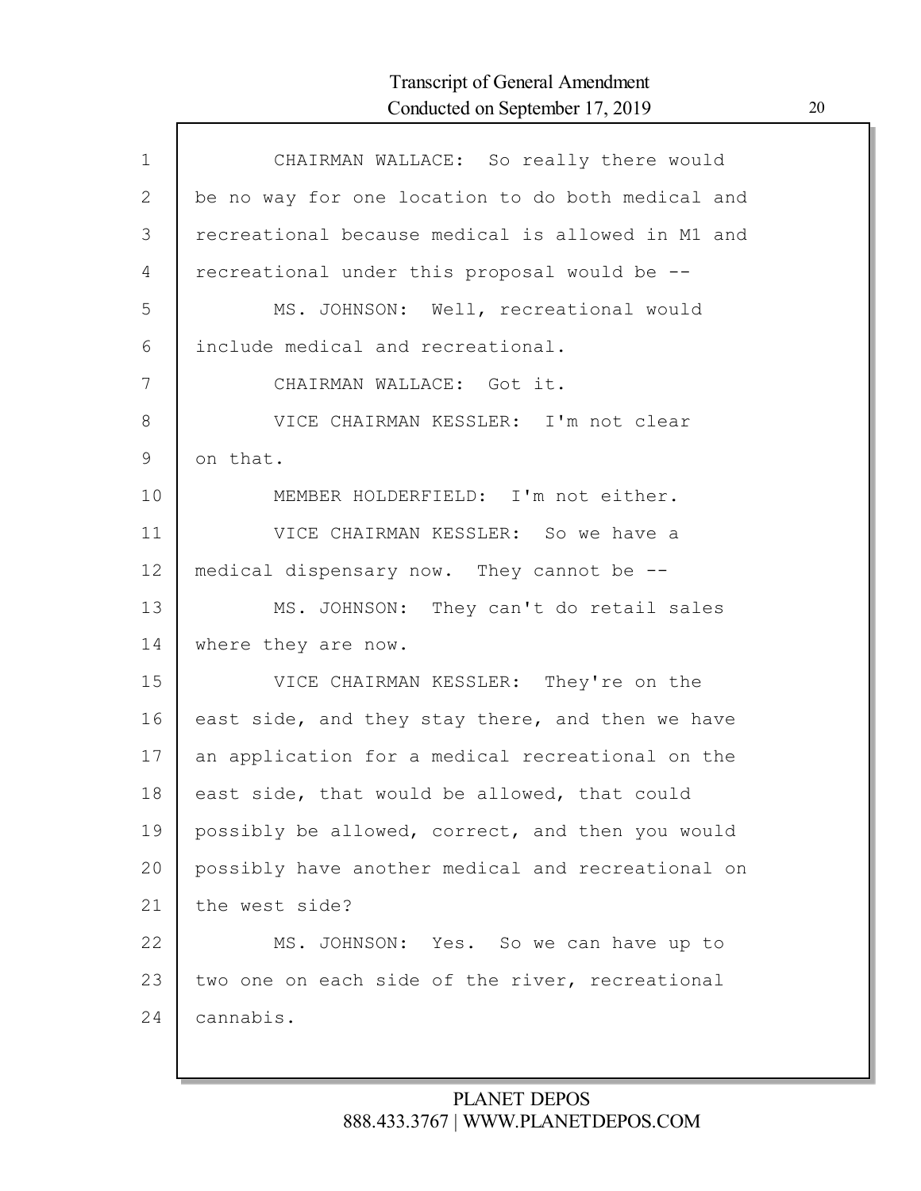CHAIRMAN WALLACE: So really there would be no way for one location to do both medical and recreational because medical is allowed in M1 and recreational under this proposal would be --

MS. JOHNSON: Well, recreational would include medical and recreational.

CHAIRMAN WALLACE: Got it.

VICE CHAIRMAN KESSLER: I'm not clear on that.

MEMBER HOLDERFIELD: I'm not either.

VICE CHAIRMAN KESSLER: So we have a medical dispensary now. They cannot be --

MS. JOHNSON: They can't do retail sales where they are now.

VICE CHAIRMAN KESSLER: They're on the east side, and they stay there, and then we have an application for a medical recreational on the east side, that would be allowed, that could possibly be allowed, correct, and then you would possibly have another medical and recreational on the west side?

MS. JOHNSON: Yes. So we can have up to two one on each side of the river, recreational cannabis.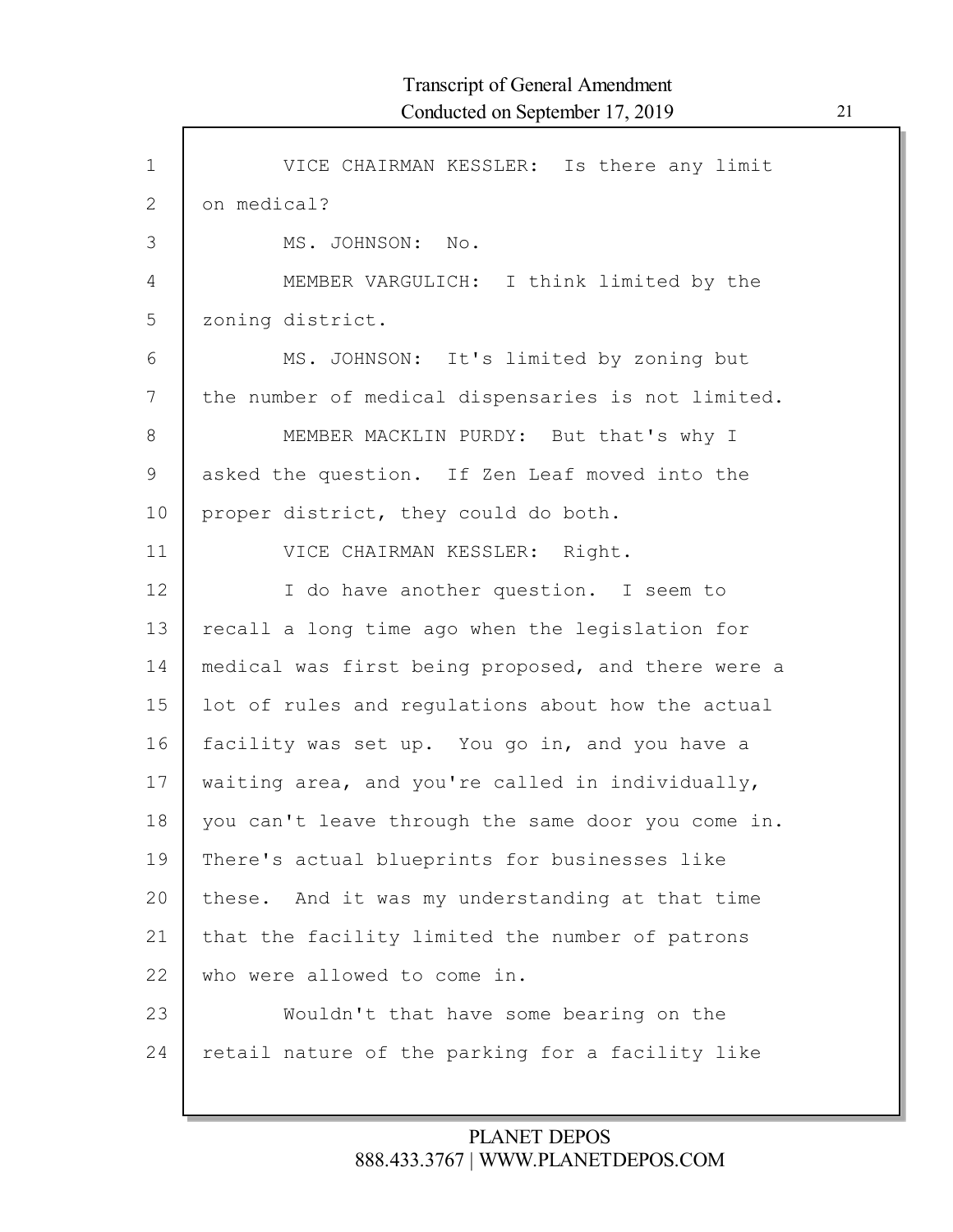VICE CHAIRMAN KESSLER: Is there any limit on medical?

MS. JOHNSON: No.

MEMBER VARGULICH: I think limited by the zoning district.

MS. JOHNSON: It's limited by zoning but the number of medical dispensaries is not limited.

MEMBER MACKLIN PURDY: But that's why I asked the question. If Zen Leaf moved into the proper district, they could do both.

VICE CHAIRMAN KESSLER: Right.

I do have another question. I seem to recall a long time ago when the legislation for medical was first being proposed, and there were a lot of rules and regulations about how the actual facility was set up. You go in, and you have a waiting area, and you're called in individually, you can't leave through the same door you come in. There's actual blueprints for businesses like these. And it was my understanding at that time that the facility limited the number of patrons who were allowed to come in.

Wouldn't that have some bearing on the retail nature of the parking for a facility like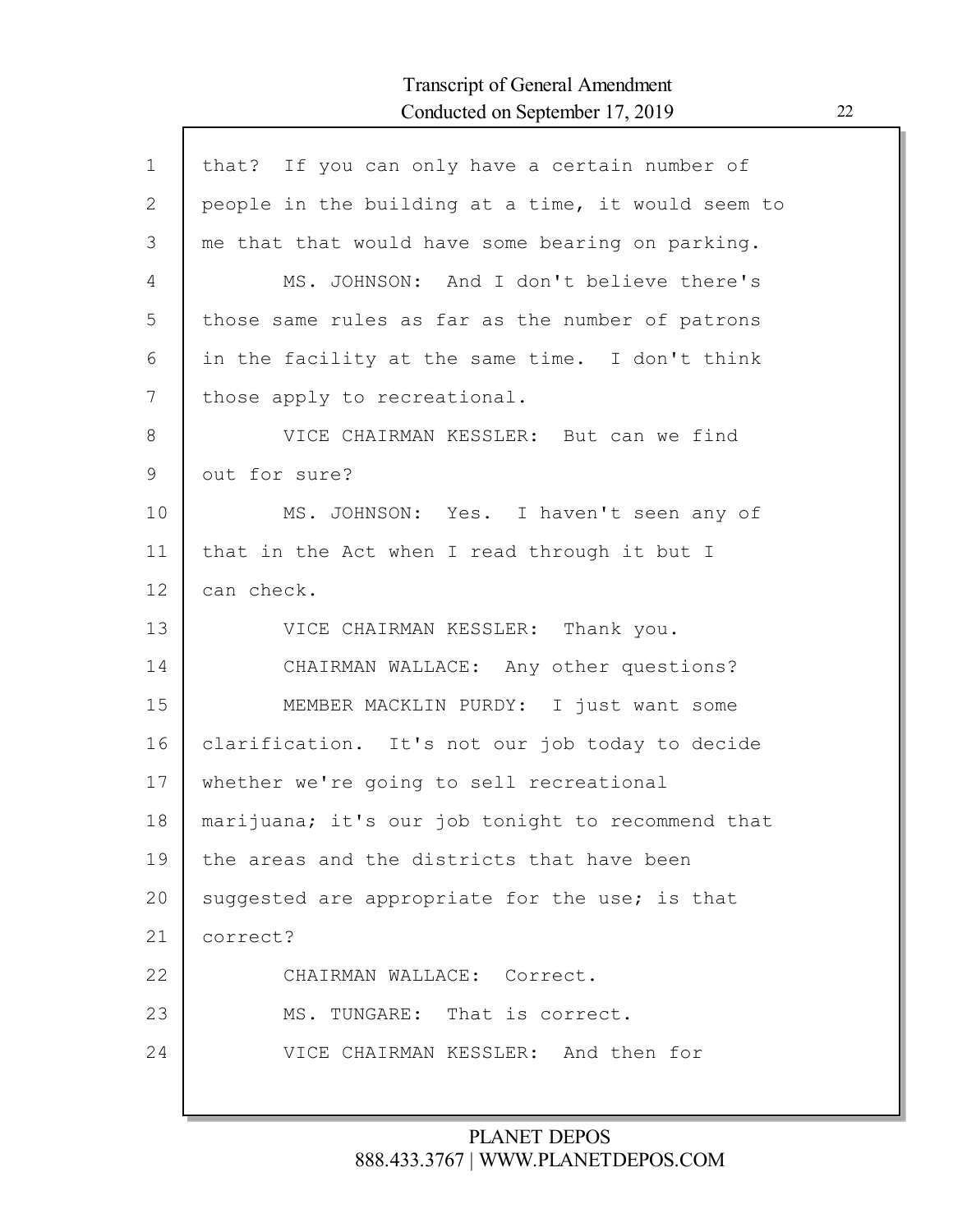that? If you can only have a certain number of people in the building at a time, it would seem to me that that would have some bearing on parking.

MS. JOHNSON: And I don't believe there's those same rules as far as the number of patrons in the facility at the same time. I don't think those apply to recreational.

VICE CHAIRMAN KESSLER: But can we find out for sure?

MS. JOHNSON: Yes. I haven't seen any of that in the Act when I read through it but I can check.

VICE CHAIRMAN KESSLER: Thank you.

CHAIRMAN WALLACE: Any other questions?

MEMBER MACKLIN PURDY: I just want some clarification. It's not our job today to decide whether we're going to sell recreational marijuana; it's our job tonight to recommend that the areas and the districts that have been suggested are appropriate for the use; is that correct?

CHAIRMAN WALLACE: Correct.

MS. TUNGARE: That is correct.

VICE CHAIRMAN KESSLER: And then for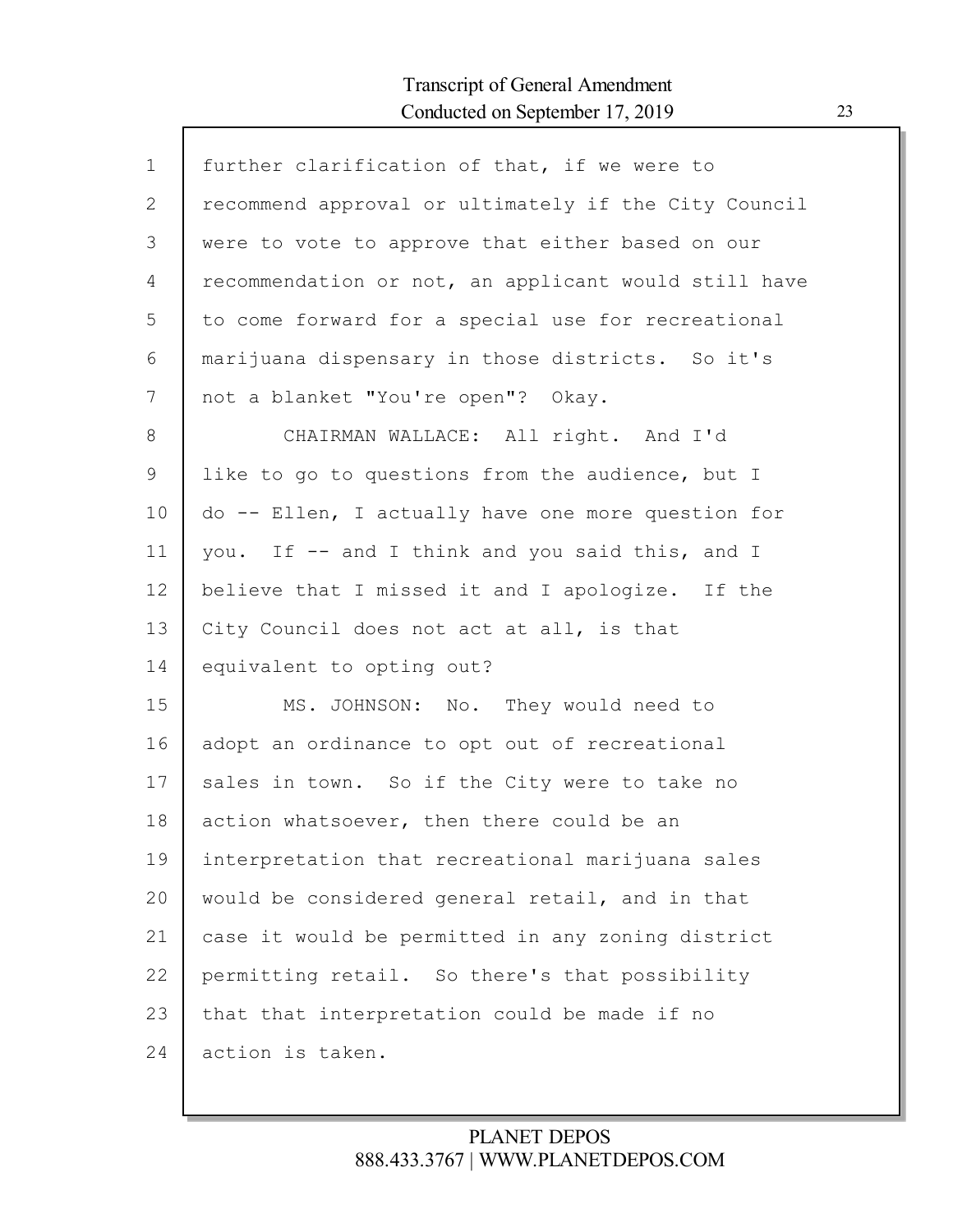further clarification of that, if we were to recommend approval or ultimately if the City Council were to vote to approve that either based on our recommendation or not, an applicant would still have to come forward for a special use for recreational marijuana dispensary in those districts. So it's not a blanket "You're open"? Okay.

CHAIRMAN WALLACE: All right. And I'd like to go to questions from the audience, but I do -- Ellen, I actually have one more question for you. If -- and I think and you said this, and I believe that I missed it and I apologize. If the City Council does not act at all, is that equivalent to opting out?

MS. JOHNSON: No. They would need to adopt an ordinance to opt out of recreational sales in town. So if the City were to take no action whatsoever, then there could be an interpretation that recreational marijuana sales would be considered general retail, and in that case it would be permitted in any zoning district permitting retail. So there's that possibility that that interpretation could be made if no action is taken.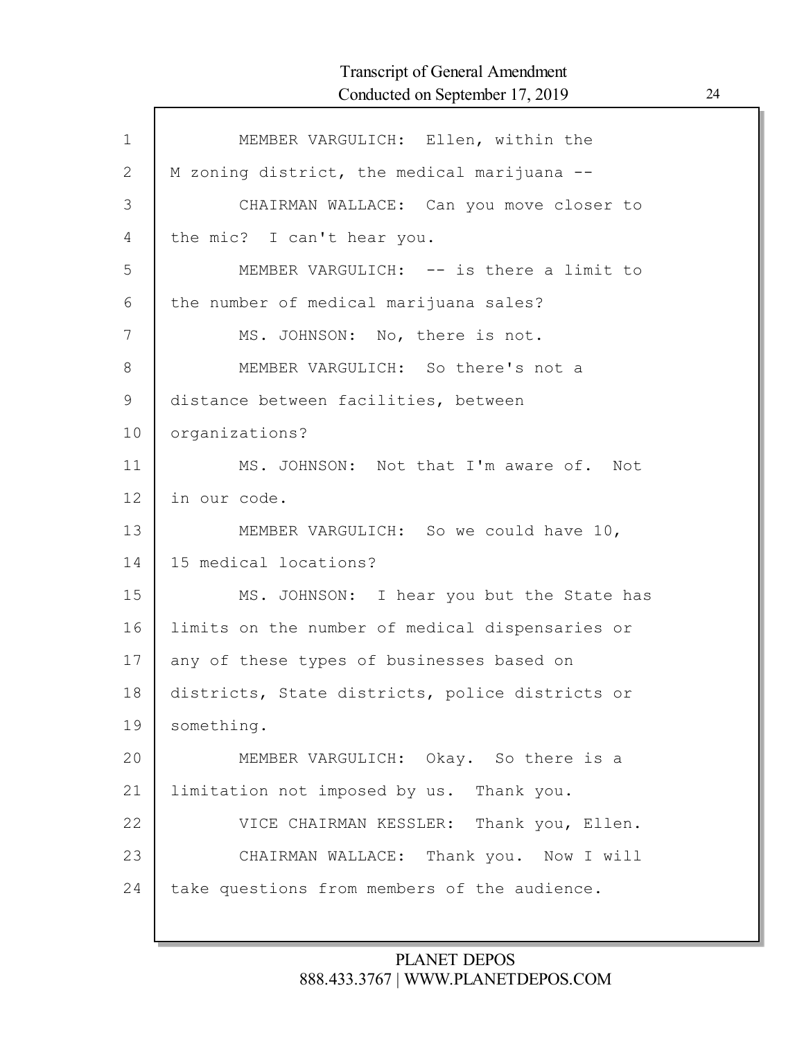MEMBER VARGULICH: Ellen, within the M zoning district, the medical marijuana --

CHAIRMAN WALLACE: Can you move closer to the mic? I can't hear you.

MEMBER VARGULICH: -- is there a limit to the number of medical marijuana sales?

MS. JOHNSON: No, there is not.

MEMBER VARGULICH: So there's not a distance between facilities, between organizations?

MS. JOHNSON: Not that I'm aware of. Not in our code.

MEMBER VARGULICH: So we could have 10, 15 medical locations?

MS. JOHNSON: I hear you but the State has limits on the number of medical dispensaries or any of these types of businesses based on districts, State districts, police districts or something.

MEMBER VARGULICH: Okay. So there is a limitation not imposed by us. Thank you.

VICE CHAIRMAN KESSLER: Thank you, Ellen.

CHAIRMAN WALLACE: Thank you. Now I will take questions from members of the audience.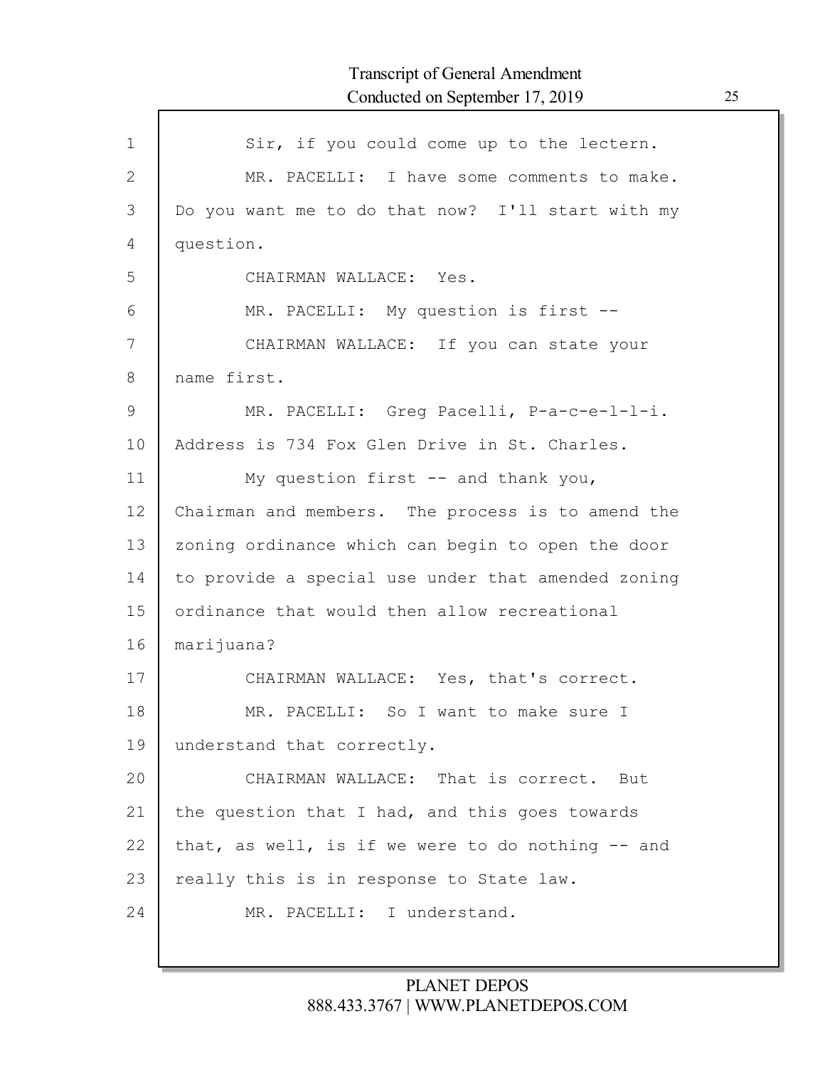Sir, if you could come up to the lectern.

MR. PACELLI: I have some comments to make. Do you want me to do that now? I'll start with my question.

CHAIRMAN WALLACE: Yes.

MR. PACELLI: My question is first --

CHAIRMAN WALLACE: If you can state your name first.

MR. PACELLI: Greg Pacelli, P-a-c-e-l-l-i. Address is 734 Fox Glen Drive in St. Charles.

My question first -- and thank you, Chairman and members. The process is to amend the zoning ordinance which can begin to open the door to provide a special use under that amended zoning ordinance that would then allow recreational marijuana?

CHAIRMAN WALLACE: Yes, that's correct.

MR. PACELLI: So I want to make sure I understand that correctly.

CHAIRMAN WALLACE: That is correct. But the question that I had, and this goes towards that, as well, is if we were to do nothing -- and really this is in response to State law.

MR. PACELLI: I understand.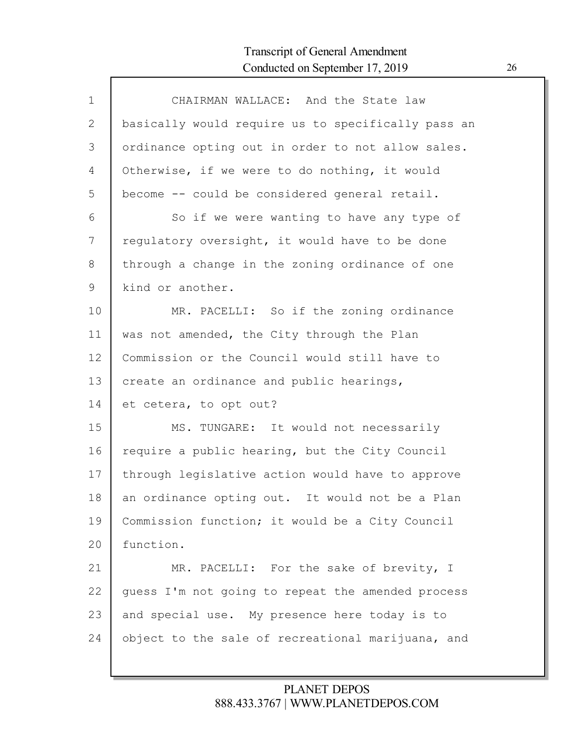CHAIRMAN WALLACE: And the State law basically would require us to specifically pass an ordinance opting out in order to not allow sales. Otherwise, if we were to do nothing, it would become -- could be considered general retail.

So if we were wanting to have any type of regulatory oversight, it would have to be done through a change in the zoning ordinance of one kind or another.

MR. PACELLI: So if the zoning ordinance was not amended, the City through the Plan Commission or the Council would still have to create an ordinance and public hearings, et cetera, to opt out?

MS. TUNGARE: It would not necessarily require a public hearing, but the City Council through legislative action would have to approve an ordinance opting out. It would not be a Plan Commission function; it would be a City Council function.

MR. PACELLI: For the sake of brevity, I guess I'm not going to repeat the amended process and special use. My presence here today is to object to the sale of recreational marijuana, and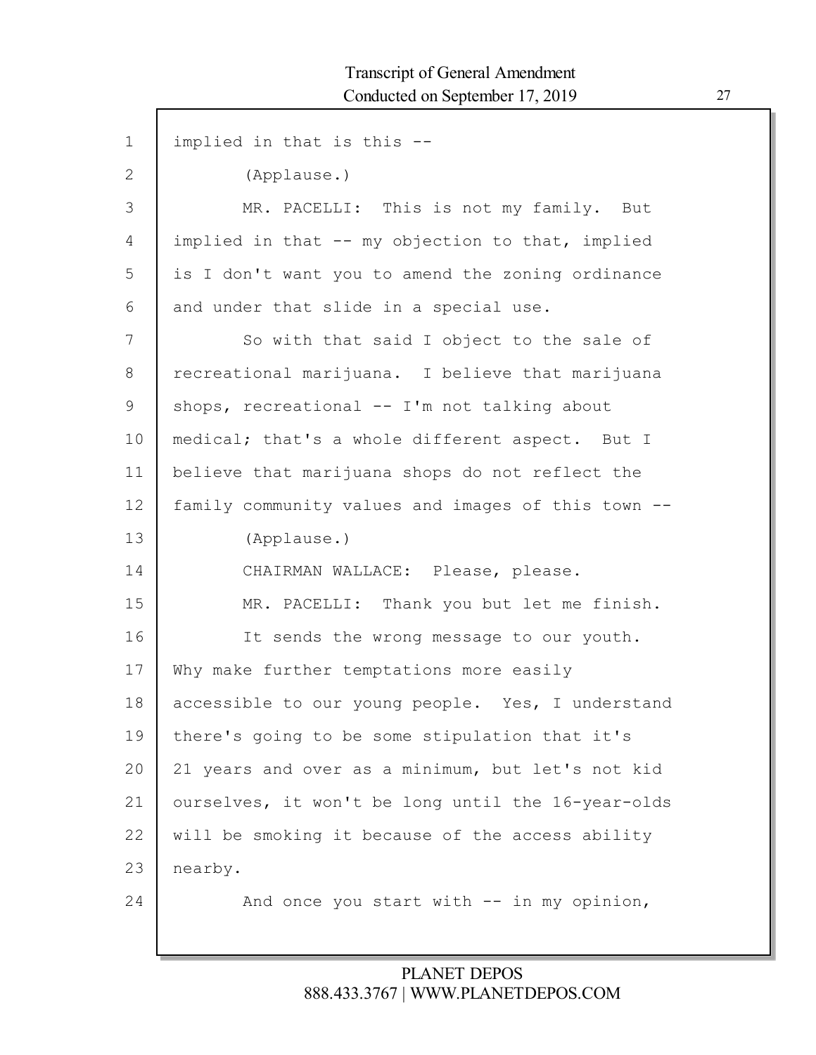implied in that is this --

(Applause.)

MR. PACELLI: This is not my family. But implied in that -- my objection to that, implied is I don't want you to amend the zoning ordinance and under that slide in a special use.

So with that said I object to the sale of recreational marijuana. I believe that marijuana shops, recreational -- I'm not talking about medical; that's a whole different aspect. But I believe that marijuana shops do not reflect the family community values and images of this town --

(Applause.)

CHAIRMAN WALLACE: Please, please.

MR. PACELLI: Thank you but let me finish.

It sends the wrong message to our youth. Why make further temptations more easily accessible to our young people. Yes, I understand there's going to be some stipulation that it's 21 years and over as a minimum, but let's not kid ourselves, it won't be long until the 16-year-olds will be smoking it because of the access ability nearby.

And once you start with -- in my opinion,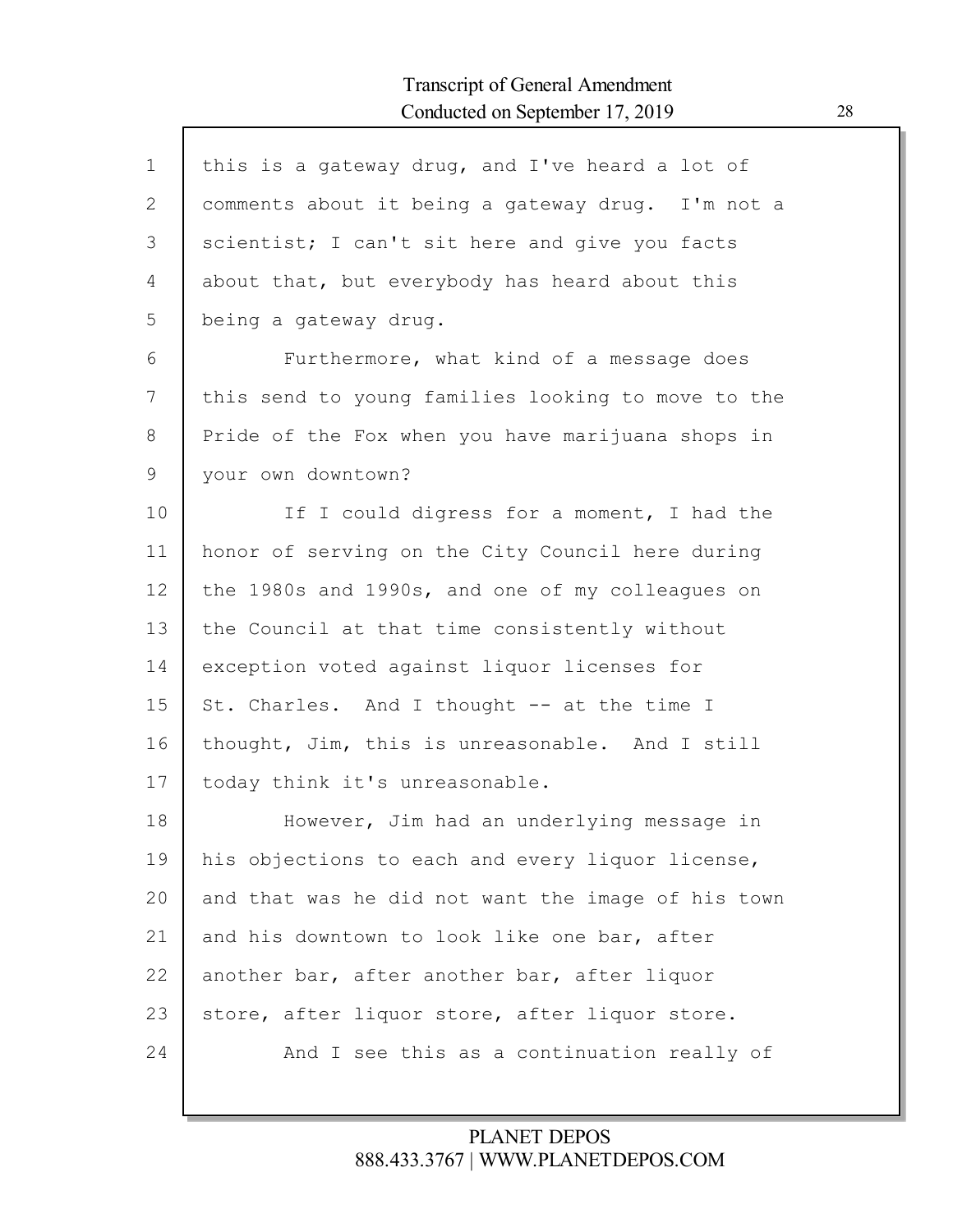this is a gateway drug, and I've heard a lot of comments about it being a gateway drug. I'm not a scientist; I can't sit here and give you facts about that, but everybody has heard about this being a gateway drug.

Furthermore, what kind of a message does this send to young families looking to move to the Pride of the Fox when you have marijuana shops in your own downtown?

If I could digress for a moment, I had the honor of serving on the City Council here during the 1980s and 1990s, and one of my colleagues on the Council at that time consistently without exception voted against liquor licenses for St. Charles. And I thought -- at the time I thought, Jim, this is unreasonable. And I still today think it's unreasonable.

However, Jim had an underlying message in his objections to each and every liquor license, and that was he did not want the image of his town and his downtown to look like one bar, after another bar, after another bar, after liquor store, after liquor store, after liquor store.

And I see this as a continuation really of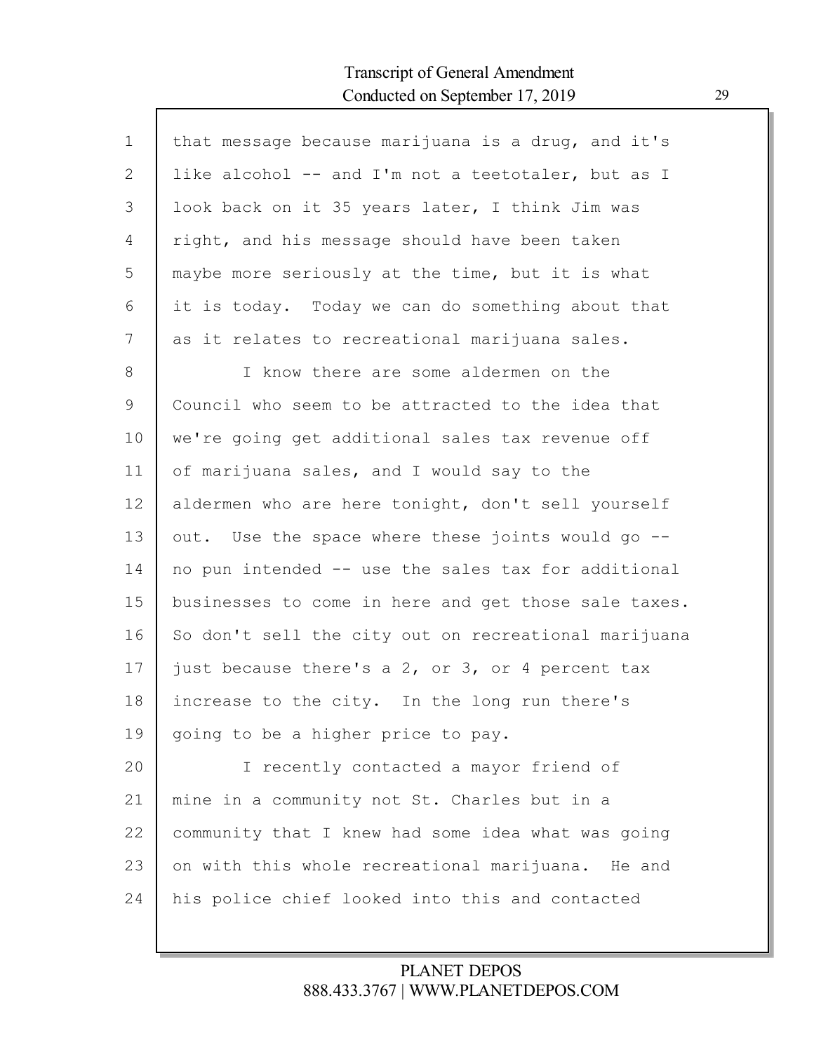1 that message because marijuana is a drug, and it's
2 like alcohol -- and I'm not a teetotaler, but as I
3 look back on it 35 years later, I think Jim was
4 right, and his message should have been taken
5 maybe more seriously at the time, but it is what
6 it is today. Today we can do something about that
7 as it relates to recreational marijuana sales.
8 I know there are some aldermen on the
9 Council who seem to be attracted to the idea that
10 we're going get additional sales tax revenue off
11 of marijuana sales, and I would say to the
12 aldermen who are here tonight, don't sell yourself
13 out. Use the space where these joints would go --
14 no pun intended -- use the sales tax for additional
15 businesses to come in here and get those sale taxes.
16 So don't sell the city out on recreational marijuana
17 just because there's a 2, or 3, or 4 percent tax
18 increase to the city. In the long run there's
19 going to be a higher price to pay.
20 I recently contacted a mayor friend of
21 mine in a community not St. Charles but in a
22 community that I knew had some idea what was going
23 on with this whole recreational marijuana. He and
24 his police chief looked into this and contacted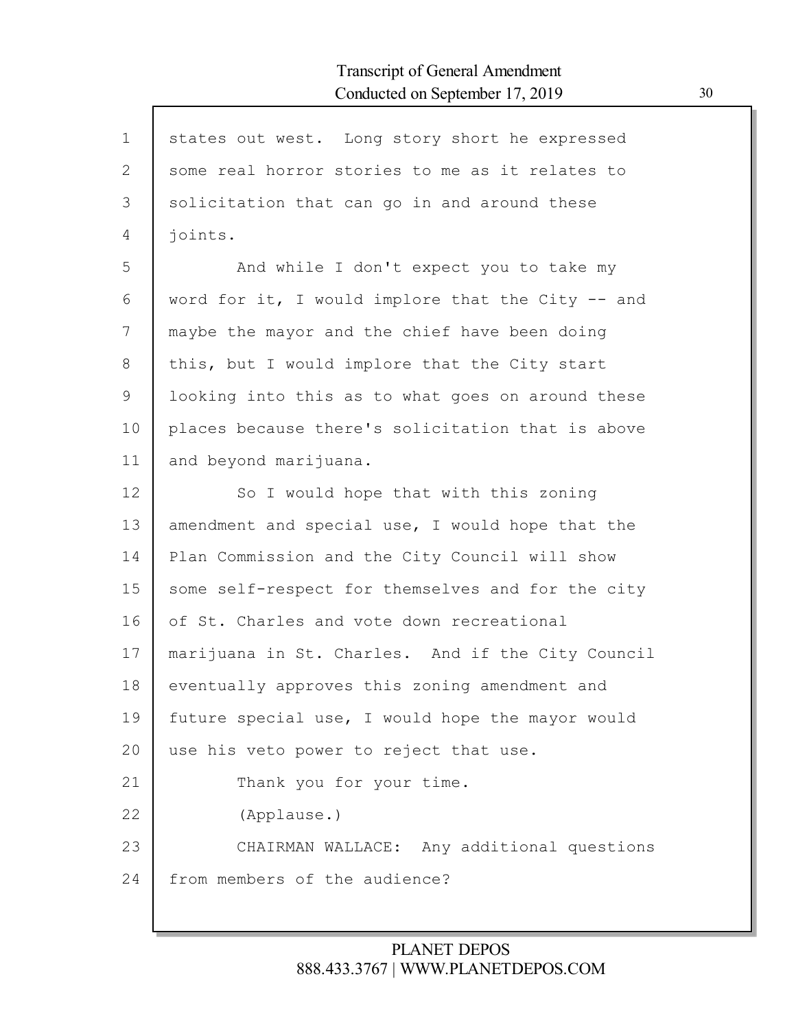states out west. Long story short he expressed some real horror stories to me as it relates to solicitation that can go in and around these joints.

And while I don't expect you to take my word for it, I would implore that the City -- and maybe the mayor and the chief have been doing this, but I would implore that the City start looking into this as to what goes on around these places because there's solicitation that is above and beyond marijuana.

So I would hope that with this zoning amendment and special use, I would hope that the Plan Commission and the City Council will show some self-respect for themselves and for the city of St. Charles and vote down recreational marijuana in St. Charles. And if the City Council eventually approves this zoning amendment and future special use, I would hope the mayor would use his veto power to reject that use.

Thank you for your time.

(Applause.)

CHAIRMAN WALLACE: Any additional questions from members of the audience?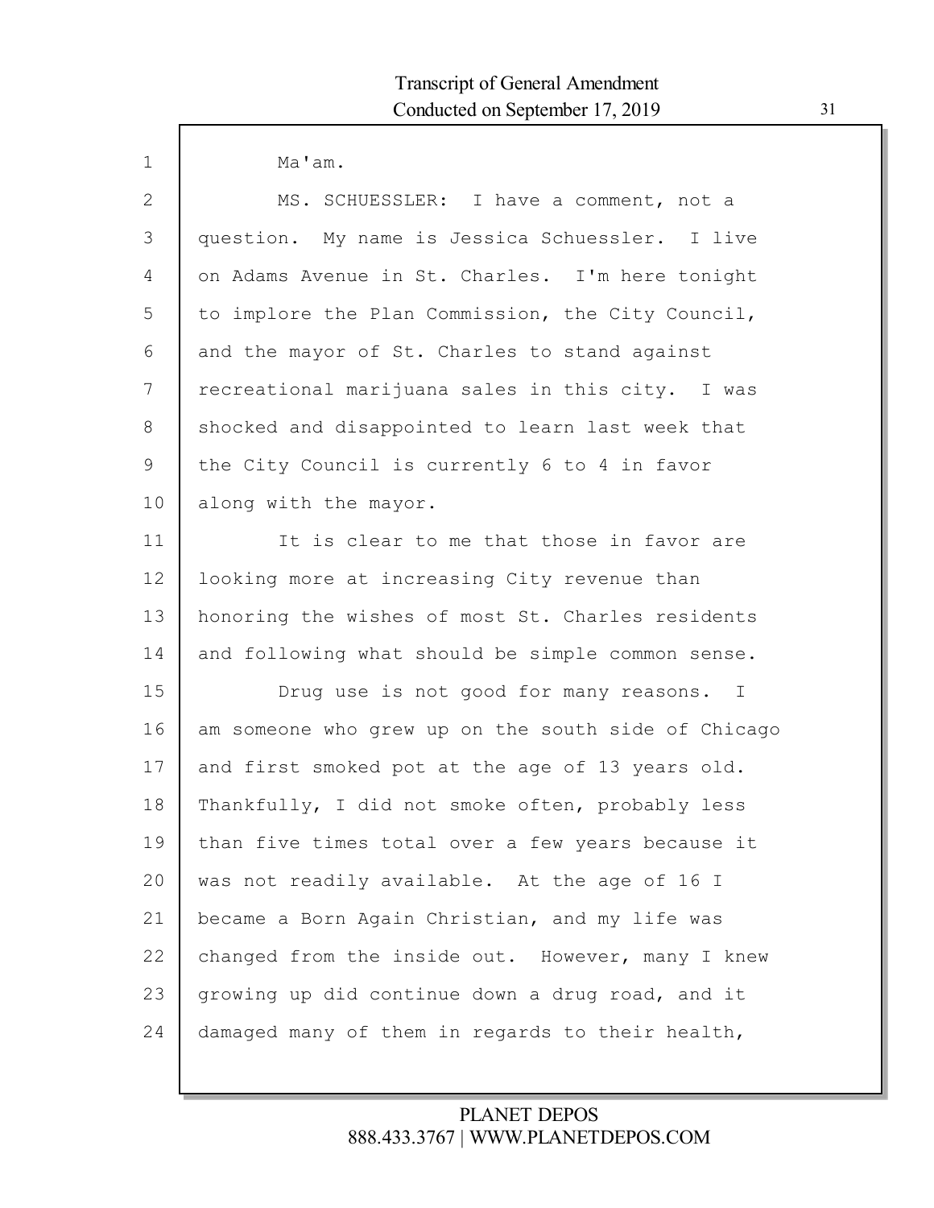Ma'am.

MS. SCHUESSLER: I have a comment, not a question. My name is Jessica Schuessler. I live on Adams Avenue in St. Charles. I'm here tonight to implore the Plan Commission, the City Council, and the mayor of St. Charles to stand against recreational marijuana sales in this city. I was shocked and disappointed to learn last week that the City Council is currently 6 to 4 in favor along with the mayor.

It is clear to me that those in favor are looking more at increasing City revenue than honoring the wishes of most St. Charles residents and following what should be simple common sense.

Drug use is not good for many reasons. I am someone who grew up on the south side of Chicago and first smoked pot at the age of 13 years old. Thankfully, I did not smoke often, probably less than five times total over a few years because it was not readily available. At the age of 16 I became a Born Again Christian, and my life was changed from the inside out. However, many I knew growing up did continue down a drug road, and it damaged many of them in regards to their health,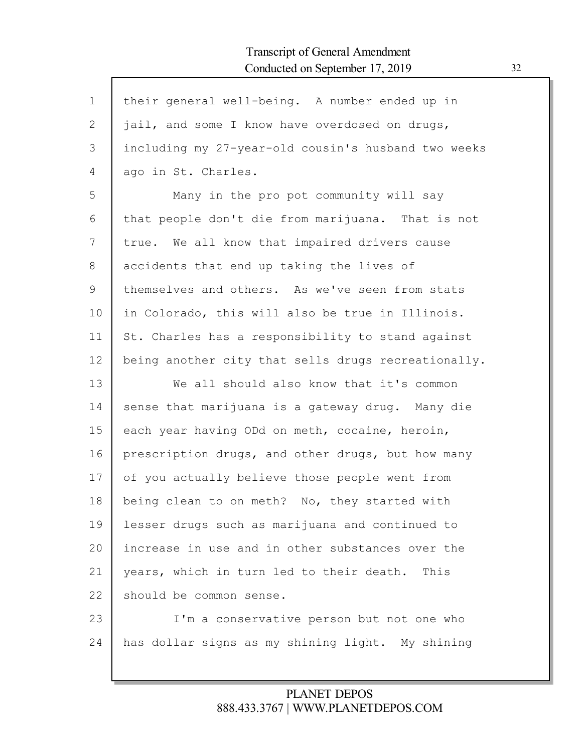their general well-being. A number ended up in jail, and some I know have overdosed on drugs, including my 27-year-old cousin's husband two weeks ago in St. Charles.

Many in the pro pot community will say that people don't die from marijuana. That is not true. We all know that impaired drivers cause accidents that end up taking the lives of themselves and others. As we've seen from stats in Colorado, this will also be true in Illinois. St. Charles has a responsibility to stand against being another city that sells drugs recreationally.

We all should also know that it's common sense that marijuana is a gateway drug. Many die each year having ODd on meth, cocaine, heroin, prescription drugs, and other drugs, but how many of you actually believe those people went from being clean to on meth? No, they started with lesser drugs such as marijuana and continued to increase in use and in other substances over the years, which in turn led to their death. This should be common sense.

I'm a conservative person but not one who has dollar signs as my shining light. My shining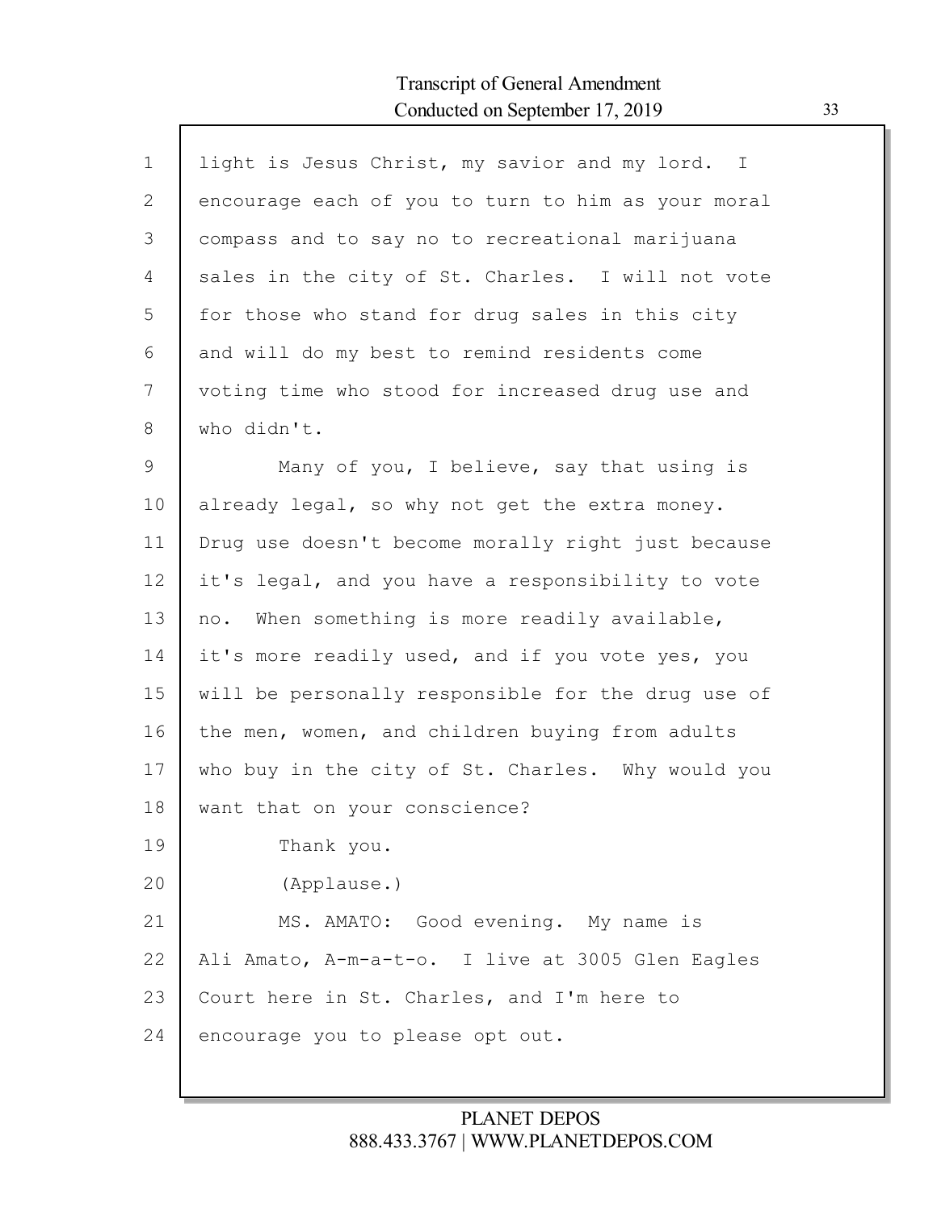light is Jesus Christ, my savior and my lord. I encourage each of you to turn to him as your moral compass and to say no to recreational marijuana sales in the city of St. Charles. I will not vote for those who stand for drug sales in this city and will do my best to remind residents come voting time who stood for increased drug use and who didn't.

Many of you, I believe, say that using is already legal, so why not get the extra money. Drug use doesn't become morally right just because it's legal, and you have a responsibility to vote no. When something is more readily available, it's more readily used, and if you vote yes, you will be personally responsible for the drug use of the men, women, and children buying from adults who buy in the city of St. Charles. Why would you want that on your conscience?

Thank you.

(Applause.)

MS. AMATO: Good evening. My name is Ali Amato, A-m-a-t-o. I live at 3005 Glen Eagles Court here in St. Charles, and I'm here to encourage you to please opt out.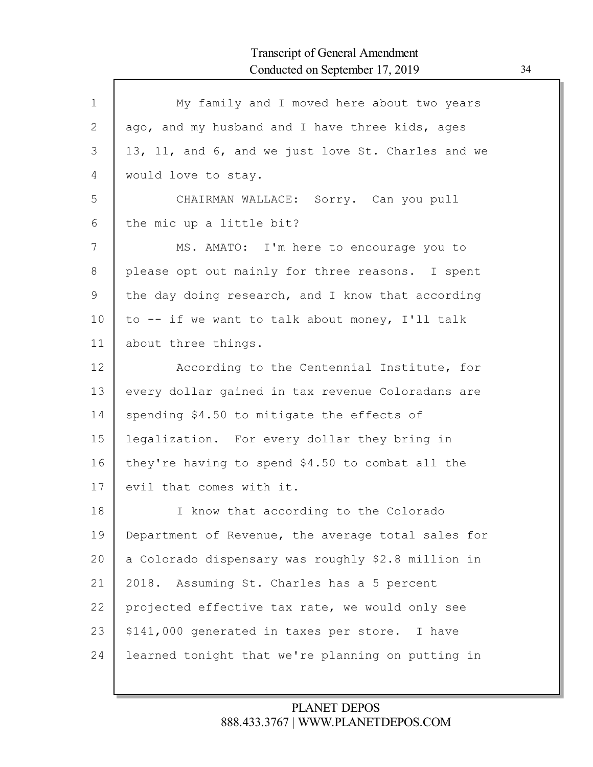My family and I moved here about two years ago, and my husband and I have three kids, ages 13, 11, and 6, and we just love St. Charles and we would love to stay.

CHAIRMAN WALLACE: Sorry. Can you pull the mic up a little bit?

MS. AMATO: I'm here to encourage you to please opt out mainly for three reasons. I spent the day doing research, and I know that according to -- if we want to talk about money, I'll talk about three things.

According to the Centennial Institute, for every dollar gained in tax revenue Coloradans are spending $4.50 to mitigate the effects of legalization. For every dollar they bring in they're having to spend $4.50 to combat all the evil that comes with it.

I know that according to the Colorado Department of Revenue, the average total sales for a Colorado dispensary was roughly $2.8 million in 2018. Assuming St. Charles has a 5 percent projected effective tax rate, we would only see $141,000 generated in taxes per store. I have learned tonight that we're planning on putting in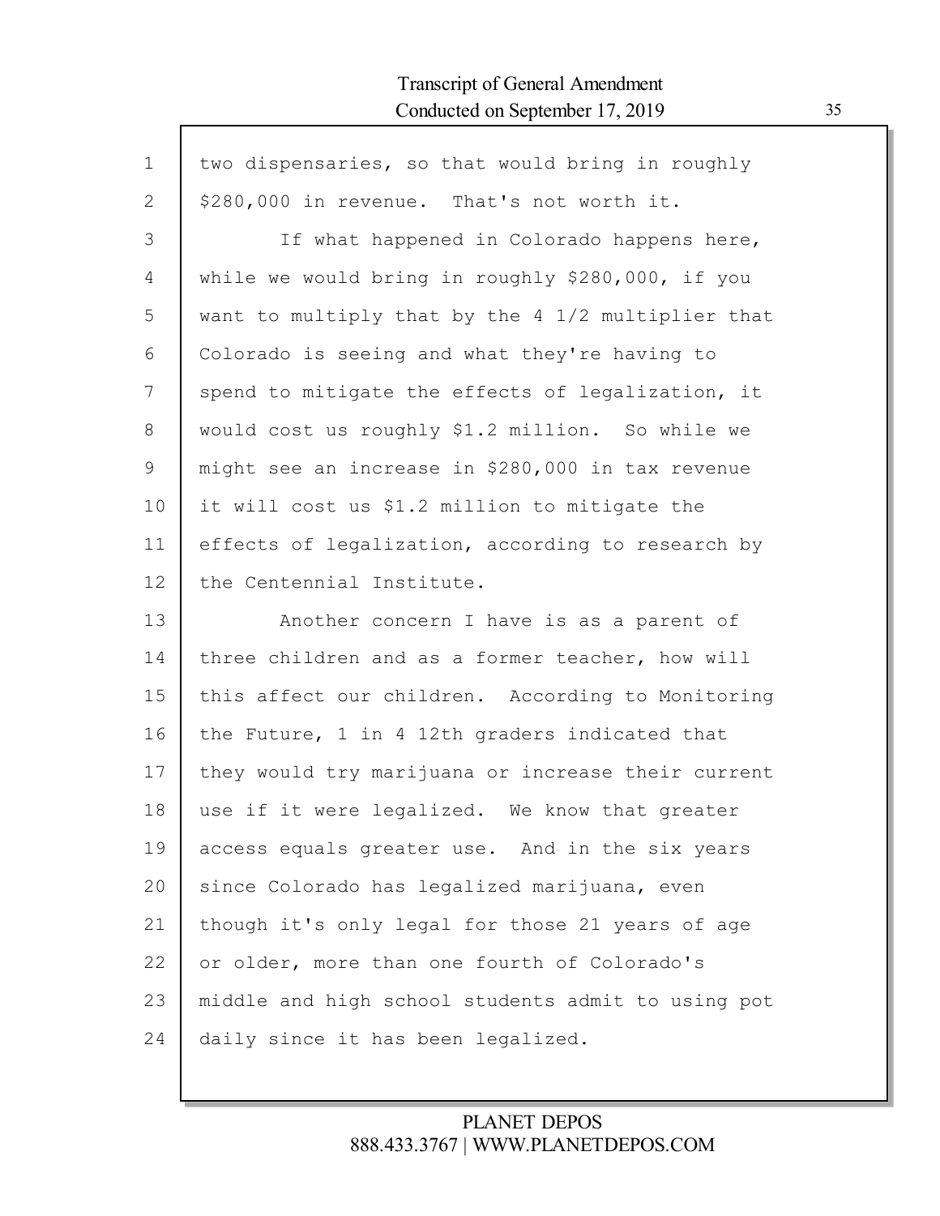two dispensaries, so that would bring in roughly $280,000 in revenue. That's not worth it.

If what happened in Colorado happens here, while we would bring in roughly $280,000, if you want to multiply that by the 4 1/2 multiplier that Colorado is seeing and what they're having to spend to mitigate the effects of legalization, it would cost us roughly $1.2 million. So while we might see an increase in $280,000 in tax revenue it will cost us $1.2 million to mitigate the effects of legalization, according to research by the Centennial Institute.

Another concern I have is as a parent of three children and as a former teacher, how will this affect our children. According to Monitoring the Future, 1 in 4 12th graders indicated that they would try marijuana or increase their current use if it were legalized. We know that greater access equals greater use. And in the six years since Colorado has legalized marijuana, even though it's only legal for those 21 years of age or older, more than one fourth of Colorado's middle and high school students admit to using pot daily since it has been legalized.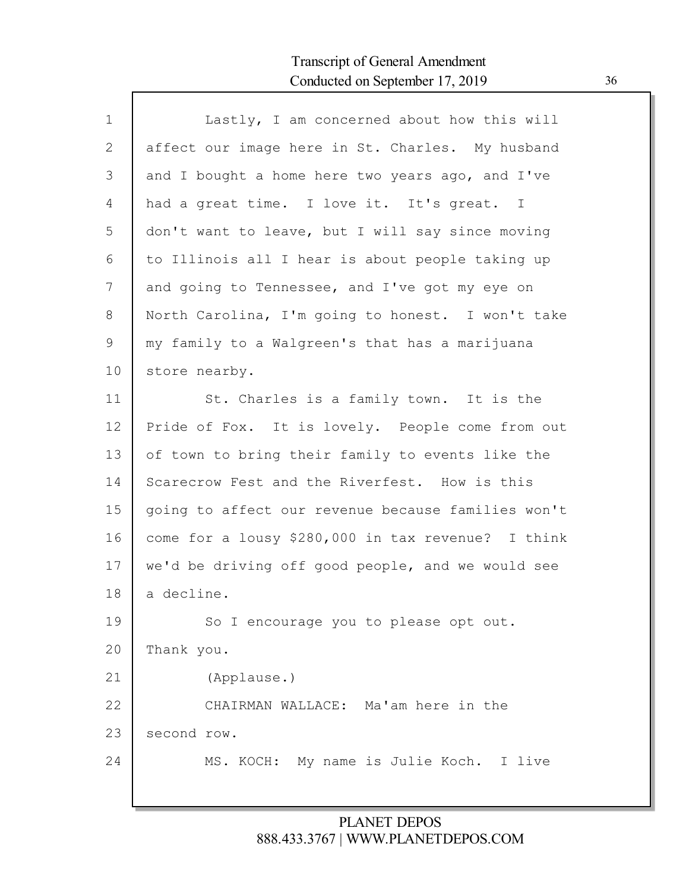Lastly, I am concerned about how this will affect our image here in St. Charles. My husband and I bought a home here two years ago, and I've had a great time. I love it. It's great. I don't want to leave, but I will say since moving to Illinois all I hear is about people taking up and going to Tennessee, and I've got my eye on North Carolina, I'm going to honest. I won't take my family to a Walgreen's that has a marijuana store nearby.

St. Charles is a family town. It is the Pride of Fox. It is lovely. People come from out of town to bring their family to events like the Scarecrow Fest and the Riverfest. How is this going to affect our revenue because families won't come for a lousy $280,000 in tax revenue? I think we'd be driving off good people, and we would see a decline.

So I encourage you to please opt out. Thank you.

(Applause.)

CHAIRMAN WALLACE: Ma'am here in the second row.

MS. KOCH: My name is Julie Koch. I live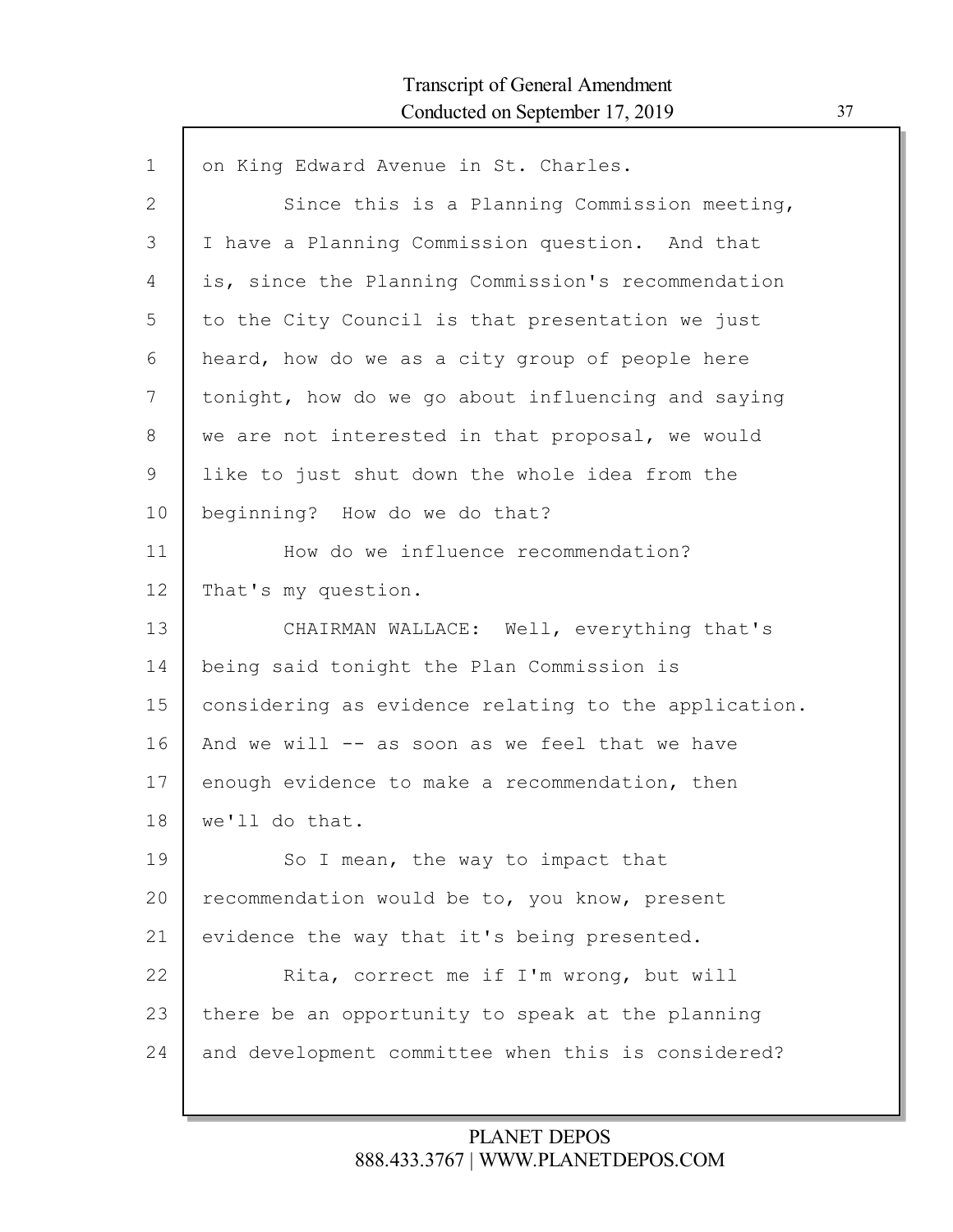on King Edward Avenue in St. Charles.

Since this is a Planning Commission meeting, I have a Planning Commission question. And that is, since the Planning Commission's recommendation to the City Council is that presentation we just heard, how do we as a city group of people here tonight, how do we go about influencing and saying we are not interested in that proposal, we would like to just shut down the whole idea from the beginning? How do we do that?

How do we influence recommendation? That's my question.

CHAIRMAN WALLACE: Well, everything that's being said tonight the Plan Commission is considering as evidence relating to the application. And we will -- as soon as we feel that we have enough evidence to make a recommendation, then we'll do that.

So I mean, the way to impact that recommendation would be to, you know, present evidence the way that it's being presented.

Rita, correct me if I'm wrong, but will there be an opportunity to speak at the planning and development committee when this is considered?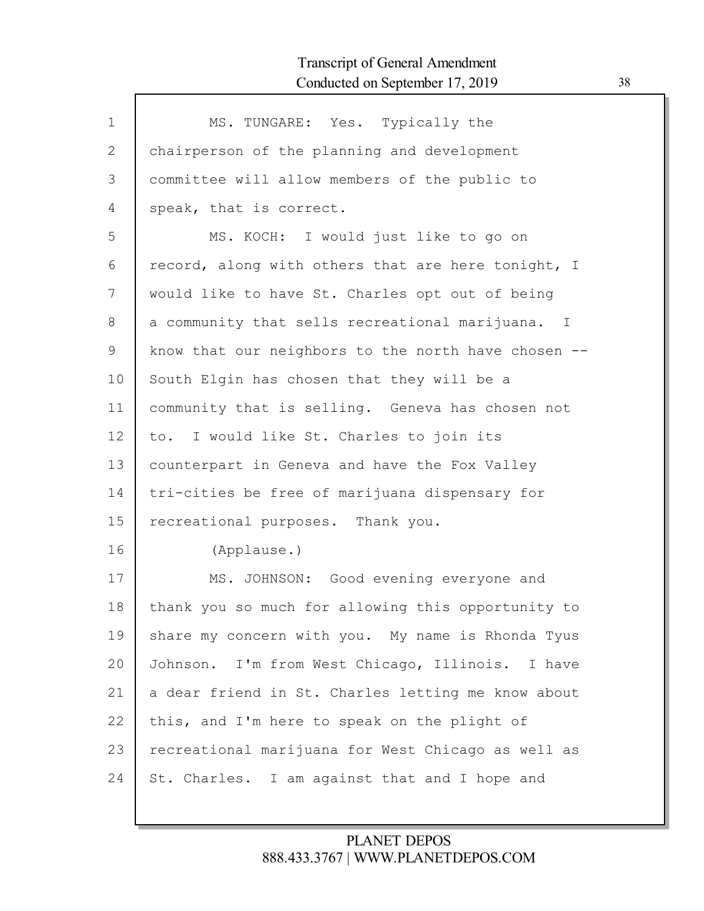MS. TUNGARE: Yes. Typically the chairperson of the planning and development committee will allow members of the public to speak, that is correct.

MS. KOCH: I would just like to go on record, along with others that are here tonight, I would like to have St. Charles opt out of being a community that sells recreational marijuana. I know that our neighbors to the north have chosen -- South Elgin has chosen that they will be a community that is selling. Geneva has chosen not to. I would like St. Charles to join its counterpart in Geneva and have the Fox Valley tri-cities be free of marijuana dispensary for recreational purposes. Thank you.

(Applause.)

MS. JOHNSON: Good evening everyone and thank you so much for allowing this opportunity to share my concern with you. My name is Rhonda Tyus Johnson. I'm from West Chicago, Illinois. I have a dear friend in St. Charles letting me know about this, and I'm here to speak on the plight of recreational marijuana for West Chicago as well as St. Charles. I am against that and I hope and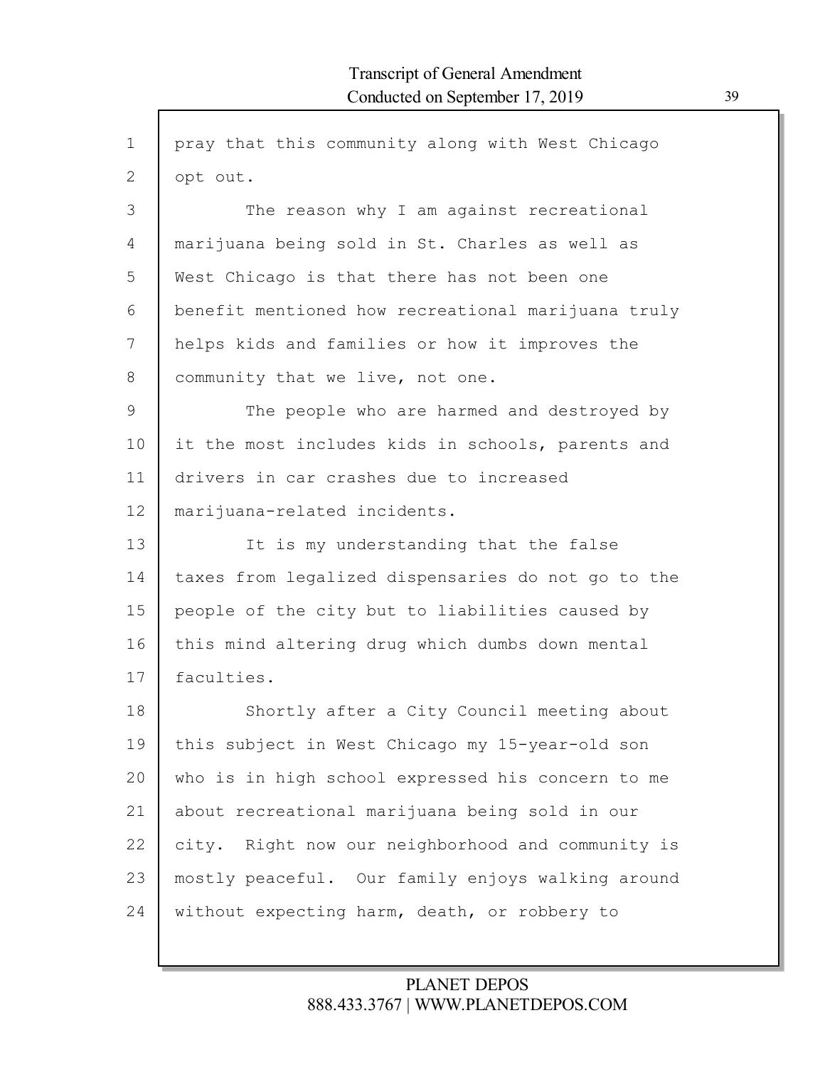pray that this community along with West Chicago opt out.

The reason why I am against recreational marijuana being sold in St. Charles as well as West Chicago is that there has not been one benefit mentioned how recreational marijuana truly helps kids and families or how it improves the community that we live, not one.

The people who are harmed and destroyed by it the most includes kids in schools, parents and drivers in car crashes due to increased marijuana-related incidents.

It is my understanding that the false taxes from legalized dispensaries do not go to the people of the city but to liabilities caused by this mind altering drug which dumbs down mental faculties.

Shortly after a City Council meeting about this subject in West Chicago my 15-year-old son who is in high school expressed his concern to me about recreational marijuana being sold in our city. Right now our neighborhood and community is mostly peaceful. Our family enjoys walking around without expecting harm, death, or robbery to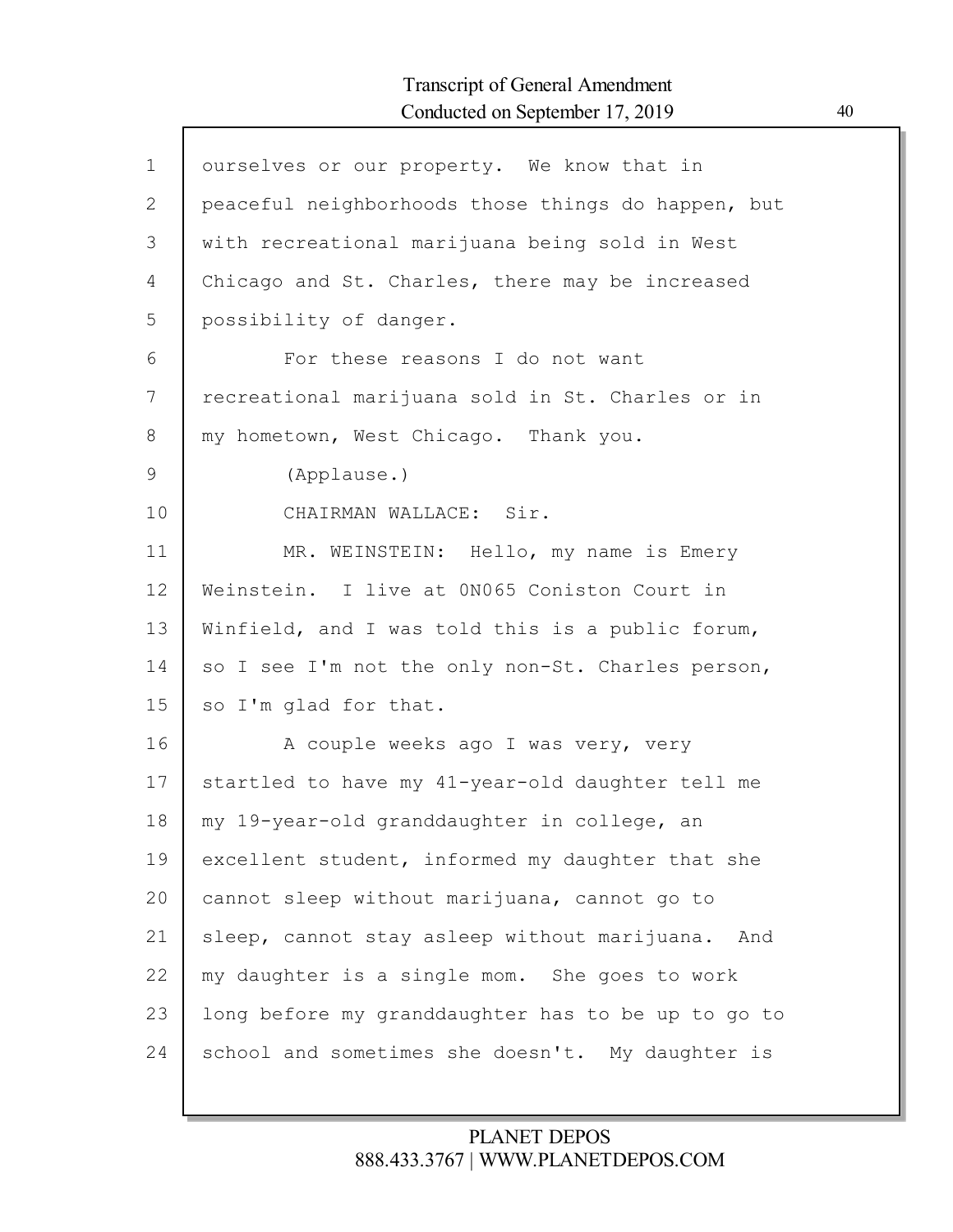ourselves or our property. We know that in peaceful neighborhoods those things do happen, but with recreational marijuana being sold in West Chicago and St. Charles, there may be increased possibility of danger.

For these reasons I do not want recreational marijuana sold in St. Charles or in my hometown, West Chicago. Thank you.

(Applause.)

CHAIRMAN WALLACE: Sir.

MR. WEINSTEIN: Hello, my name is Emery Weinstein. I live at 0N065 Coniston Court in Winfield, and I was told this is a public forum, so I see I'm not the only non-St. Charles person, so I'm glad for that.

A couple weeks ago I was very, very startled to have my 41-year-old daughter tell me my 19-year-old granddaughter in college, an excellent student, informed my daughter that she cannot sleep without marijuana, cannot go to sleep, cannot stay asleep without marijuana. And my daughter is a single mom. She goes to work long before my granddaughter has to be up to go to school and sometimes she doesn't. My daughter is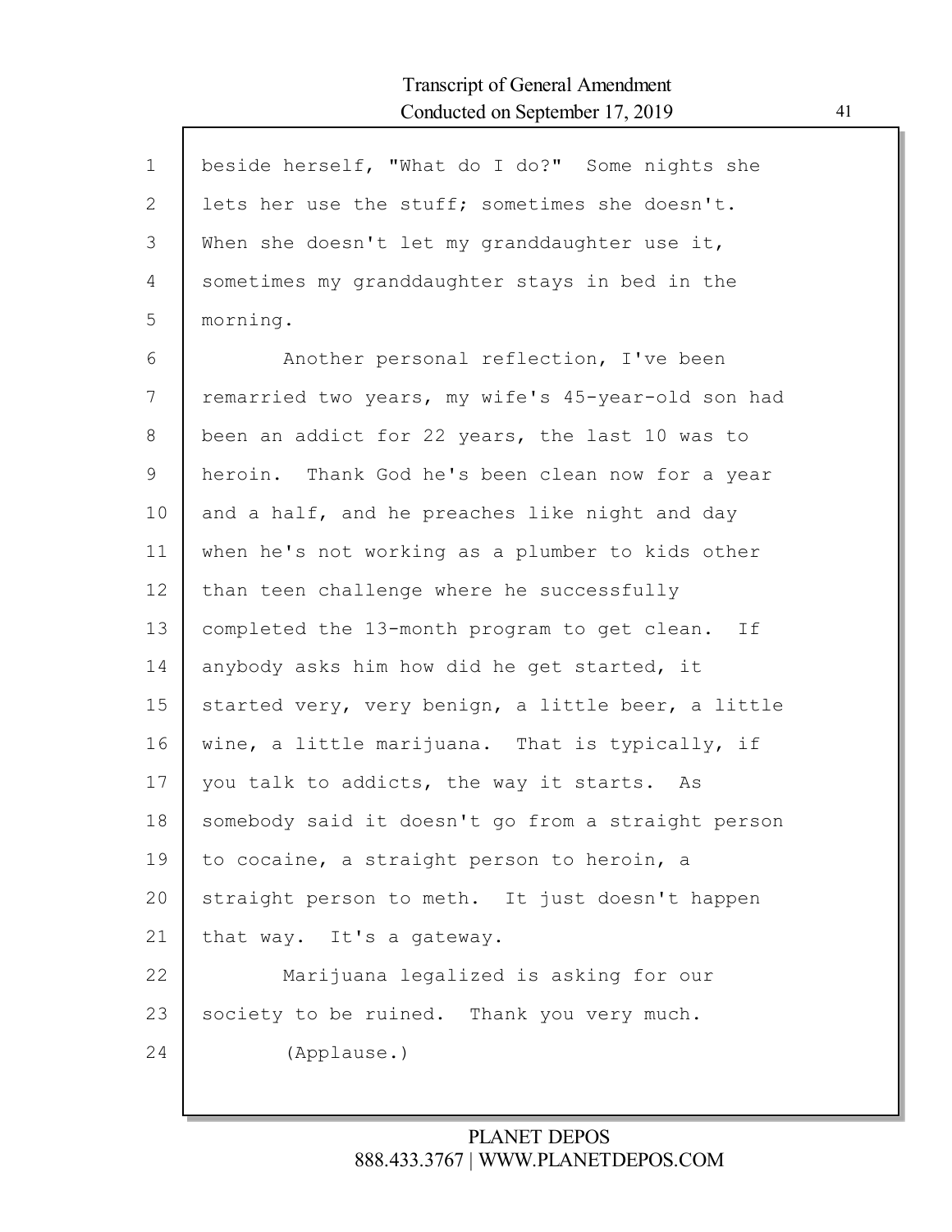beside herself, "What do I do?" Some nights she lets her use the stuff; sometimes she doesn't. When she doesn't let my granddaughter use it, sometimes my granddaughter stays in bed in the morning.

Another personal reflection, I've been remarried two years, my wife's 45-year-old son had been an addict for 22 years, the last 10 was to heroin. Thank God he's been clean now for a year and a half, and he preaches like night and day when he's not working as a plumber to kids other than teen challenge where he successfully completed the 13-month program to get clean. If anybody asks him how did he get started, it started very, very benign, a little beer, a little wine, a little marijuana. That is typically, if you talk to addicts, the way it starts. As somebody said it doesn't go from a straight person to cocaine, a straight person to heroin, a straight person to meth. It just doesn't happen that way. It's a gateway.

Marijuana legalized is asking for our society to be ruined. Thank you very much.

(Applause.)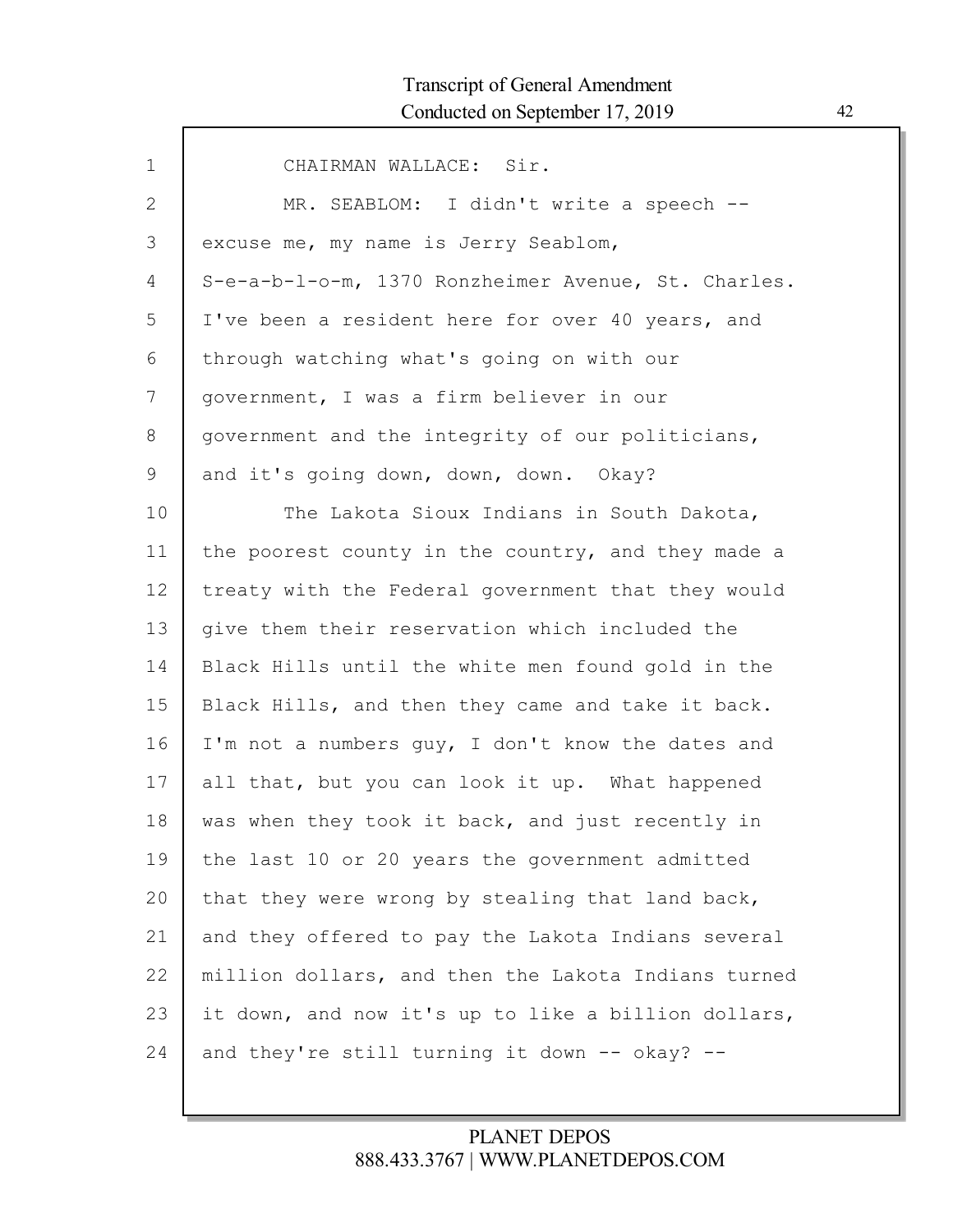CHAIRMAN WALLACE: Sir.

MR. SEABLOM: I didn't write a speech -- excuse me, my name is Jerry Seablom, S-e-a-b-l-o-m, 1370 Ronzheimer Avenue, St. Charles. I've been a resident here for over 40 years, and through watching what's going on with our government, I was a firm believer in our government and the integrity of our politicians, and it's going down, down, down. Okay?

The Lakota Sioux Indians in South Dakota, the poorest county in the country, and they made a treaty with the Federal government that they would give them their reservation which included the Black Hills until the white men found gold in the Black Hills, and then they came and take it back. I'm not a numbers guy, I don't know the dates and all that, but you can look it up. What happened was when they took it back, and just recently in the last 10 or 20 years the government admitted that they were wrong by stealing that land back, and they offered to pay the Lakota Indians several million dollars, and then the Lakota Indians turned it down, and now it's up to like a billion dollars, and they're still turning it down -- okay? --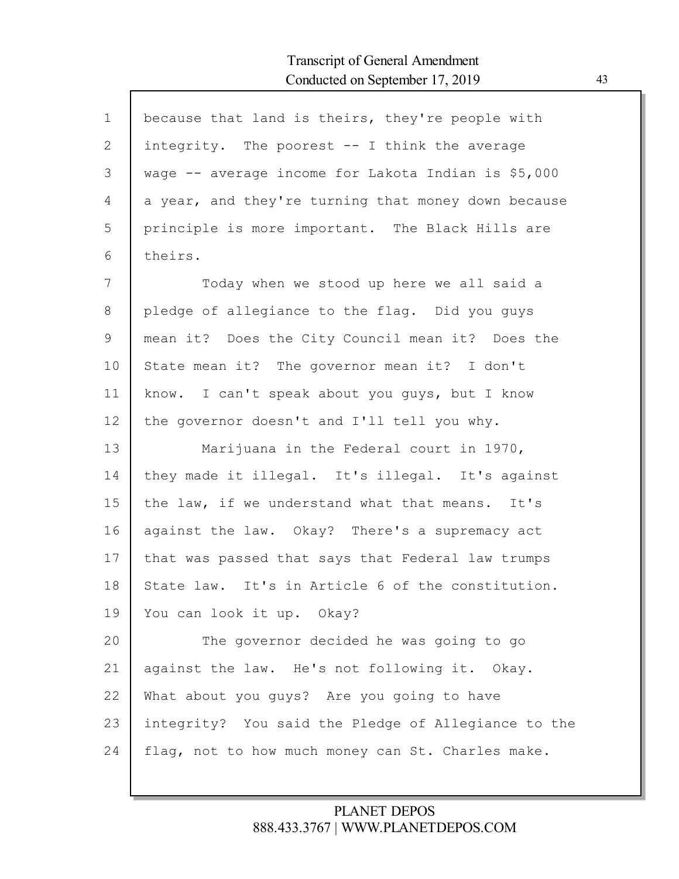because that land is theirs, they're people with integrity. The poorest -- I think the average wage -- average income for Lakota Indian is $5,000 a year, and they're turning that money down because principle is more important. The Black Hills are theirs.

Today when we stood up here we all said a pledge of allegiance to the flag. Did you guys mean it? Does the City Council mean it? Does the State mean it? The governor mean it? I don't know. I can't speak about you guys, but I know the governor doesn't and I'll tell you why.

Marijuana in the Federal court in 1970, they made it illegal. It's illegal. It's against the law, if we understand what that means. It's against the law. Okay? There's a supremacy act that was passed that says that Federal law trumps State law. It's in Article 6 of the constitution. You can look it up. Okay?

The governor decided he was going to go against the law. He's not following it. Okay. What about you guys? Are you going to have integrity? You said the Pledge of Allegiance to the flag, not to how much money can St. Charles make.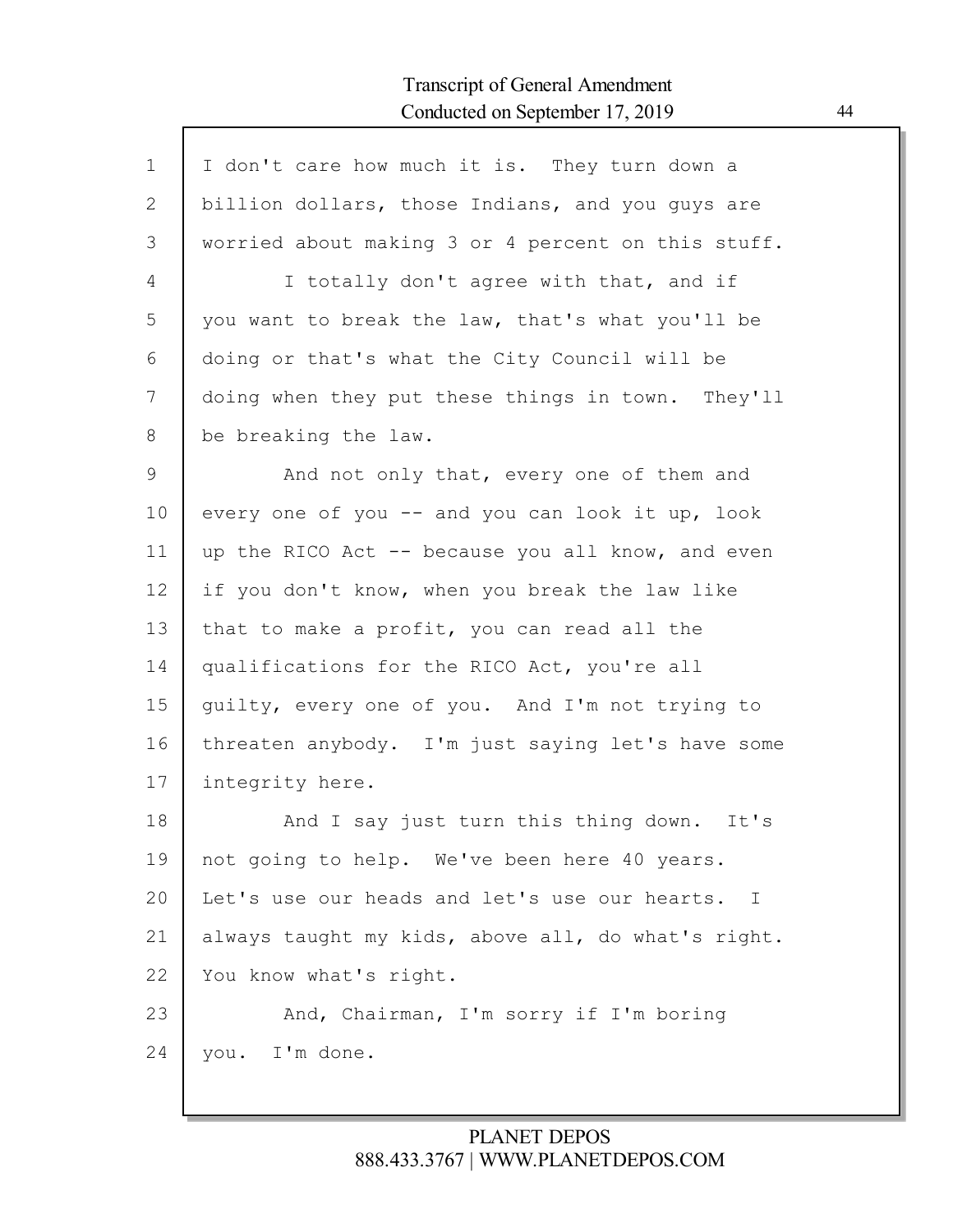I don't care how much it is. They turn down a billion dollars, those Indians, and you guys are worried about making 3 or 4 percent on this stuff.

I totally don't agree with that, and if you want to break the law, that's what you'll be doing or that's what the City Council will be doing when they put these things in town. They'll be breaking the law.

And not only that, every one of them and every one of you -- and you can look it up, look up the RICO Act -- because you all know, and even if you don't know, when you break the law like that to make a profit, you can read all the qualifications for the RICO Act, you're all guilty, every one of you. And I'm not trying to threaten anybody. I'm just saying let's have some integrity here.

And I say just turn this thing down. It's not going to help. We've been here 40 years. Let's use our heads and let's use our hearts. I always taught my kids, above all, do what's right. You know what's right.

And, Chairman, I'm sorry if I'm boring you. I'm done.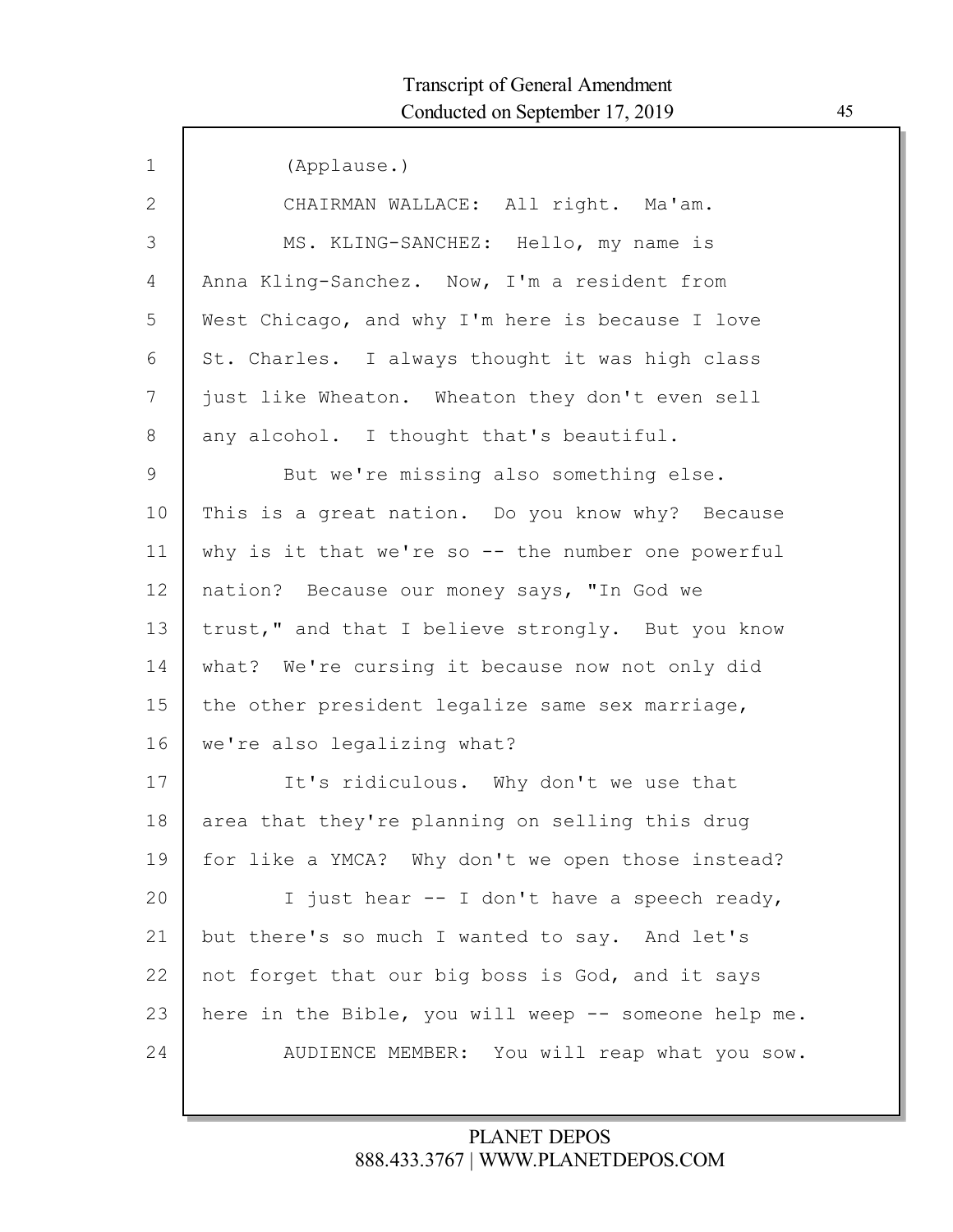1 (Applause.)

2 CHAIRMAN WALLACE: All right. Ma'am.

3 MS. KLING-SANCHEZ: Hello, my name is

4 Anna Kling-Sanchez. Now, I'm a resident from

5 West Chicago, and why I'm here is because I love

6 St. Charles. I always thought it was high class

7 just like Wheaton. Wheaton they don't even sell

8 any alcohol. I thought that's beautiful.

9 But we're missing also something else.

10 This is a great nation. Do you know why? Because

11 why is it that we're so -- the number one powerful

12 nation? Because our money says, "In God we

13 trust," and that I believe strongly. But you know

14 what? We're cursing it because now not only did

15 the other president legalize same sex marriage,

16 we're also legalizing what?

17 It's ridiculous. Why don't we use that

18 area that they're planning on selling this drug

19 for like a YMCA? Why don't we open those instead?

20 I just hear -- I don't have a speech ready,

21 but there's so much I wanted to say. And let's

22 not forget that our big boss is God, and it says

23 here in the Bible, you will weep -- someone help me.

24 AUDIENCE MEMBER: You will reap what you sow.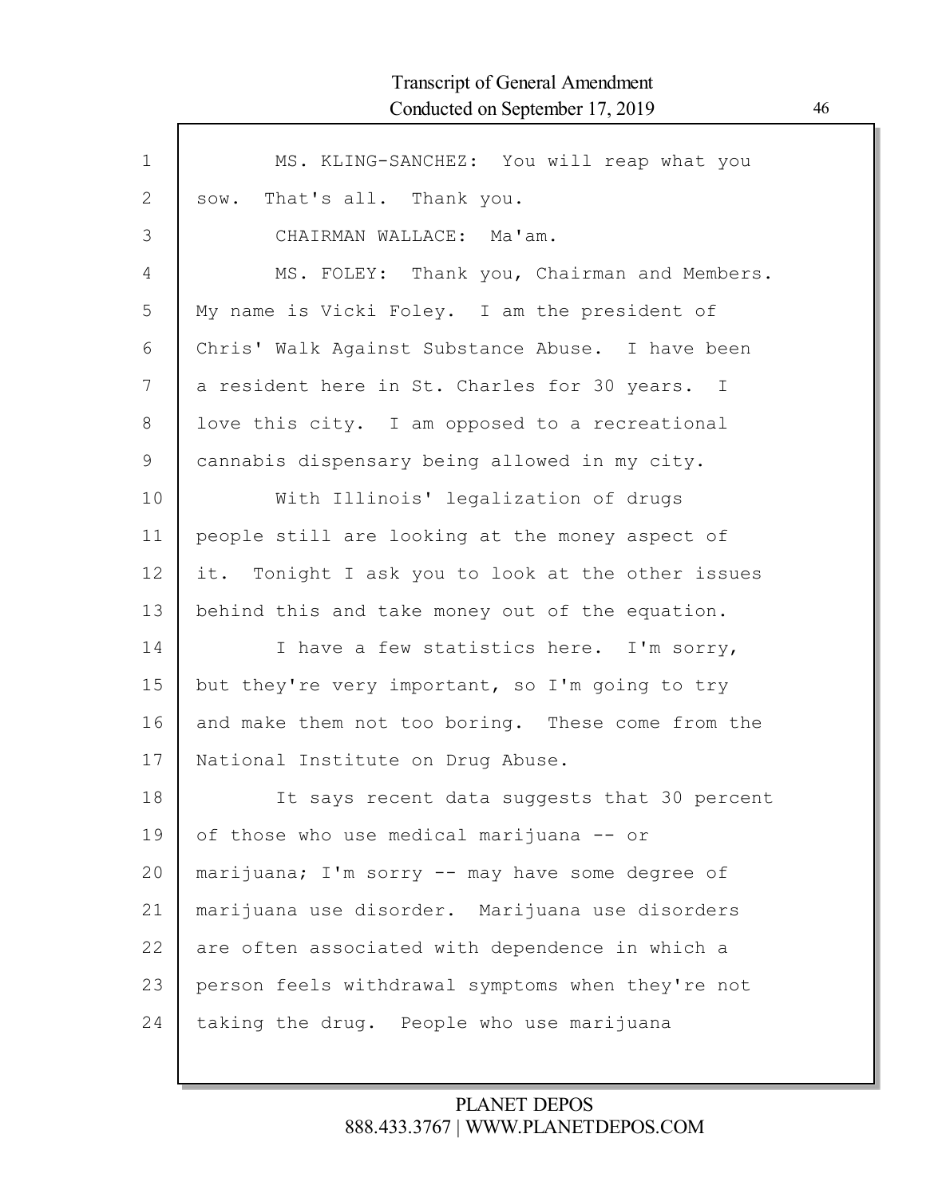MS. KLING-SANCHEZ: You will reap what you sow. That's all. Thank you.

CHAIRMAN WALLACE: Ma'am.

MS. FOLEY: Thank you, Chairman and Members. My name is Vicki Foley. I am the president of Chris' Walk Against Substance Abuse. I have been a resident here in St. Charles for 30 years. I love this city. I am opposed to a recreational cannabis dispensary being allowed in my city.

With Illinois' legalization of drugs people still are looking at the money aspect of it. Tonight I ask you to look at the other issues behind this and take money out of the equation.

I have a few statistics here. I'm sorry, but they're very important, so I'm going to try and make them not too boring. These come from the National Institute on Drug Abuse.

It says recent data suggests that 30 percent of those who use medical marijuana -- or marijuana; I'm sorry -- may have some degree of marijuana use disorder. Marijuana use disorders are often associated with dependence in which a person feels withdrawal symptoms when they're not taking the drug. People who use marijuana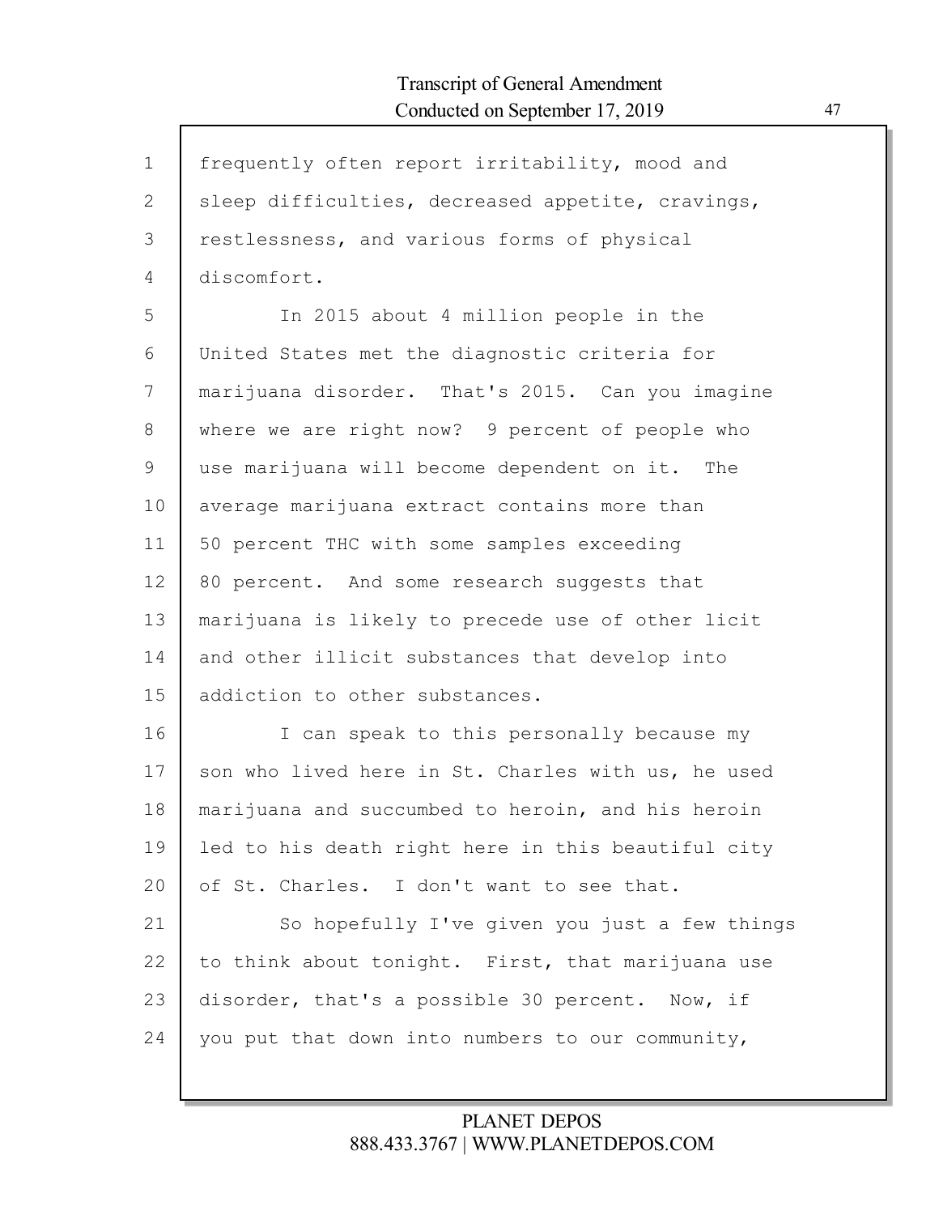frequently often report irritability, mood and sleep difficulties, decreased appetite, cravings, restlessness, and various forms of physical discomfort.

In 2015 about 4 million people in the United States met the diagnostic criteria for marijuana disorder. That's 2015. Can you imagine where we are right now? 9 percent of people who use marijuana will become dependent on it. The average marijuana extract contains more than 50 percent THC with some samples exceeding 80 percent. And some research suggests that marijuana is likely to precede use of other licit and other illicit substances that develop into addiction to other substances.

I can speak to this personally because my son who lived here in St. Charles with us, he used marijuana and succumbed to heroin, and his heroin led to his death right here in this beautiful city of St. Charles. I don't want to see that.

So hopefully I've given you just a few things to think about tonight. First, that marijuana use disorder, that's a possible 30 percent. Now, if you put that down into numbers to our community,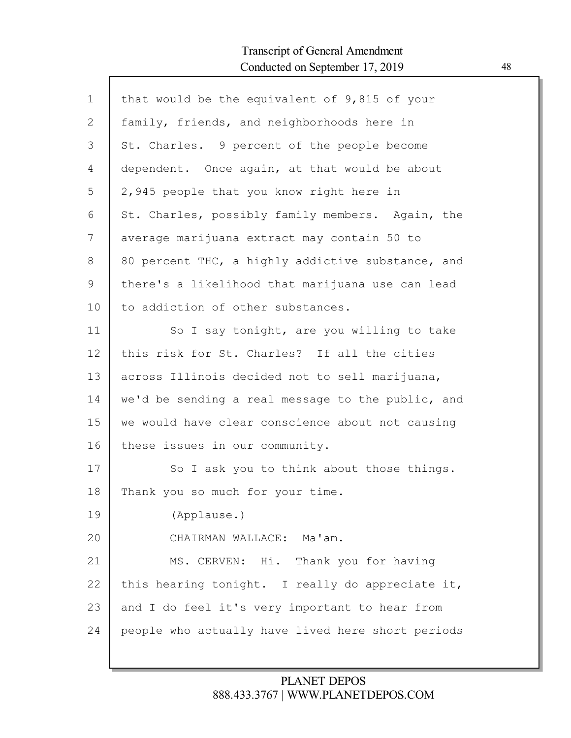that would be the equivalent of 9,815 of your family, friends, and neighborhoods here in St. Charles. 9 percent of the people become dependent. Once again, at that would be about 2,945 people that you know right here in St. Charles, possibly family members. Again, the average marijuana extract may contain 50 to 80 percent THC, a highly addictive substance, and there's a likelihood that marijuana use can lead to addiction of other substances.

So I say tonight, are you willing to take this risk for St. Charles? If all the cities across Illinois decided not to sell marijuana, we'd be sending a real message to the public, and we would have clear conscience about not causing these issues in our community.

So I ask you to think about those things. Thank you so much for your time.

(Applause.)

CHAIRMAN WALLACE: Ma'am.

MS. CERVEN: Hi. Thank you for having this hearing tonight. I really do appreciate it, and I do feel it's very important to hear from people who actually have lived here short periods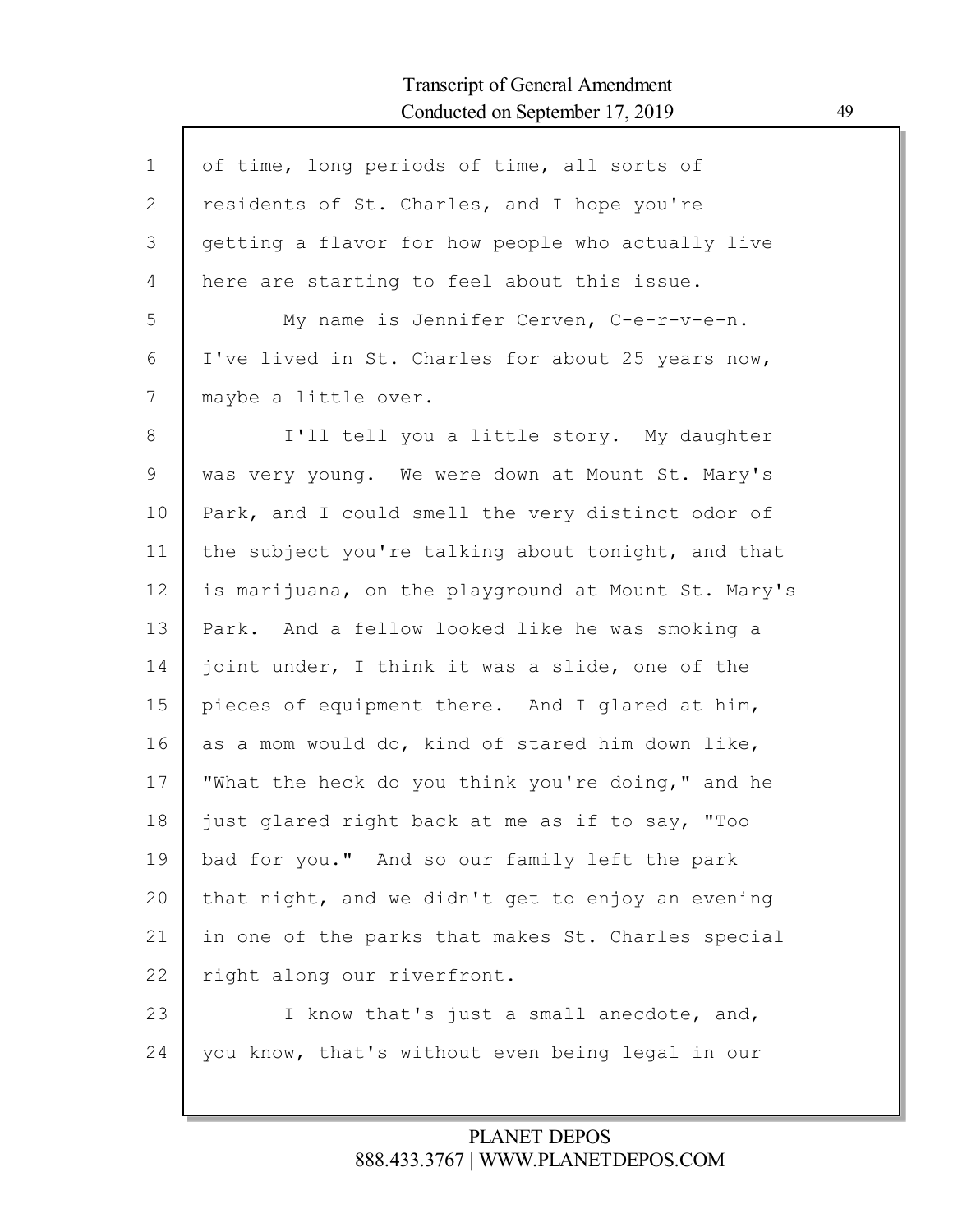of time, long periods of time, all sorts of residents of St. Charles, and I hope you're getting a flavor for how people who actually live here are starting to feel about this issue.

My name is Jennifer Cerven, C-e-r-v-e-n. I've lived in St. Charles for about 25 years now, maybe a little over.

I'll tell you a little story. My daughter was very young. We were down at Mount St. Mary's Park, and I could smell the very distinct odor of the subject you're talking about tonight, and that is marijuana, on the playground at Mount St. Mary's Park. And a fellow looked like he was smoking a joint under, I think it was a slide, one of the pieces of equipment there. And I glared at him, as a mom would do, kind of stared him down like, "What the heck do you think you're doing," and he just glared right back at me as if to say, "Too bad for you." And so our family left the park that night, and we didn't get to enjoy an evening in one of the parks that makes St. Charles special right along our riverfront.

I know that's just a small anecdote, and, you know, that's without even being legal in our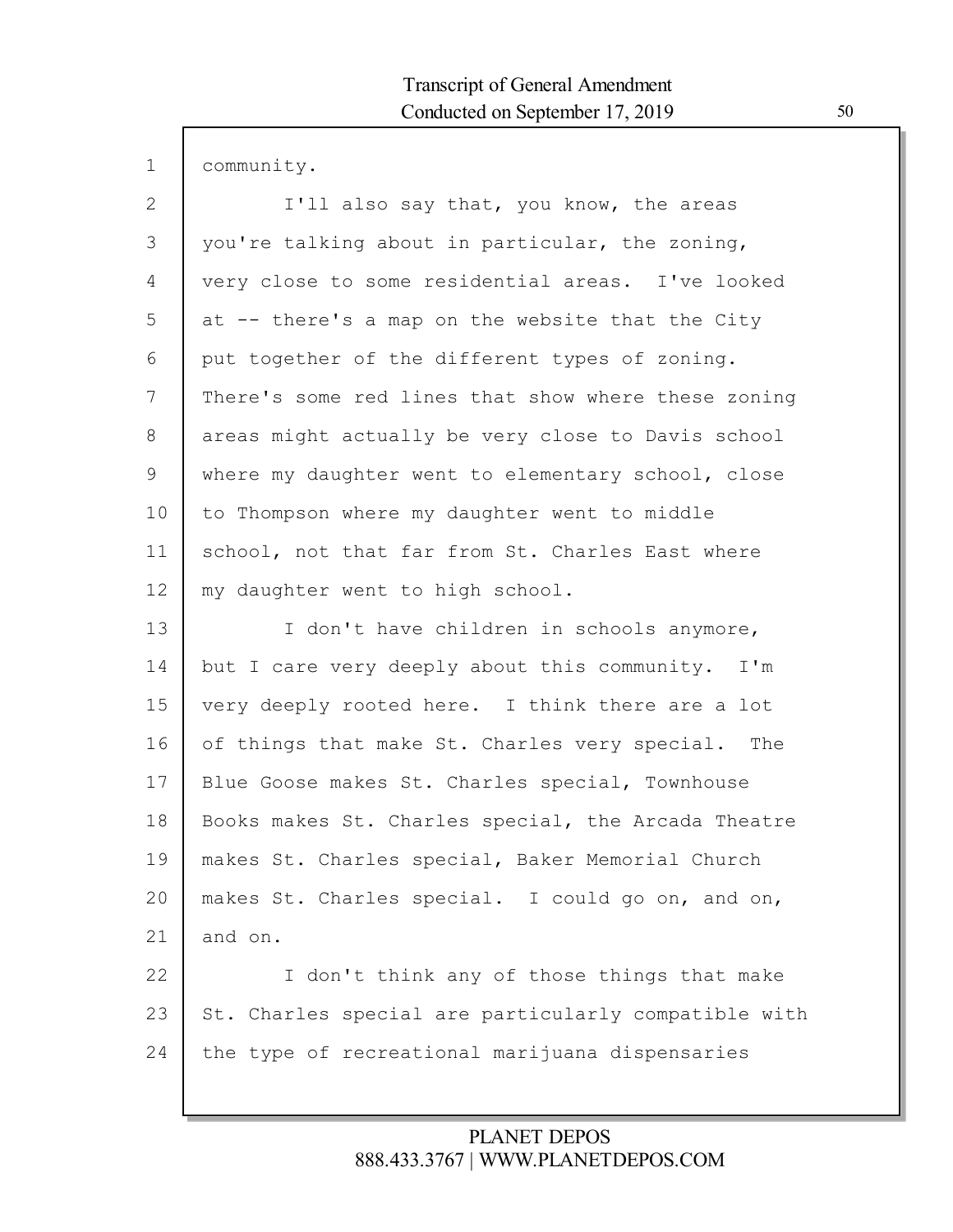community.

I'll also say that, you know, the areas you're talking about in particular, the zoning, very close to some residential areas. I've looked at -- there's a map on the website that the City put together of the different types of zoning. There's some red lines that show where these zoning areas might actually be very close to Davis school where my daughter went to elementary school, close to Thompson where my daughter went to middle school, not that far from St. Charles East where my daughter went to high school.

I don't have children in schools anymore, but I care very deeply about this community. I'm very deeply rooted here. I think there are a lot of things that make St. Charles very special. The Blue Goose makes St. Charles special, Townhouse Books makes St. Charles special, the Arcada Theatre makes St. Charles special, Baker Memorial Church makes St. Charles special. I could go on, and on, and on.

I don't think any of those things that make St. Charles special are particularly compatible with the type of recreational marijuana dispensaries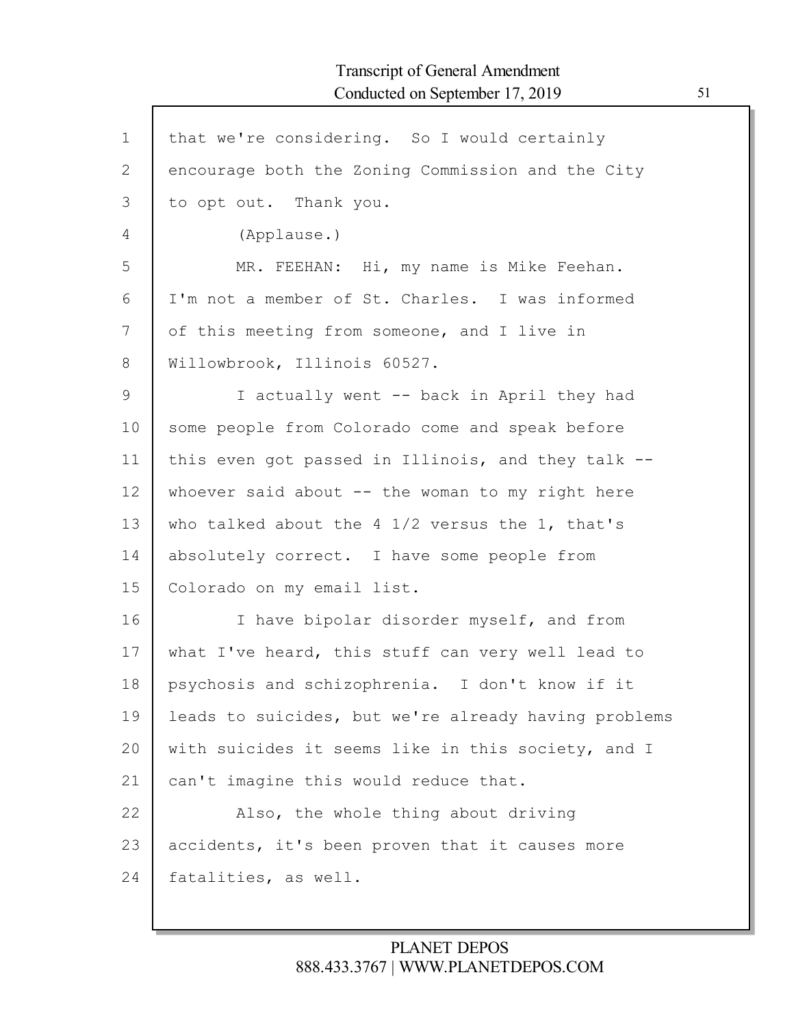that we're considering. So I would certainly encourage both the Zoning Commission and the City to opt out. Thank you.

(Applause.)

MR. FEEHAN: Hi, my name is Mike Feehan. I'm not a member of St. Charles. I was informed of this meeting from someone, and I live in Willowbrook, Illinois 60527.

I actually went -- back in April they had some people from Colorado come and speak before this even got passed in Illinois, and they talk -- whoever said about -- the woman to my right here who talked about the 4 1/2 versus the 1, that's absolutely correct. I have some people from Colorado on my email list.

I have bipolar disorder myself, and from what I've heard, this stuff can very well lead to psychosis and schizophrenia. I don't know if it leads to suicides, but we're already having problems with suicides it seems like in this society, and I can't imagine this would reduce that.

Also, the whole thing about driving accidents, it's been proven that it causes more fatalities, as well.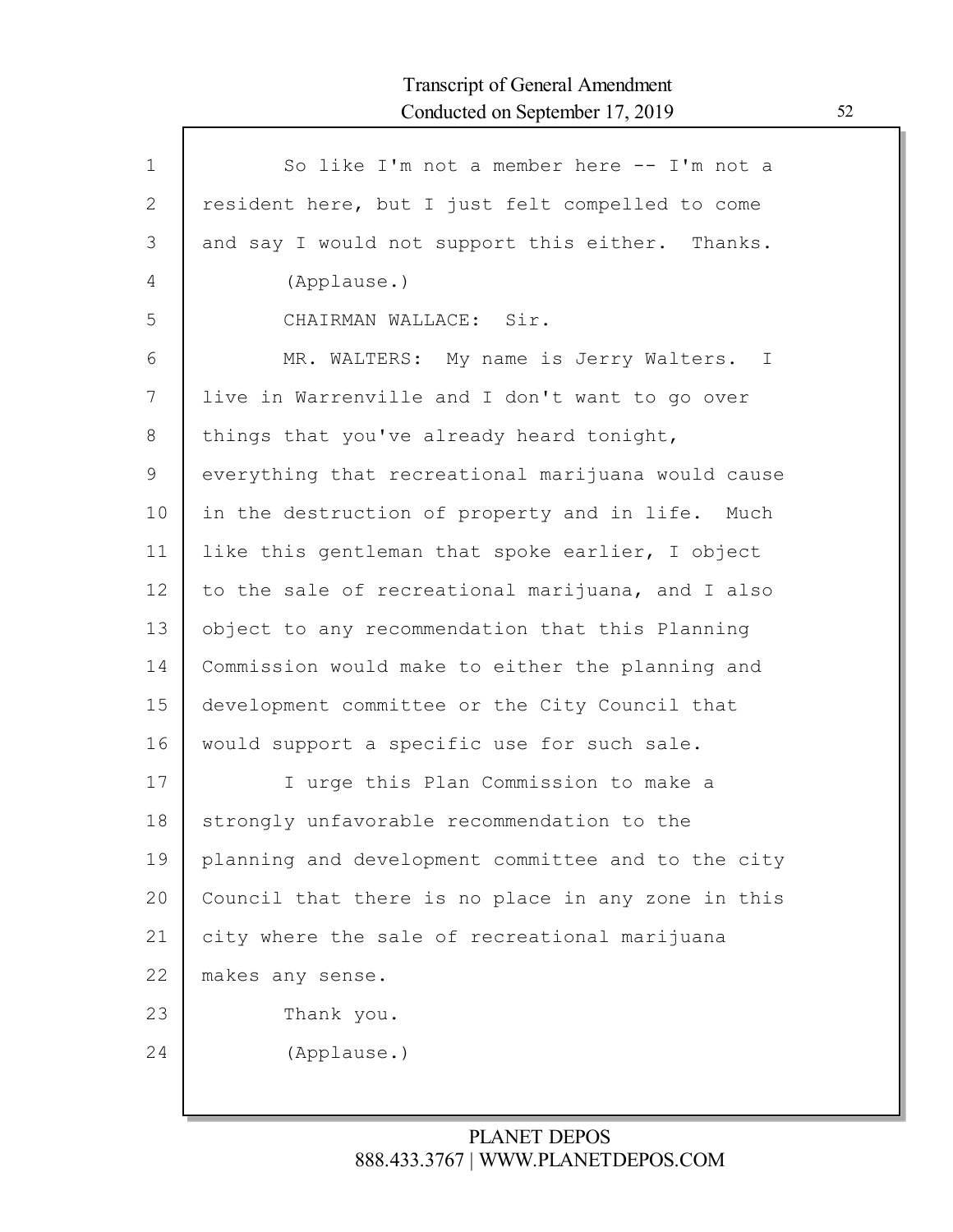So like I'm not a member here -- I'm not a resident here, but I just felt compelled to come and say I would not support this either. Thanks.

(Applause.)

CHAIRMAN WALLACE: Sir.

MR. WALTERS: My name is Jerry Walters. I live in Warrenville and I don't want to go over things that you've already heard tonight, everything that recreational marijuana would cause in the destruction of property and in life. Much like this gentleman that spoke earlier, I object to the sale of recreational marijuana, and I also object to any recommendation that this Planning Commission would make to either the planning and development committee or the City Council that would support a specific use for such sale.

I urge this Plan Commission to make a strongly unfavorable recommendation to the planning and development committee and to the city Council that there is no place in any zone in this city where the sale of recreational marijuana makes any sense.

Thank you.

(Applause.)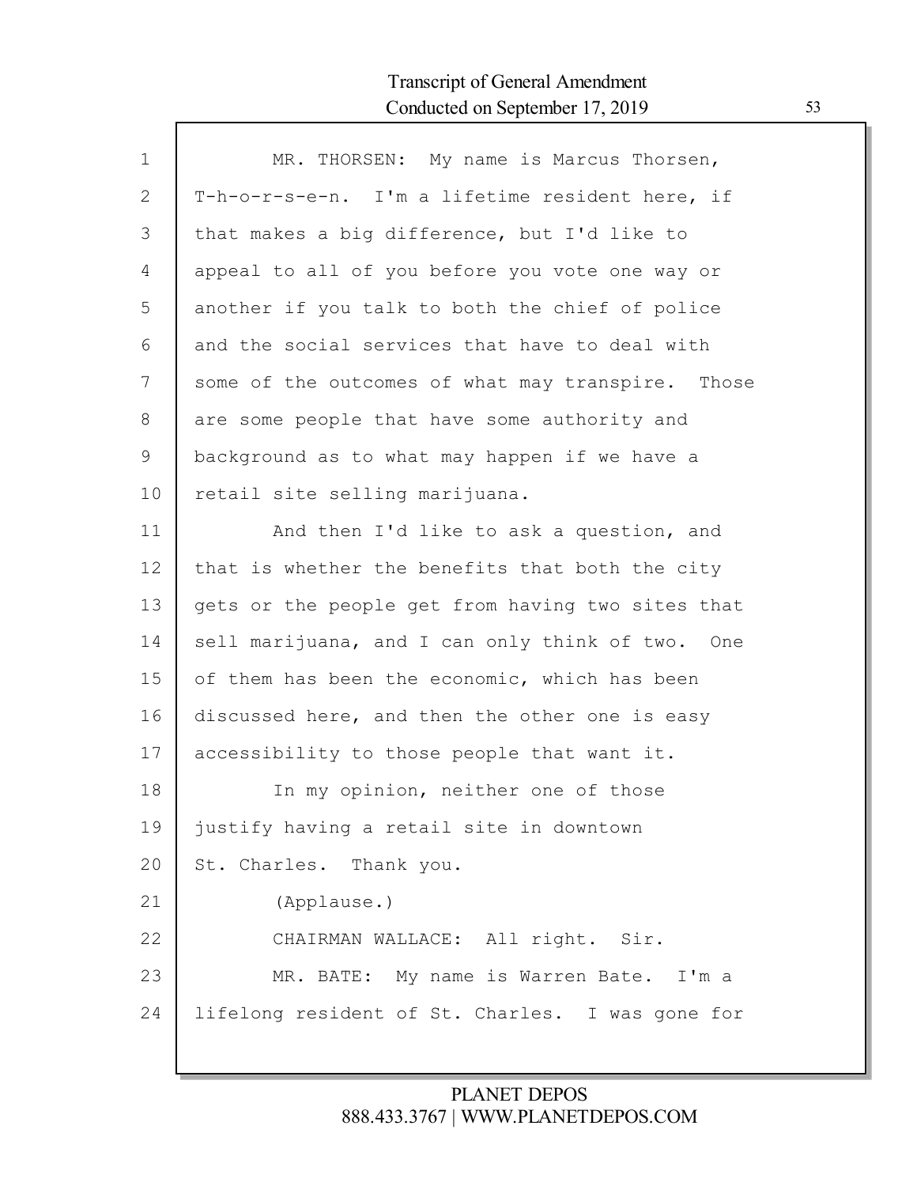MR. THORSEN: My name is Marcus Thorsen, T-h-o-r-s-e-n. I'm a lifetime resident here, if that makes a big difference, but I'd like to appeal to all of you before you vote one way or another if you talk to both the chief of police and the social services that have to deal with some of the outcomes of what may transpire. Those are some people that have some authority and background as to what may happen if we have a retail site selling marijuana.

And then I'd like to ask a question, and that is whether the benefits that both the city gets or the people get from having two sites that sell marijuana, and I can only think of two. One of them has been the economic, which has been discussed here, and then the other one is easy accessibility to those people that want it.

In my opinion, neither one of those justify having a retail site in downtown St. Charles. Thank you.

(Applause.)

CHAIRMAN WALLACE: All right. Sir.

MR. BATE: My name is Warren Bate. I'm a lifelong resident of St. Charles. I was gone for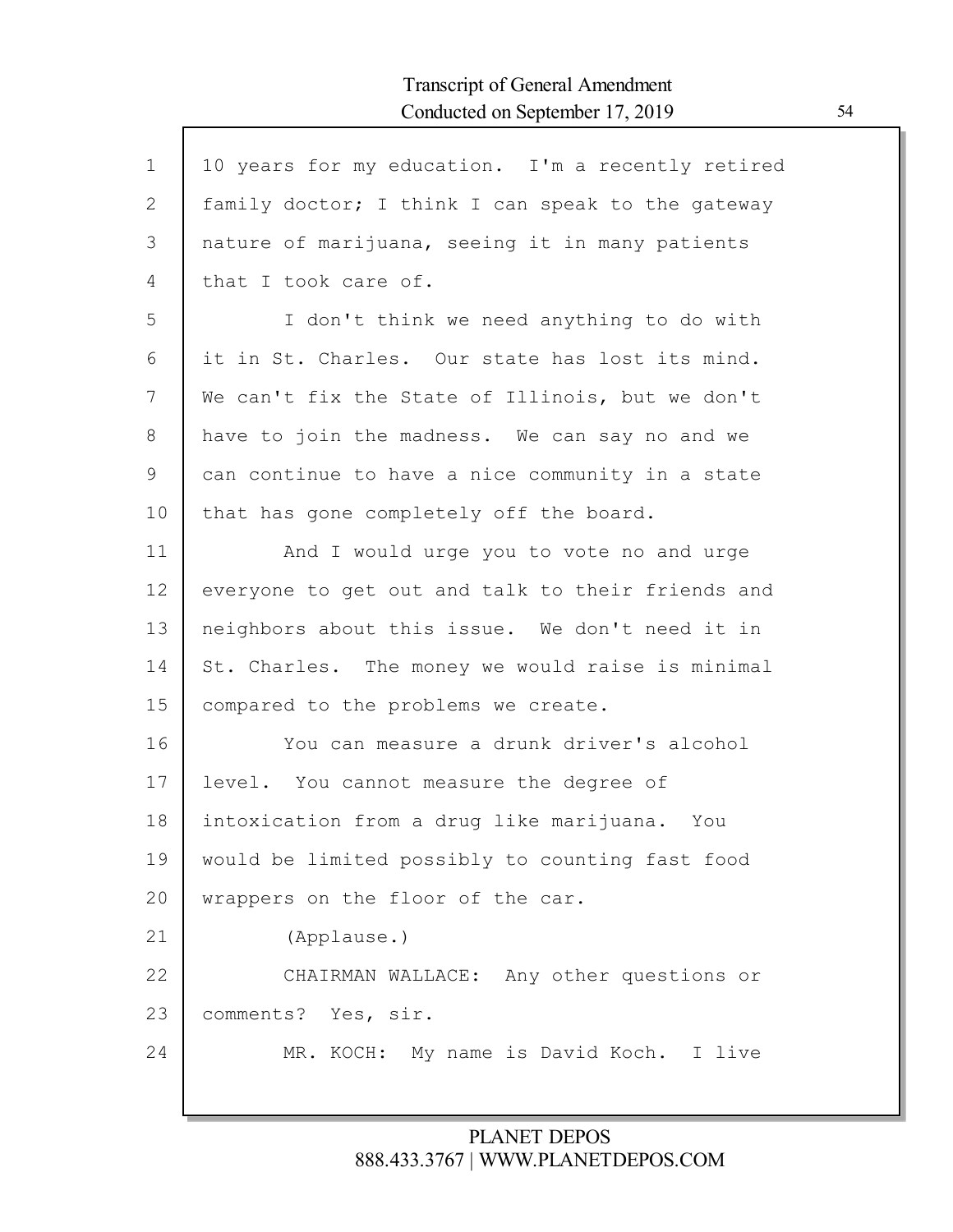10 years for my education. I'm a recently retired family doctor; I think I can speak to the gateway nature of marijuana, seeing it in many patients that I took care of.

I don't think we need anything to do with it in St. Charles. Our state has lost its mind. We can't fix the State of Illinois, but we don't have to join the madness. We can say no and we can continue to have a nice community in a state that has gone completely off the board.

And I would urge you to vote no and urge everyone to get out and talk to their friends and neighbors about this issue. We don't need it in St. Charles. The money we would raise is minimal compared to the problems we create.

You can measure a drunk driver's alcohol level. You cannot measure the degree of intoxication from a drug like marijuana. You would be limited possibly to counting fast food wrappers on the floor of the car.

(Applause.)

CHAIRMAN WALLACE: Any other questions or comments? Yes, sir.

MR. KOCH: My name is David Koch. I live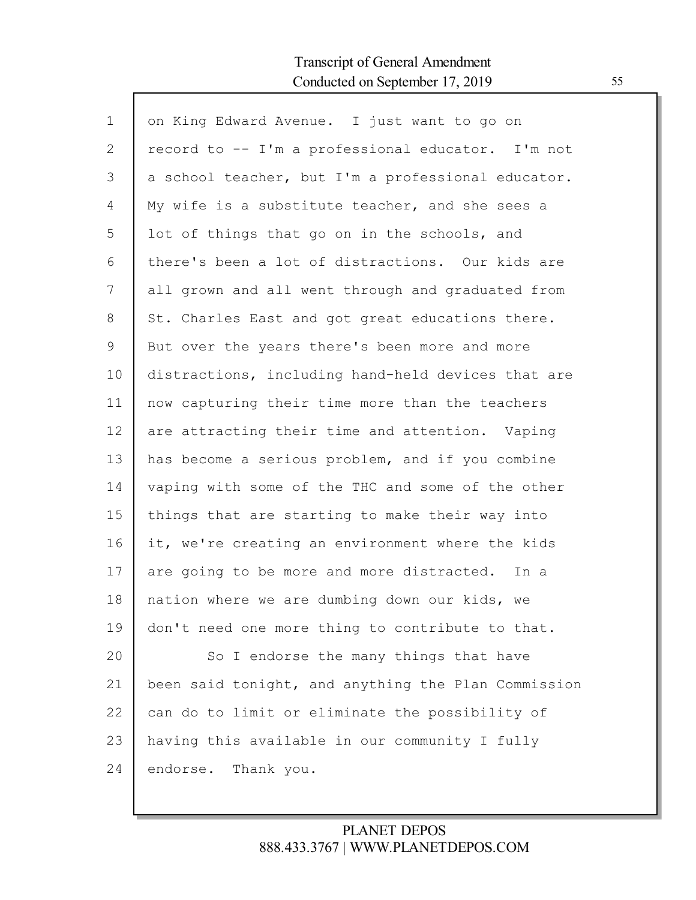on King Edward Avenue. I just want to go on record to -- I'm a professional educator. I'm not a school teacher, but I'm a professional educator. My wife is a substitute teacher, and she sees a lot of things that go on in the schools, and there's been a lot of distractions. Our kids are all grown and all went through and graduated from St. Charles East and got great educations there. But over the years there's been more and more distractions, including hand-held devices that are now capturing their time more than the teachers are attracting their time and attention. Vaping has become a serious problem, and if you combine vaping with some of the THC and some of the other things that are starting to make their way into it, we're creating an environment where the kids are going to be more and more distracted. In a nation where we are dumbing down our kids, we don't need one more thing to contribute to that.

So I endorse the many things that have been said tonight, and anything the Plan Commission can do to limit or eliminate the possibility of having this available in our community I fully endorse. Thank you.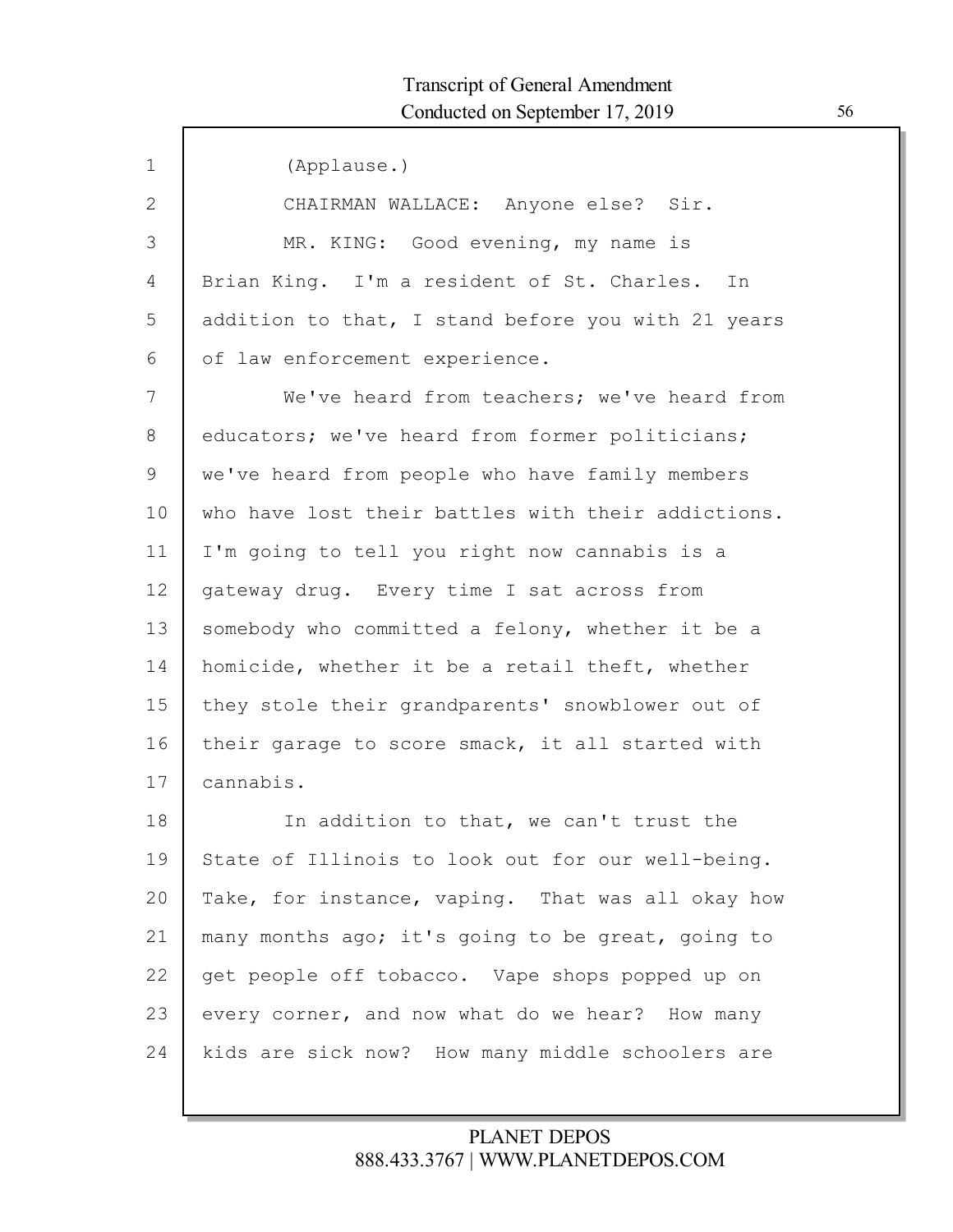(Applause.)

CHAIRMAN WALLACE: Anyone else? Sir.

MR. KING: Good evening, my name is Brian King. I'm a resident of St. Charles. In addition to that, I stand before you with 21 years of law enforcement experience.

We've heard from teachers; we've heard from educators; we've heard from former politicians; we've heard from people who have family members who have lost their battles with their addictions. I'm going to tell you right now cannabis is a gateway drug. Every time I sat across from somebody who committed a felony, whether it be a homicide, whether it be a retail theft, whether they stole their grandparents' snowblower out of their garage to score smack, it all started with cannabis.

In addition to that, we can't trust the State of Illinois to look out for our well-being. Take, for instance, vaping. That was all okay how many months ago; it's going to be great, going to get people off tobacco. Vape shops popped up on every corner, and now what do we hear? How many kids are sick now? How many middle schoolers are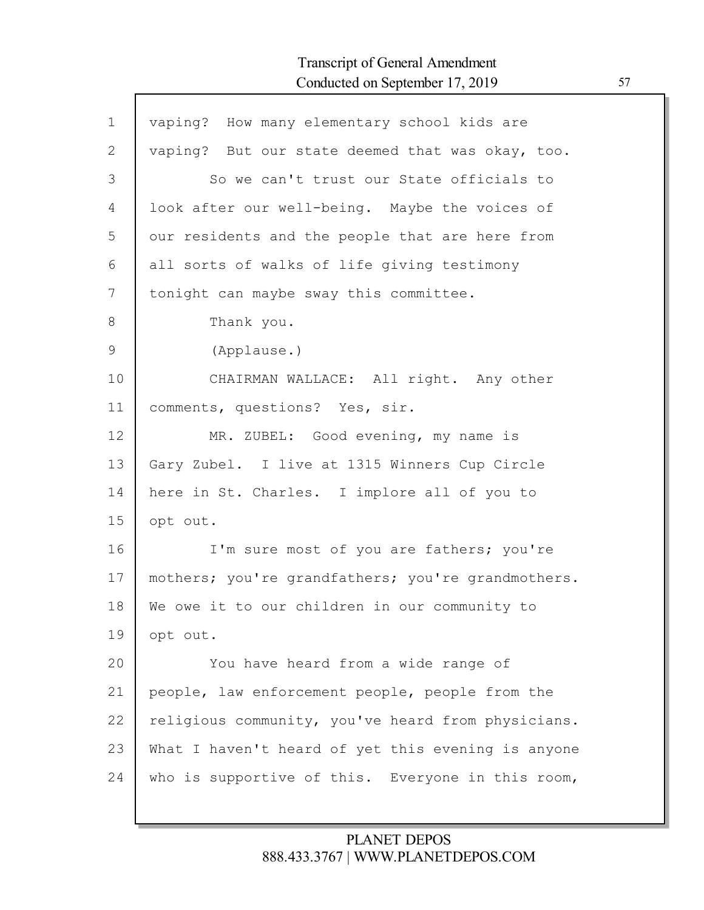vaping? How many elementary school kids are vaping? But our state deemed that was okay, too.

So we can't trust our State officials to look after our well-being. Maybe the voices of our residents and the people that are here from all sorts of walks of life giving testimony tonight can maybe sway this committee.

Thank you.

(Applause.)

CHAIRMAN WALLACE: All right. Any other comments, questions? Yes, sir.

MR. ZUBEL: Good evening, my name is Gary Zubel. I live at 1315 Winners Cup Circle here in St. Charles. I implore all of you to opt out.

I'm sure most of you are fathers; you're mothers; you're grandfathers; you're grandmothers. We owe it to our children in our community to opt out.

You have heard from a wide range of people, law enforcement people, people from the religious community, you've heard from physicians. What I haven't heard of yet this evening is anyone who is supportive of this. Everyone in this room,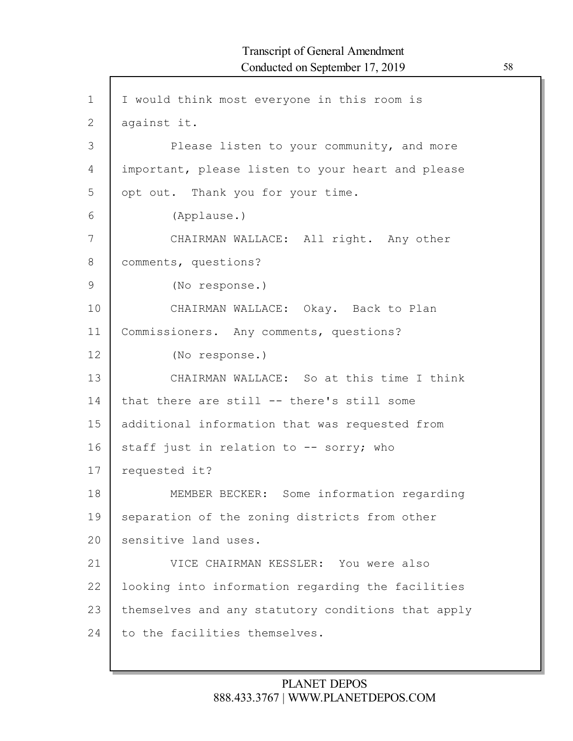I would think most everyone in this room is against it.

Please listen to your community, and more important, please listen to your heart and please opt out. Thank you for your time.

(Applause.)

CHAIRMAN WALLACE: All right. Any other comments, questions?

(No response.)

CHAIRMAN WALLACE: Okay. Back to Plan Commissioners. Any comments, questions?

(No response.)

CHAIRMAN WALLACE: So at this time I think that there are still -- there's still some additional information that was requested from staff just in relation to -- sorry; who requested it?

MEMBER BECKER: Some information regarding separation of the zoning districts from other sensitive land uses.

VICE CHAIRMAN KESSLER: You were also looking into information regarding the facilities themselves and any statutory conditions that apply to the facilities themselves.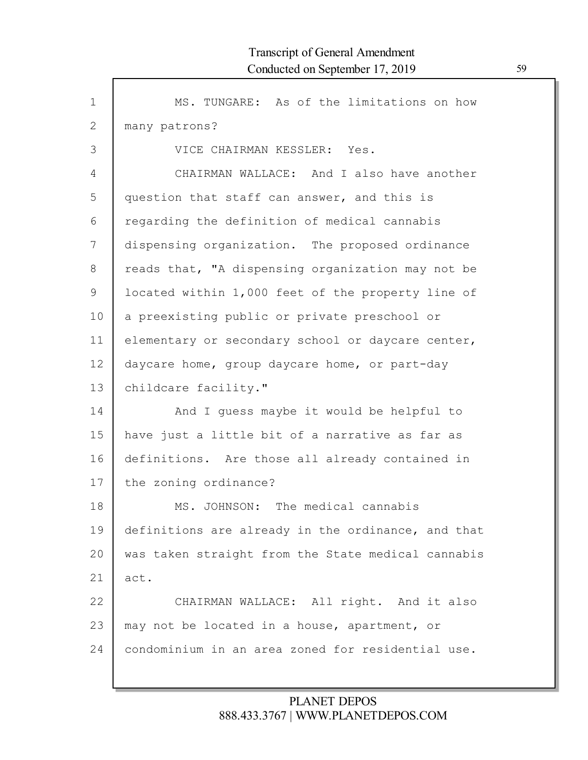MS. TUNGARE: As of the limitations on how many patrons?

VICE CHAIRMAN KESSLER: Yes.

CHAIRMAN WALLACE: And I also have another question that staff can answer, and this is regarding the definition of medical cannabis dispensing organization. The proposed ordinance reads that, "A dispensing organization may not be located within 1,000 feet of the property line of a preexisting public or private preschool or elementary or secondary school or daycare center, daycare home, group daycare home, or part-day childcare facility."

And I guess maybe it would be helpful to have just a little bit of a narrative as far as definitions. Are those all already contained in the zoning ordinance?

MS. JOHNSON: The medical cannabis definitions are already in the ordinance, and that was taken straight from the State medical cannabis act.

CHAIRMAN WALLACE: All right. And it also may not be located in a house, apartment, or condominium in an area zoned for residential use.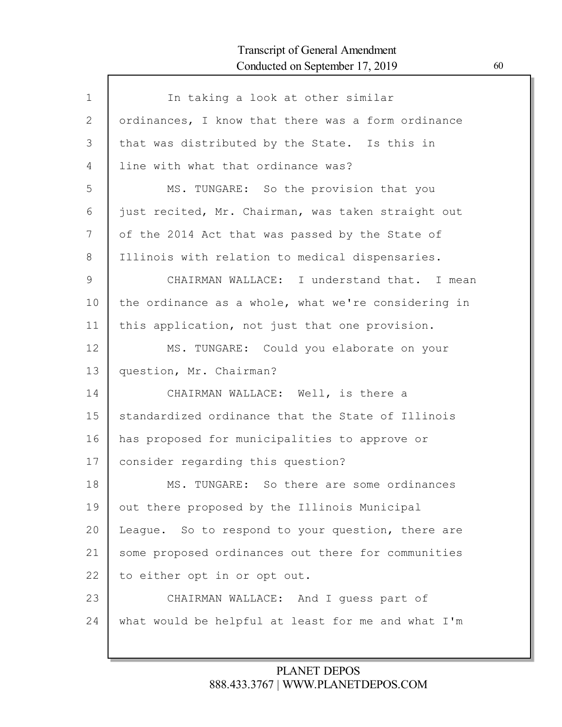In taking a look at other similar ordinances, I know that there was a form ordinance that was distributed by the State. Is this in line with what that ordinance was?

MS. TUNGARE: So the provision that you just recited, Mr. Chairman, was taken straight out of the 2014 Act that was passed by the State of Illinois with relation to medical dispensaries.

CHAIRMAN WALLACE: I understand that. I mean the ordinance as a whole, what we're considering in this application, not just that one provision.

MS. TUNGARE: Could you elaborate on your question, Mr. Chairman?

CHAIRMAN WALLACE: Well, is there a standardized ordinance that the State of Illinois has proposed for municipalities to approve or consider regarding this question?

MS. TUNGARE: So there are some ordinances out there proposed by the Illinois Municipal League. So to respond to your question, there are some proposed ordinances out there for communities to either opt in or opt out.

CHAIRMAN WALLACE: And I guess part of what would be helpful at least for me and what I'm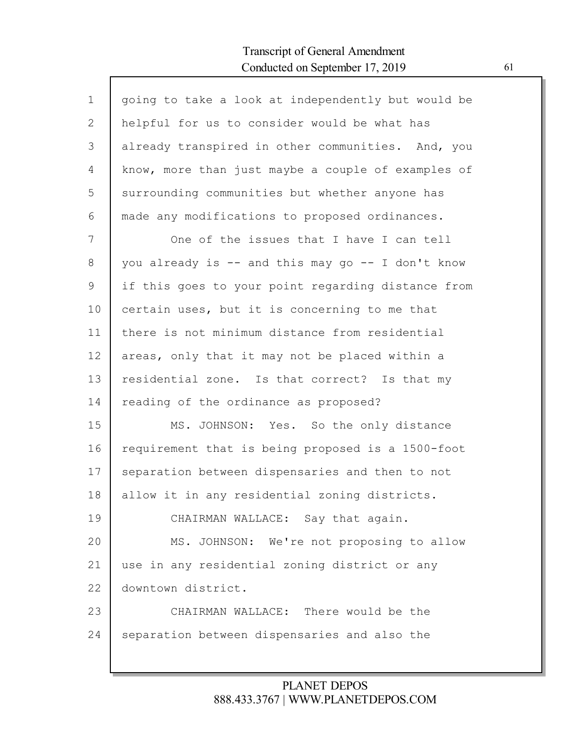going to take a look at independently but would be helpful for us to consider would be what has already transpired in other communities. And, you know, more than just maybe a couple of examples of surrounding communities but whether anyone has made any modifications to proposed ordinances.

One of the issues that I have I can tell you already is -- and this may go -- I don't know if this goes to your point regarding distance from certain uses, but it is concerning to me that there is not minimum distance from residential areas, only that it may not be placed within a residential zone. Is that correct? Is that my reading of the ordinance as proposed?

MS. JOHNSON: Yes. So the only distance requirement that is being proposed is a 1500-foot separation between dispensaries and then to not allow it in any residential zoning districts.

CHAIRMAN WALLACE: Say that again.

MS. JOHNSON: We're not proposing to allow use in any residential zoning district or any downtown district.

CHAIRMAN WALLACE: There would be the separation between dispensaries and also the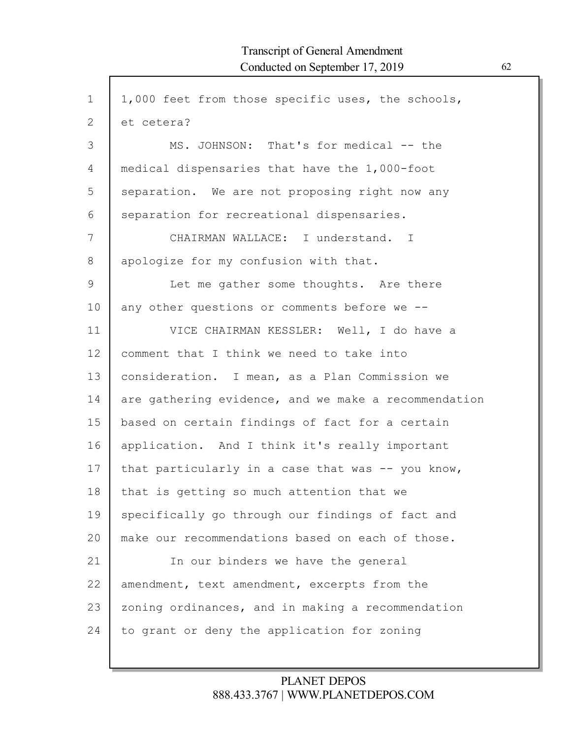1,000 feet from those specific uses, the schools, et cetera?

MS. JOHNSON: That's for medical -- the medical dispensaries that have the 1,000-foot separation. We are not proposing right now any separation for recreational dispensaries.

CHAIRMAN WALLACE: I understand. I apologize for my confusion with that.

Let me gather some thoughts. Are there any other questions or comments before we --

VICE CHAIRMAN KESSLER: Well, I do have a comment that I think we need to take into consideration. I mean, as a Plan Commission we are gathering evidence, and we make a recommendation based on certain findings of fact for a certain application. And I think it's really important that particularly in a case that was -- you know, that is getting so much attention that we specifically go through our findings of fact and make our recommendations based on each of those.

In our binders we have the general amendment, text amendment, excerpts from the zoning ordinances, and in making a recommendation to grant or deny the application for zoning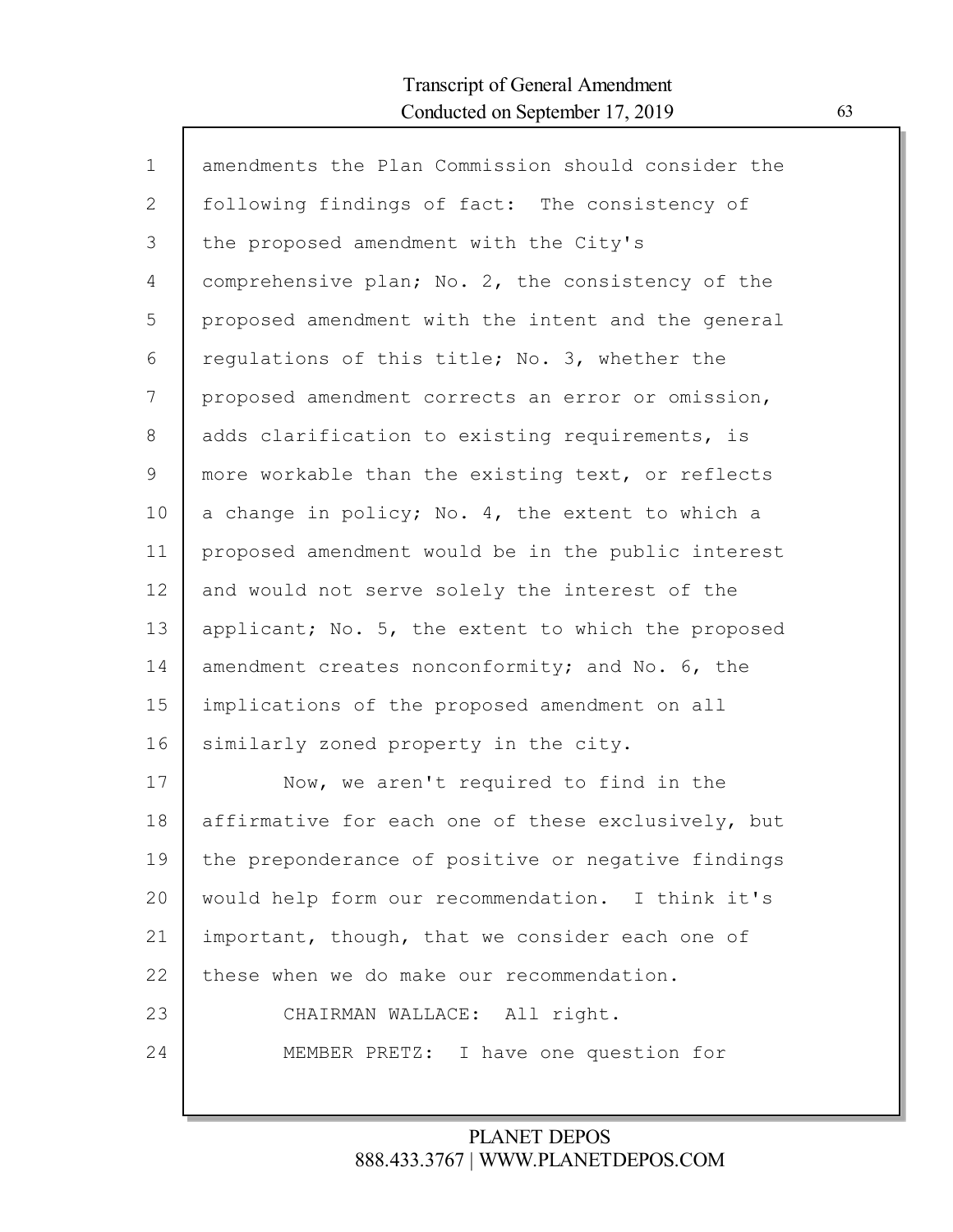amendments the Plan Commission should consider the following findings of fact: The consistency of the proposed amendment with the City's comprehensive plan; No. 2, the consistency of the proposed amendment with the intent and the general regulations of this title; No. 3, whether the proposed amendment corrects an error or omission, adds clarification to existing requirements, is more workable than the existing text, or reflects a change in policy; No. 4, the extent to which a proposed amendment would be in the public interest and would not serve solely the interest of the applicant; No. 5, the extent to which the proposed amendment creates nonconformity; and No. 6, the implications of the proposed amendment on all similarly zoned property in the city.

Now, we aren't required to find in the affirmative for each one of these exclusively, but the preponderance of positive or negative findings would help form our recommendation. I think it's important, though, that we consider each one of these when we do make our recommendation.

CHAIRMAN WALLACE: All right.

MEMBER PRETZ: I have one question for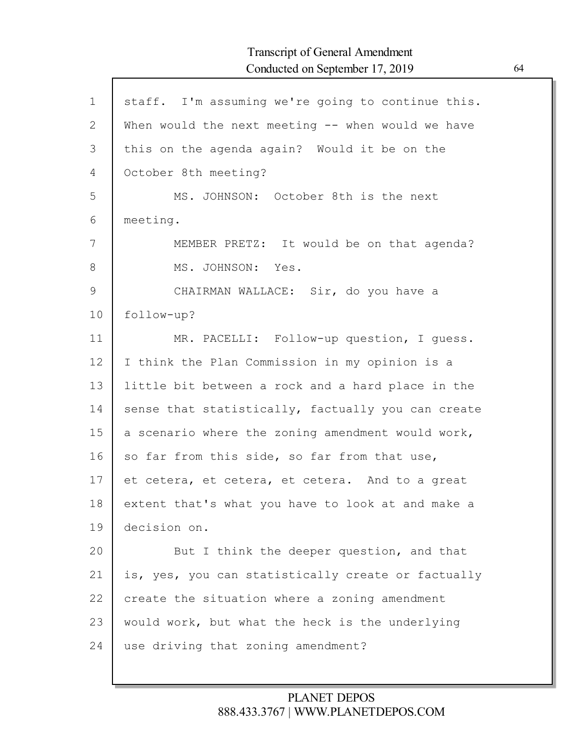staff. I'm assuming we're going to continue this. When would the next meeting -- when would we have this on the agenda again? Would it be on the October 8th meeting?

MS. JOHNSON: October 8th is the next meeting.

MEMBER PRETZ: It would be on that agenda?

MS. JOHNSON: Yes.

CHAIRMAN WALLACE: Sir, do you have a follow-up?

MR. PACELLI: Follow-up question, I guess. I think the Plan Commission in my opinion is a little bit between a rock and a hard place in the sense that statistically, factually you can create a scenario where the zoning amendment would work, so far from this side, so far from that use, et cetera, et cetera, et cetera. And to a great extent that's what you have to look at and make a decision on.

But I think the deeper question, and that is, yes, you can statistically create or factually create the situation where a zoning amendment would work, but what the heck is the underlying use driving that zoning amendment?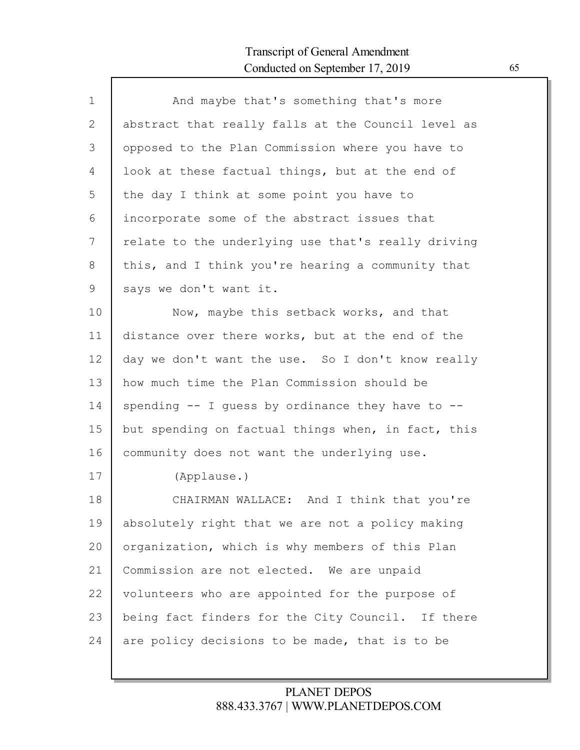And maybe that's something that's more abstract that really falls at the Council level as opposed to the Plan Commission where you have to look at these factual things, but at the end of the day I think at some point you have to incorporate some of the abstract issues that relate to the underlying use that's really driving this, and I think you're hearing a community that says we don't want it.

Now, maybe this setback works, and that distance over there works, but at the end of the day we don't want the use. So I don't know really how much time the Plan Commission should be spending -- I guess by ordinance they have to -- but spending on factual things when, in fact, this community does not want the underlying use.

(Applause.)

CHAIRMAN WALLACE: And I think that you're absolutely right that we are not a policy making organization, which is why members of this Plan Commission are not elected. We are unpaid volunteers who are appointed for the purpose of being fact finders for the City Council. If there are policy decisions to be made, that is to be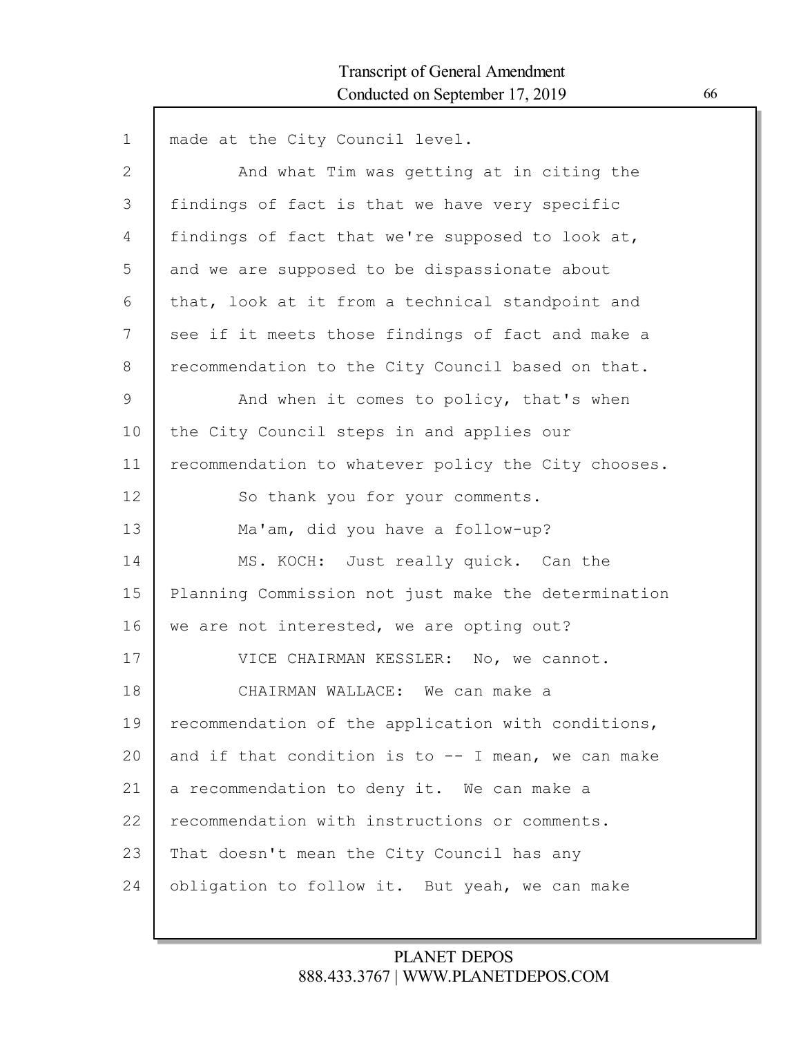made at the City Council level.

And what Tim was getting at in citing the findings of fact is that we have very specific findings of fact that we're supposed to look at, and we are supposed to be dispassionate about that, look at it from a technical standpoint and see if it meets those findings of fact and make a recommendation to the City Council based on that.

And when it comes to policy, that's when the City Council steps in and applies our recommendation to whatever policy the City chooses.

So thank you for your comments.

Ma'am, did you have a follow-up?

MS. KOCH: Just really quick. Can the Planning Commission not just make the determination we are not interested, we are opting out?

VICE CHAIRMAN KESSLER: No, we cannot.

CHAIRMAN WALLACE: We can make a recommendation of the application with conditions, and if that condition is to -- I mean, we can make a recommendation to deny it. We can make a recommendation with instructions or comments. That doesn't mean the City Council has any obligation to follow it. But yeah, we can make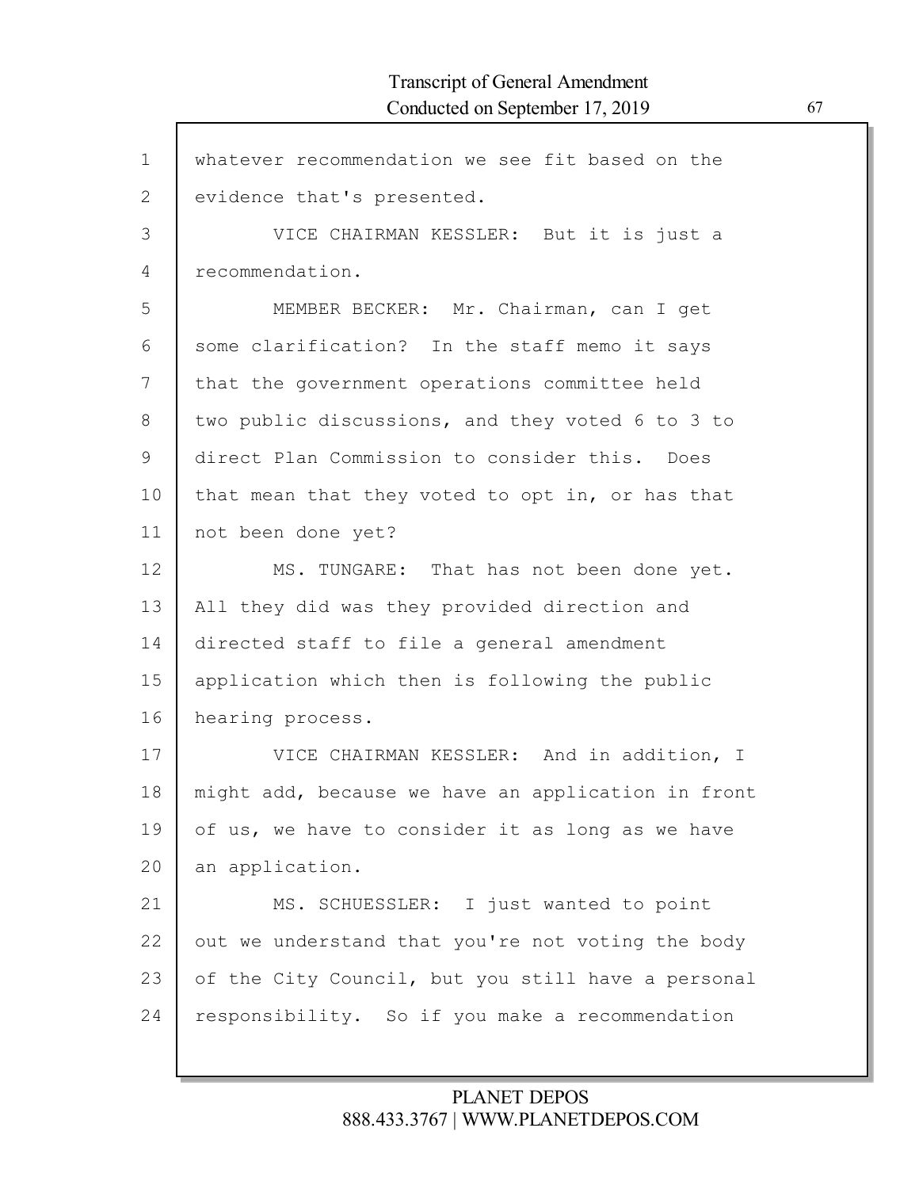whatever recommendation we see fit based on the evidence that's presented.

VICE CHAIRMAN KESSLER: But it is just a recommendation.

MEMBER BECKER: Mr. Chairman, can I get some clarification? In the staff memo it says that the government operations committee held two public discussions, and they voted 6 to 3 to direct Plan Commission to consider this. Does that mean that they voted to opt in, or has that not been done yet?

MS. TUNGARE: That has not been done yet. All they did was they provided direction and directed staff to file a general amendment application which then is following the public hearing process.

VICE CHAIRMAN KESSLER: And in addition, I might add, because we have an application in front of us, we have to consider it as long as we have an application.

MS. SCHUESSLER: I just wanted to point out we understand that you're not voting the body of the City Council, but you still have a personal responsibility. So if you make a recommendation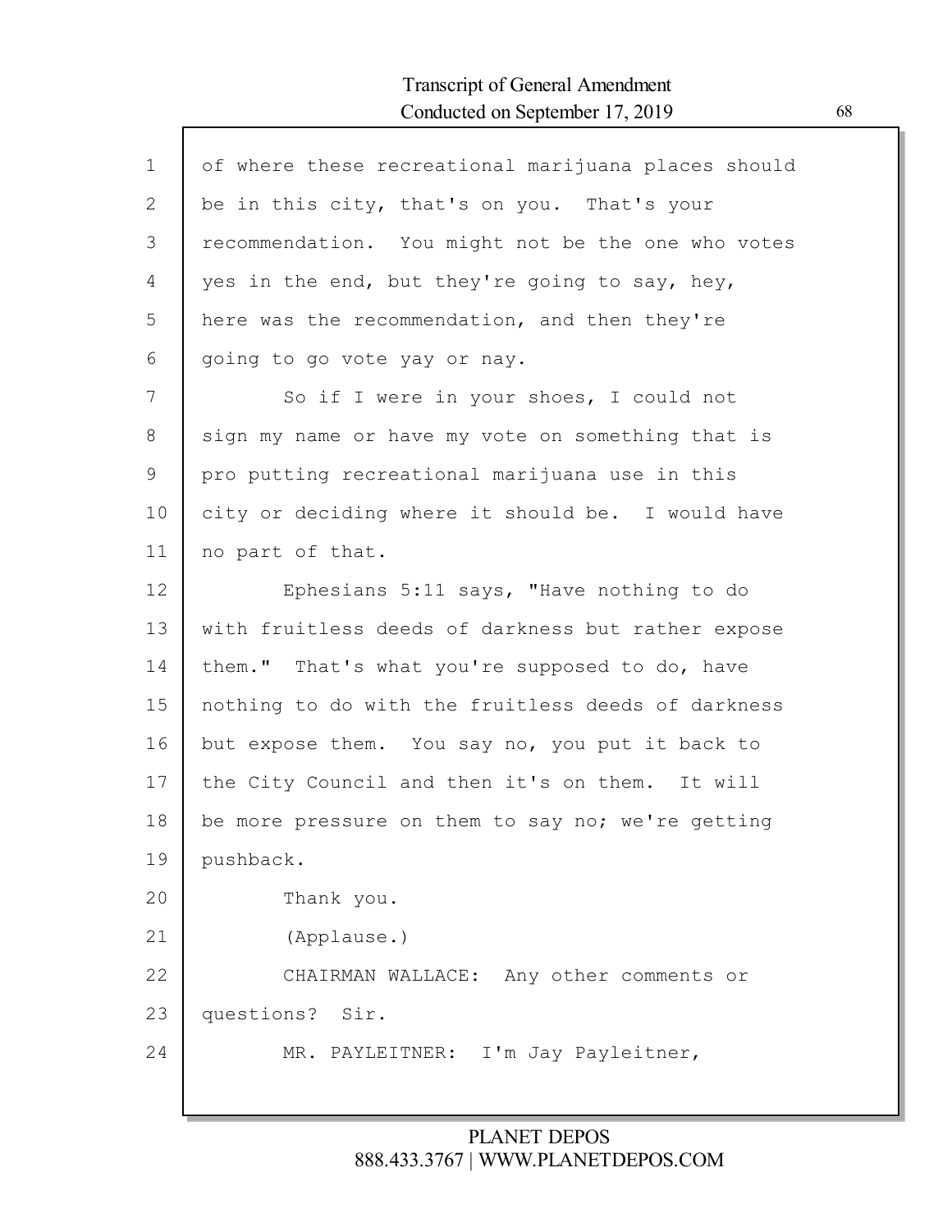of where these recreational marijuana places should be in this city, that's on you. That's your recommendation. You might not be the one who votes yes in the end, but they're going to say, hey, here was the recommendation, and then they're going to go vote yay or nay.

So if I were in your shoes, I could not sign my name or have my vote on something that is pro putting recreational marijuana use in this city or deciding where it should be. I would have no part of that.

Ephesians 5:11 says, "Have nothing to do with fruitless deeds of darkness but rather expose them." That's what you're supposed to do, have nothing to do with the fruitless deeds of darkness but expose them. You say no, you put it back to the City Council and then it's on them. It will be more pressure on them to say no; we're getting pushback.

Thank you.

(Applause.)

CHAIRMAN WALLACE: Any other comments or questions? Sir.

MR. PAYLEITNER: I'm Jay Payleitner,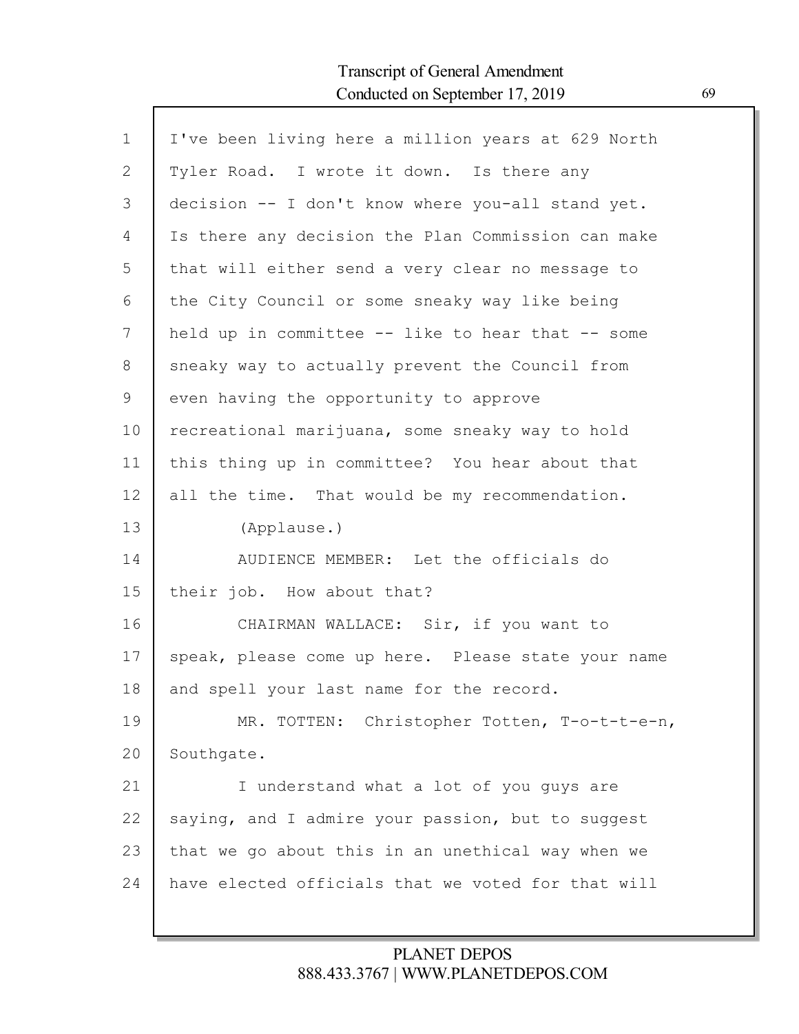I've been living here a million years at 629 North Tyler Road. I wrote it down. Is there any decision -- I don't know where you-all stand yet. Is there any decision the Plan Commission can make that will either send a very clear no message to the City Council or some sneaky way like being held up in committee -- like to hear that -- some sneaky way to actually prevent the Council from even having the opportunity to approve recreational marijuana, some sneaky way to hold this thing up in committee? You hear about that all the time. That would be my recommendation.

(Applause.)

AUDIENCE MEMBER: Let the officials do their job. How about that?

CHAIRMAN WALLACE: Sir, if you want to speak, please come up here. Please state your name and spell your last name for the record.

MR. TOTTEN: Christopher Totten, T-o-t-t-e-n, Southgate.

I understand what a lot of you guys are saying, and I admire your passion, but to suggest that we go about this in an unethical way when we have elected officials that we voted for that will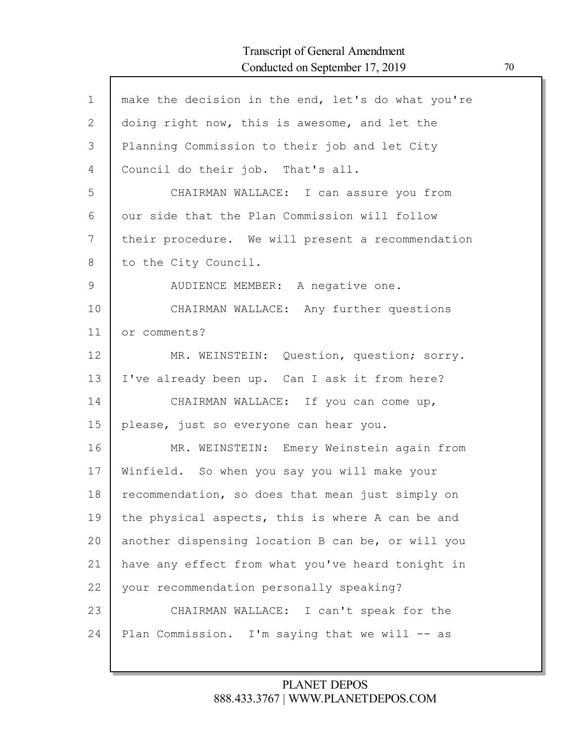make the decision in the end, let's do what you're doing right now, this is awesome, and let the Planning Commission to their job and let City Council do their job. That's all.

CHAIRMAN WALLACE: I can assure you from our side that the Plan Commission will follow their procedure. We will present a recommendation to the City Council.

AUDIENCE MEMBER: A negative one.

CHAIRMAN WALLACE: Any further questions or comments?

MR. WEINSTEIN: Question, question; sorry. I've already been up. Can I ask it from here?

CHAIRMAN WALLACE: If you can come up, please, just so everyone can hear you.

MR. WEINSTEIN: Emery Weinstein again from Winfield. So when you say you will make your recommendation, so does that mean just simply on the physical aspects, this is where A can be and another dispensing location B can be, or will you have any effect from what you've heard tonight in your recommendation personally speaking?

CHAIRMAN WALLACE: I can't speak for the Plan Commission. I'm saying that we will -- as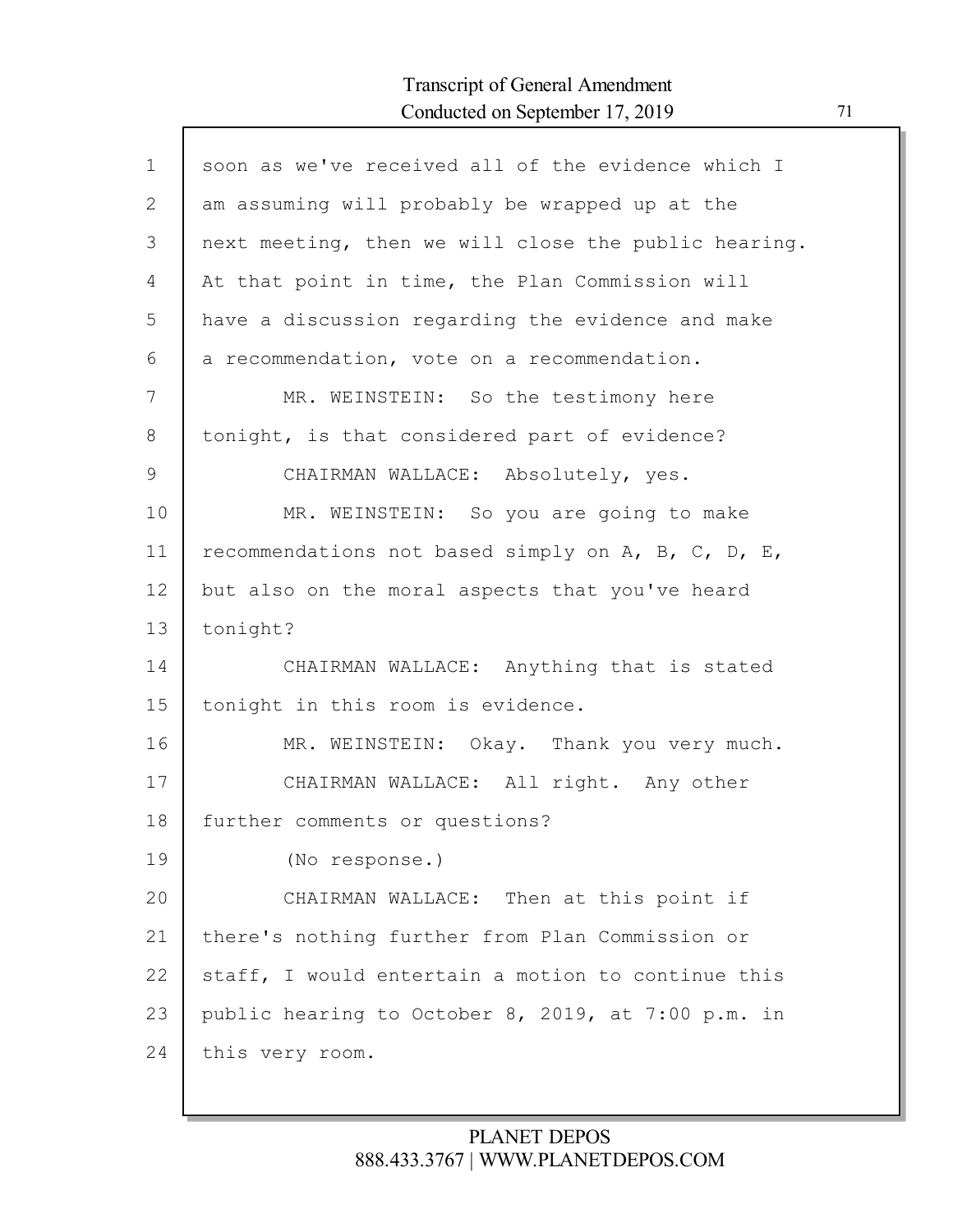soon as we've received all of the evidence which I am assuming will probably be wrapped up at the next meeting, then we will close the public hearing. At that point in time, the Plan Commission will have a discussion regarding the evidence and make a recommendation, vote on a recommendation.

MR. WEINSTEIN: So the testimony here tonight, is that considered part of evidence?

CHAIRMAN WALLACE: Absolutely, yes.

MR. WEINSTEIN: So you are going to make recommendations not based simply on A, B, C, D, E, but also on the moral aspects that you've heard tonight?

CHAIRMAN WALLACE: Anything that is stated tonight in this room is evidence.

MR. WEINSTEIN: Okay. Thank you very much.

CHAIRMAN WALLACE: All right. Any other further comments or questions?

(No response.)

CHAIRMAN WALLACE: Then at this point if there's nothing further from Plan Commission or staff, I would entertain a motion to continue this public hearing to October 8, 2019, at 7:00 p.m. in this very room.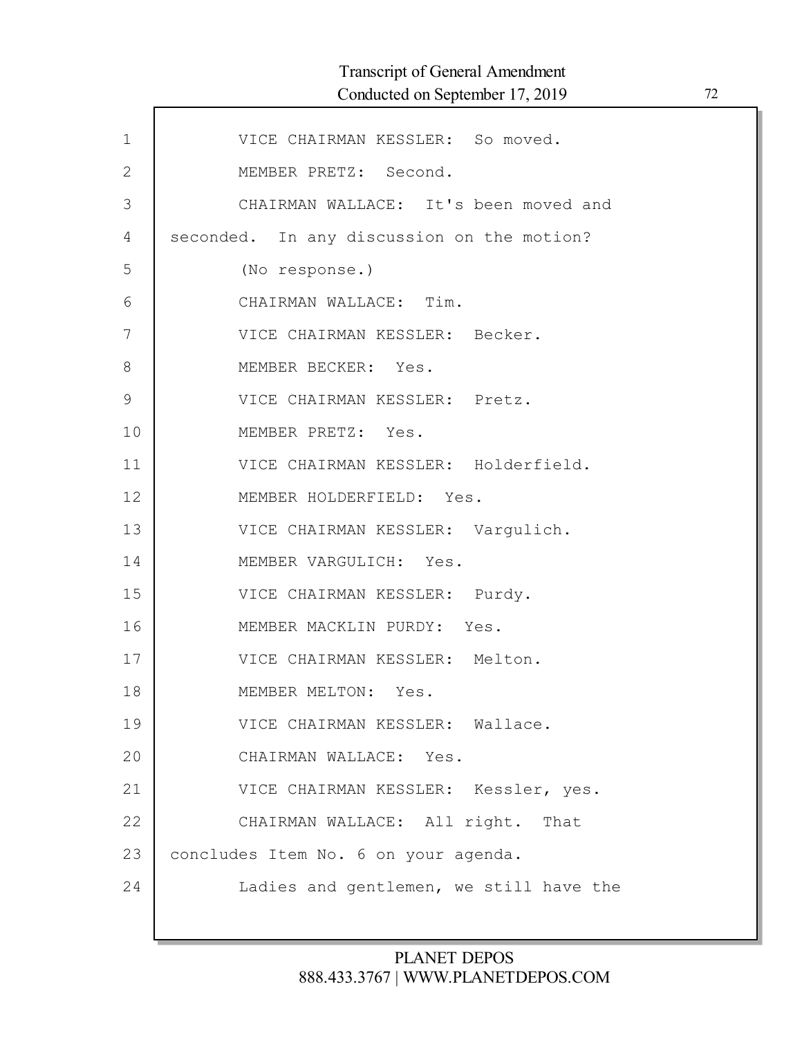VICE CHAIRMAN KESSLER: So moved.

MEMBER PRETZ: Second.

CHAIRMAN WALLACE: It's been moved and seconded. In any discussion on the motion?

(No response.)

CHAIRMAN WALLACE: Tim.

VICE CHAIRMAN KESSLER: Becker.

MEMBER BECKER: Yes.

VICE CHAIRMAN KESSLER: Pretz.

MEMBER PRETZ: Yes.

VICE CHAIRMAN KESSLER: Holderfield.

MEMBER HOLDERFIELD: Yes.

VICE CHAIRMAN KESSLER: Vargulich.

MEMBER VARGULICH: Yes.

VICE CHAIRMAN KESSLER: Purdy.

MEMBER MACKLIN PURDY: Yes.

VICE CHAIRMAN KESSLER: Melton.

MEMBER MELTON: Yes.

VICE CHAIRMAN KESSLER: Wallace.

CHAIRMAN WALLACE: Yes.

VICE CHAIRMAN KESSLER: Kessler, yes.

CHAIRMAN WALLACE: All right. That concludes Item No. 6 on your agenda.

Ladies and gentlemen, we still have the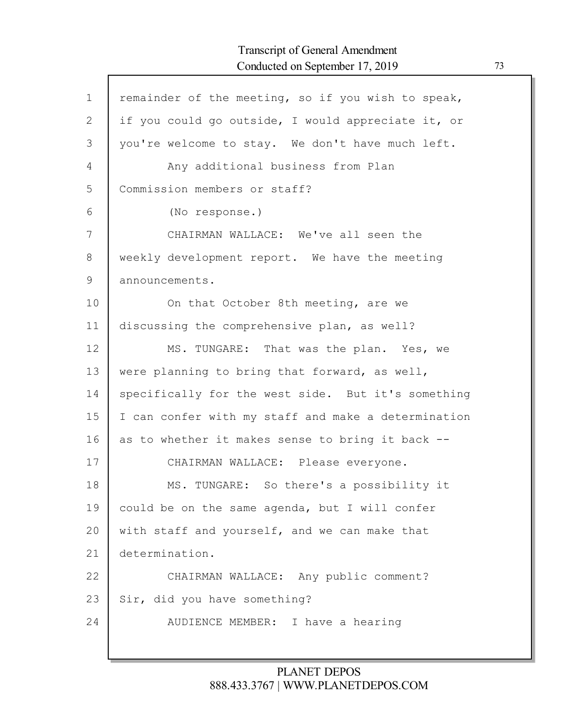1 remainder of the meeting, so if you wish to speak,
2 if you could go outside, I would appreciate it, or
3 you're welcome to stay. We don't have much left.
4 Any additional business from Plan
5 Commission members or staff?
6 (No response.)
7 CHAIRMAN WALLACE: We've all seen the
8 weekly development report. We have the meeting
9 announcements.
10 On that October 8th meeting, are we
11 discussing the comprehensive plan, as well?
12 MS. TUNGARE: That was the plan. Yes, we
13 were planning to bring that forward, as well,
14 specifically for the west side. But it's something
15 I can confer with my staff and make a determination
16 as to whether it makes sense to bring it back --
17 CHAIRMAN WALLACE: Please everyone.
18 MS. TUNGARE: So there's a possibility it
19 could be on the same agenda, but I will confer
20 with staff and yourself, and we can make that
21 determination.
22 CHAIRMAN WALLACE: Any public comment?
23 Sir, did you have something?
24 AUDIENCE MEMBER: I have a hearing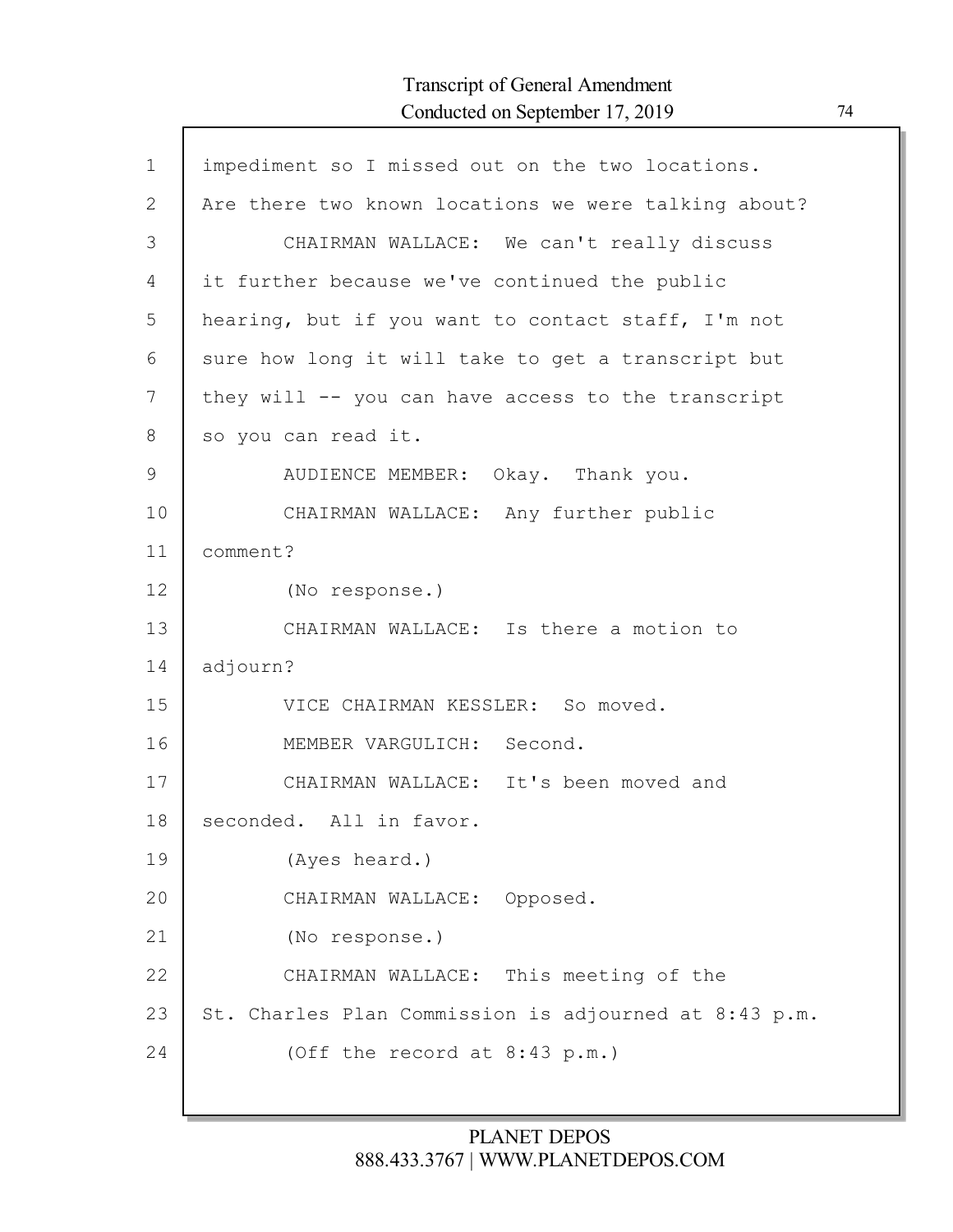impediment so I missed out on the two locations. Are there two known locations we were talking about?

CHAIRMAN WALLACE: We can't really discuss it further because we've continued the public hearing, but if you want to contact staff, I'm not sure how long it will take to get a transcript but they will -- you can have access to the transcript so you can read it.

AUDIENCE MEMBER: Okay. Thank you.

CHAIRMAN WALLACE: Any further public comment?

(No response.)

CHAIRMAN WALLACE: Is there a motion to adjourn?

VICE CHAIRMAN KESSLER: So moved.

MEMBER VARGULICH: Second.

CHAIRMAN WALLACE: It's been moved and seconded. All in favor.

(Ayes heard.)

CHAIRMAN WALLACE: Opposed.

(No response.)

CHAIRMAN WALLACE: This meeting of the St. Charles Plan Commission is adjourned at 8:43 p.m.

(Off the record at 8:43 p.m.)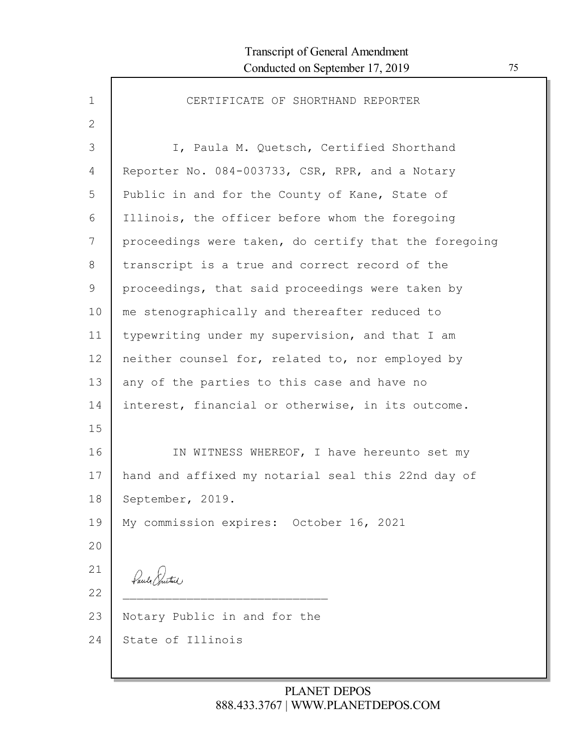# CERTIFICATE OF SHORTHAND REPORTER

I, Paula M. Quetsch, Certified Shorthand Reporter No. 084-003733, CSR, RPR, and a Notary Public in and for the County of Kane, State of Illinois, the officer before whom the foregoing proceedings were taken, do certify that the foregoing transcript is a true and correct record of the proceedings, that said proceedings were taken by me stenographically and thereafter reduced to typewriting under my supervision, and that I am neither counsel for, related to, nor employed by any of the parties to this case and have no interest, financial or otherwise, in its outcome.

IN WITNESS WHEREOF, I have hereunto set my hand and affixed my notarial seal this 22nd day of September, 2019.

My commission expires: October 16, 2021

\_\_\_\_\_\_\_\_\_\_\_\_\_\_\_\_\_\_\_\_\_\_\_\_\_\_\_\_\_\_

Notary Public in and for the

State of Illinois